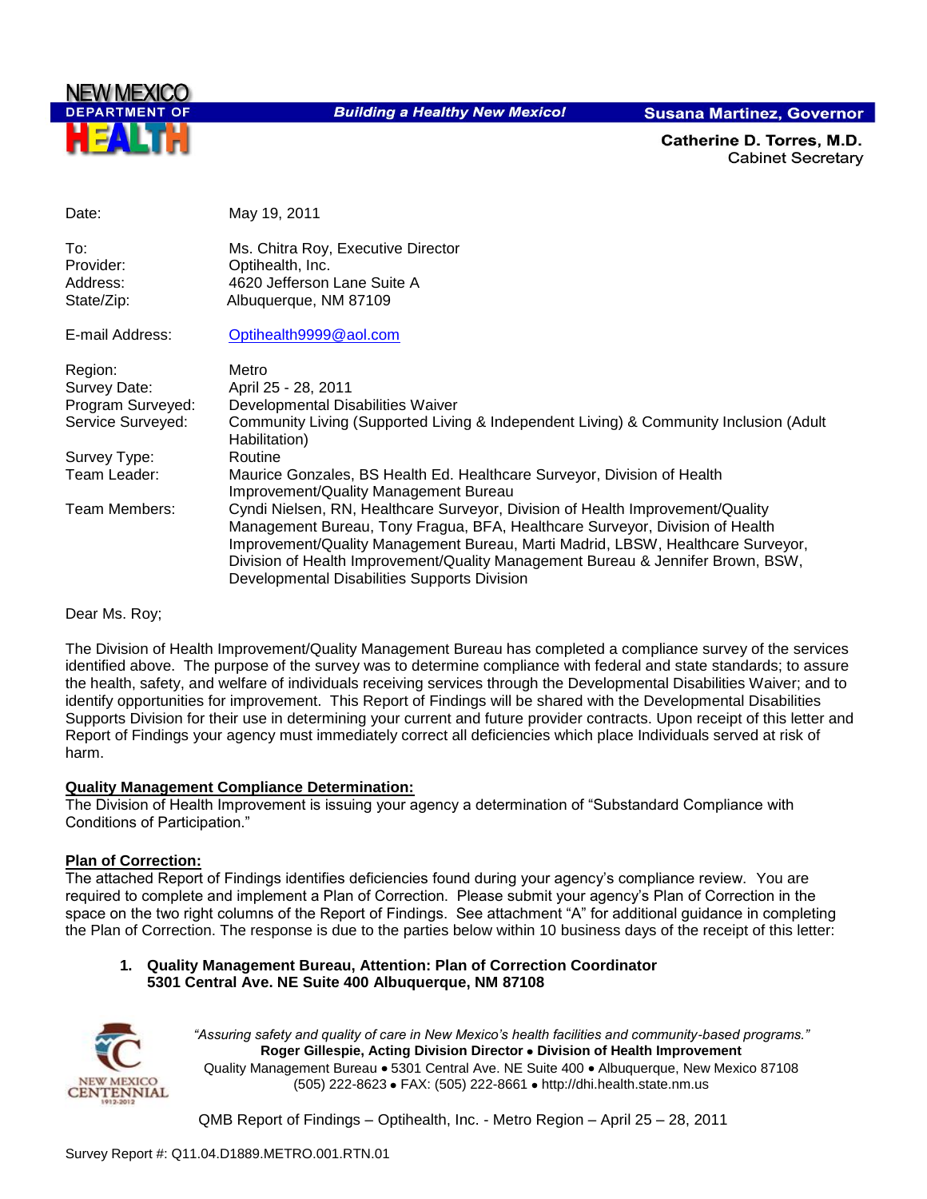NEW MEXICO DEPARTMENT OF HEALTH

**Building a Healthy New Mexico!**

**Susana Martinez, Governor**

**Catherine D. Torres, M.D.**
Cabinet Secretary

| | |
|---|---|
| Date: | May 19, 2011 |
| To: | Ms. Chitra Roy, Executive Director |
| Provider: | Optihealth, Inc. |
| Address: | 4620 Jefferson Lane Suite A |
| State/Zip: | Albuquerque, NM 87109 |
| E-mail Address: | Optihealth9999@aol.com |
| Region: | Metro |
| Survey Date: | April 25 - 28, 2011 |
| Program Surveyed: | Developmental Disabilities Waiver |
| Service Surveyed: | Community Living (Supported Living & Independent Living) & Community Inclusion (Adult Habilitation) |
| Survey Type: | Routine |
| Team Leader: | Maurice Gonzales, BS Health Ed. Healthcare Surveyor, Division of Health Improvement/Quality Management Bureau |
| Team Members: | Cyndi Nielsen, RN, Healthcare Surveyor, Division of Health Improvement/Quality Management Bureau, Tony Fragua, BFA, Healthcare Surveyor, Division of Health Improvement/Quality Management Bureau, Marti Madrid, LBSW, Healthcare Surveyor, Division of Health Improvement/Quality Management Bureau & Jennifer Brown, BSW, Developmental Disabilities Supports Division |

Dear Ms. Roy;

The Division of Health Improvement/Quality Management Bureau has completed a compliance survey of the services identified above. The purpose of the survey was to determine compliance with federal and state standards; to assure the health, safety, and welfare of individuals receiving services through the Developmental Disabilities Waiver; and to identify opportunities for improvement. This Report of Findings will be shared with the Developmental Disabilities Supports Division for their use in determining your current and future provider contracts. Upon receipt of this letter and Report of Findings your agency must immediately correct all deficiencies which place Individuals served at risk of harm.

**Quality Management Compliance Determination:**

The Division of Health Improvement is issuing your agency a determination of "Substandard Compliance with Conditions of Participation."

**Plan of Correction:**

The attached Report of Findings identifies deficiencies found during your agency's compliance review. You are required to complete and implement a Plan of Correction. Please submit your agency's Plan of Correction in the space on the two right columns of the Report of Findings. See attachment "A" for additional guidance in completing the Plan of Correction. The response is due to the parties below within 10 business days of the receipt of this letter:

1. **Quality Management Bureau, Attention: Plan of Correction Coordinator**
   **5301 Central Ave. NE Suite 400 Albuquerque, NM 87108**

*"Assuring safety and quality of care in New Mexico's health facilities and community-based programs."*
**Roger Gillespie, Acting Division Director • Division of Health Improvement**
Quality Management Bureau • 5301 Central Ave. NE Suite 400 • Albuquerque, New Mexico 87108
(505) 222-8623 • FAX: (505) 222-8661 • http://dhi.health.state.nm.us

QMB Report of Findings – Optihealth, Inc. - Metro Region – April 25 – 28, 2011

Survey Report #: Q11.04.D1889.METRO.001.RTN.01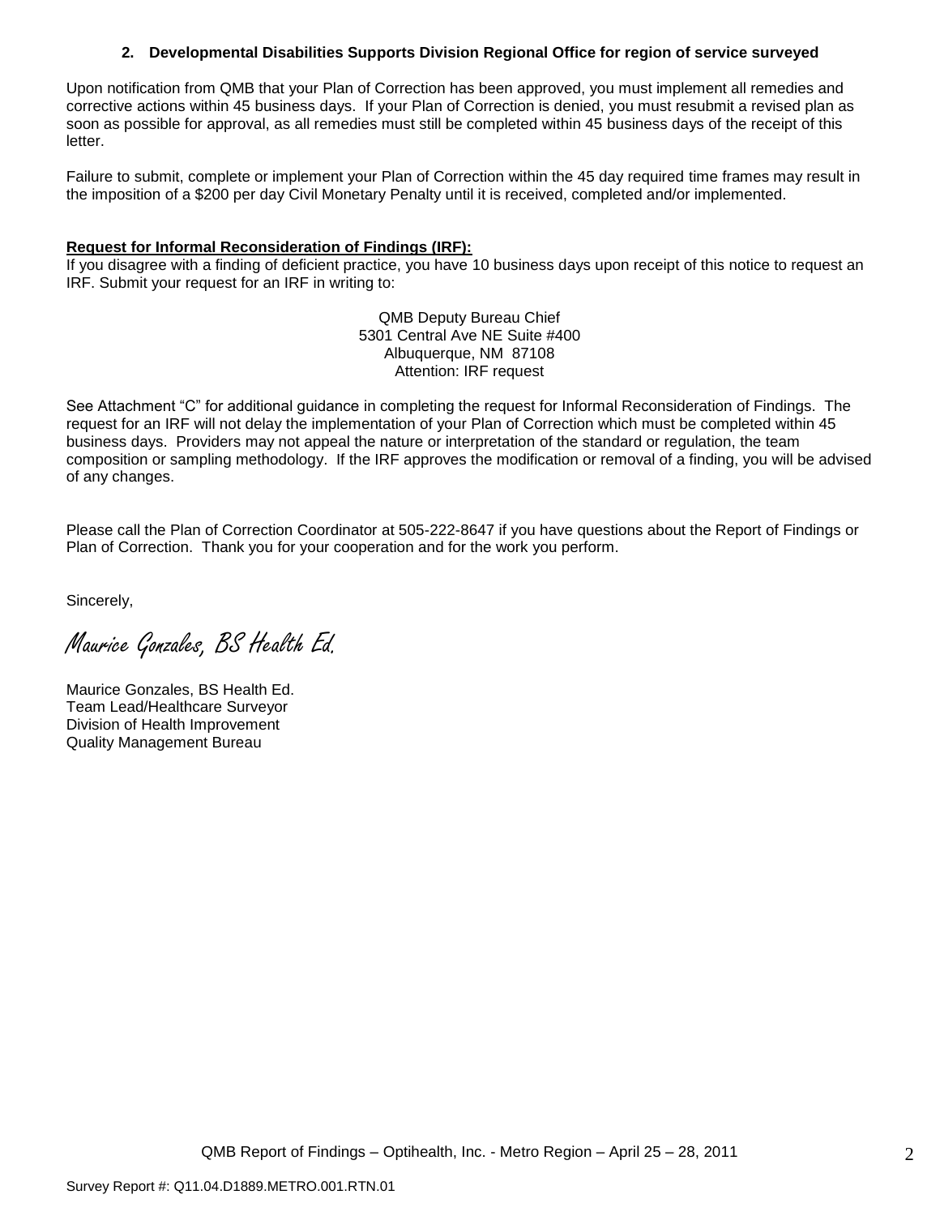**2. Developmental Disabilities Supports Division Regional Office for region of service surveyed**

Upon notification from QMB that your Plan of Correction has been approved, you must implement all remedies and corrective actions within 45 business days. If your Plan of Correction is denied, you must resubmit a revised plan as soon as possible for approval, as all remedies must still be completed within 45 business days of the receipt of this letter.

Failure to submit, complete or implement your Plan of Correction within the 45 day required time frames may result in the imposition of a $200 per day Civil Monetary Penalty until it is received, completed and/or implemented.

**Request for Informal Reconsideration of Findings (IRF):**

If you disagree with a finding of deficient practice, you have 10 business days upon receipt of this notice to request an IRF. Submit your request for an IRF in writing to:

QMB Deputy Bureau Chief
5301 Central Ave NE Suite #400
Albuquerque, NM 87108
Attention: IRF request

See Attachment "C" for additional guidance in completing the request for Informal Reconsideration of Findings. The request for an IRF will not delay the implementation of your Plan of Correction which must be completed within 45 business days. Providers may not appeal the nature or interpretation of the standard or regulation, the team composition or sampling methodology. If the IRF approves the modification or removal of a finding, you will be advised of any changes.

Please call the Plan of Correction Coordinator at 505-222-8647 if you have questions about the Report of Findings or Plan of Correction. Thank you for your cooperation and for the work you perform.

Sincerely,

*Maurice Gonzales, BS Health Ed.*

Maurice Gonzales, BS Health Ed.
Team Lead/Healthcare Surveyor
Division of Health Improvement
Quality Management Bureau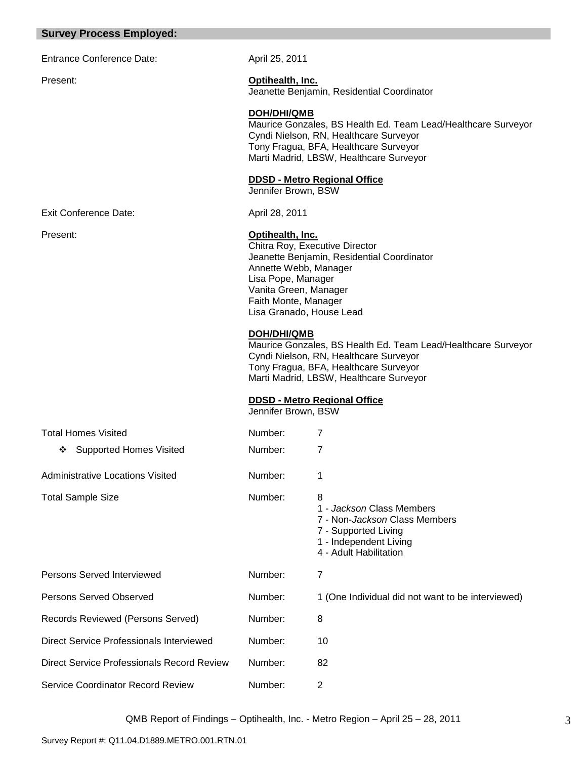## Survey Process Employed:

| | | |
|---|---|---|
| Entrance Conference Date: | April 25, 2011 | |
| Present: | **Optihealth, Inc.**<br>Jeanette Benjamin, Residential Coordinator<br><br>**DOH/DHI/QMB**<br>Maurice Gonzales, BS Health Ed. Team Lead/Healthcare Surveyor<br>Cyndi Nielson, RN, Healthcare Surveyor<br>Tony Fragua, BFA, Healthcare Surveyor<br>Marti Madrid, LBSW, Healthcare Surveyor<br><br>**DDSD - Metro Regional Office**<br>Jennifer Brown, BSW | |
| Exit Conference Date: | April 28, 2011 | |
| Present: | **Optihealth, Inc.**<br>Chitra Roy, Executive Director<br>Jeanette Benjamin, Residential Coordinator<br>Annette Webb, Manager<br>Lisa Pope, Manager<br>Vanita Green, Manager<br>Faith Monte, Manager<br>Lisa Granado, House Lead<br><br>**DOH/DHI/QMB**<br>Maurice Gonzales, BS Health Ed. Team Lead/Healthcare Surveyor<br>Cyndi Nielson, RN, Healthcare Surveyor<br>Tony Fragua, BFA, Healthcare Surveyor<br>Marti Madrid, LBSW, Healthcare Surveyor<br><br>**DDSD - Metro Regional Office**<br>Jennifer Brown, BSW | |
| Total Homes Visited | Number: | 7 |
| ❖ Supported Homes Visited | Number: | 7 |
| Administrative Locations Visited | Number: | 1 |
| Total Sample Size | Number: | 8<br>1 - *Jackson* Class Members<br>7 - Non-*Jackson* Class Members<br>7 - Supported Living<br>1 - Independent Living<br>4 - Adult Habilitation |
| Persons Served Interviewed | Number: | 7 |
| Persons Served Observed | Number: | 1 (One Individual did not want to be interviewed) |
| Records Reviewed (Persons Served) | Number: | 8 |
| Direct Service Professionals Interviewed | Number: | 10 |
| Direct Service Professionals Record Review | Number: | 82 |
| Service Coordinator Record Review | Number: | 2 |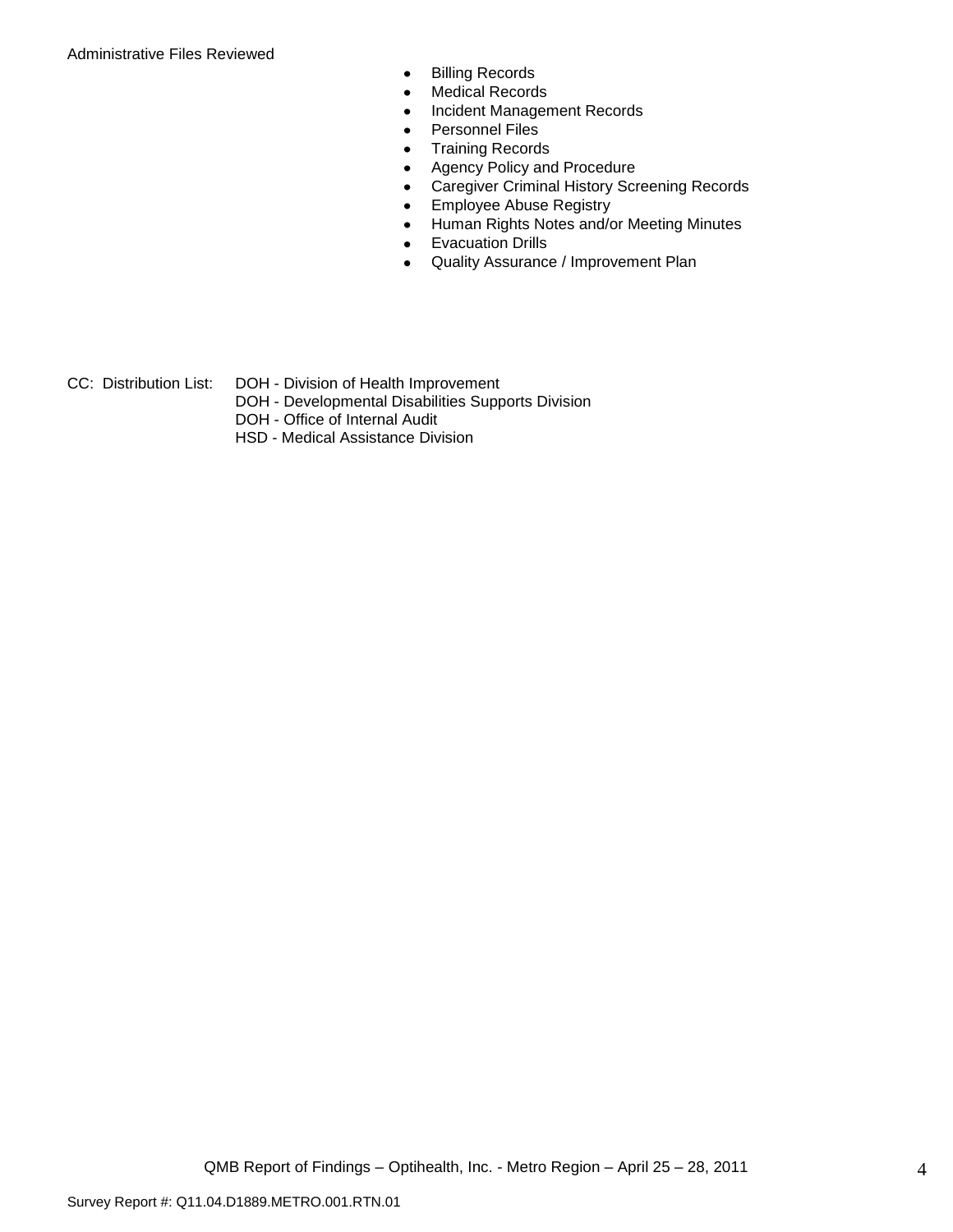Administrative Files Reviewed

- Billing Records
- Medical Records
- Incident Management Records
- Personnel Files
- Training Records
- Agency Policy and Procedure
- Caregiver Criminal History Screening Records
- Employee Abuse Registry
- Human Rights Notes and/or Meeting Minutes
- Evacuation Drills
- Quality Assurance / Improvement Plan

CC: Distribution List: DOH - Division of Health Improvement
DOH - Developmental Disabilities Supports Division
DOH - Office of Internal Audit
HSD - Medical Assistance Division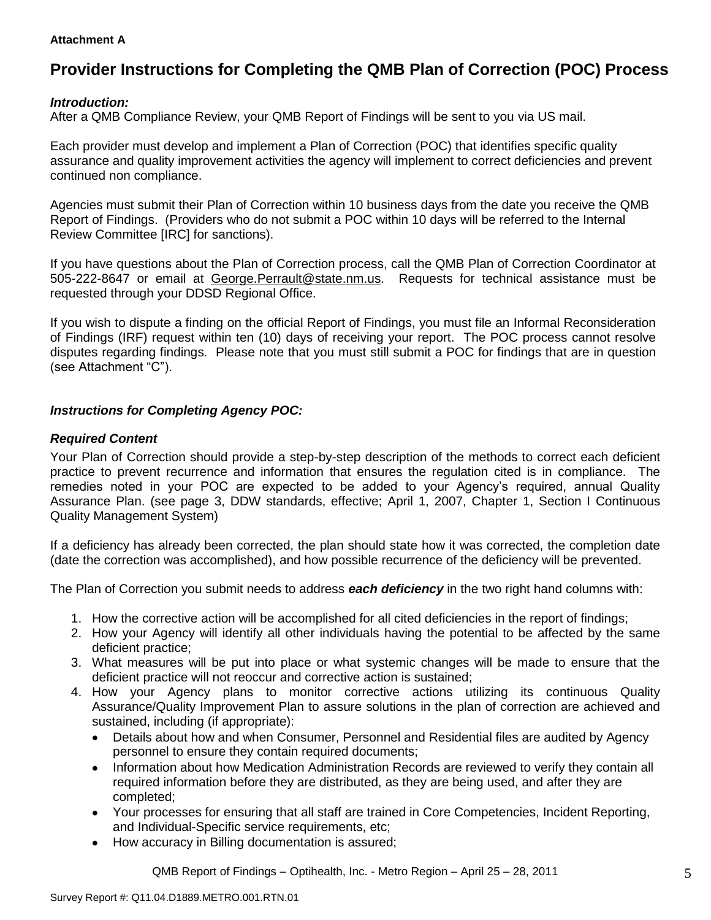**Attachment A**

# Provider Instructions for Completing the QMB Plan of Correction (POC) Process

***Introduction:***

After a QMB Compliance Review, your QMB Report of Findings will be sent to you via US mail.

Each provider must develop and implement a Plan of Correction (POC) that identifies specific quality assurance and quality improvement activities the agency will implement to correct deficiencies and prevent continued non compliance.

Agencies must submit their Plan of Correction within 10 business days from the date you receive the QMB Report of Findings. (Providers who do not submit a POC within 10 days will be referred to the Internal Review Committee [IRC] for sanctions).

If you have questions about the Plan of Correction process, call the QMB Plan of Correction Coordinator at 505-222-8647 or email at George.Perrault@state.nm.us. Requests for technical assistance must be requested through your DDSD Regional Office.

If you wish to dispute a finding on the official Report of Findings, you must file an Informal Reconsideration of Findings (IRF) request within ten (10) days of receiving your report. The POC process cannot resolve disputes regarding findings. Please note that you must still submit a POC for findings that are in question (see Attachment "C").

***Instructions for Completing Agency POC:***

***Required Content***

Your Plan of Correction should provide a step-by-step description of the methods to correct each deficient practice to prevent recurrence and information that ensures the regulation cited is in compliance. The remedies noted in your POC are expected to be added to your Agency's required, annual Quality Assurance Plan. (see page 3, DDW standards, effective; April 1, 2007, Chapter 1, Section I Continuous Quality Management System)

If a deficiency has already been corrected, the plan should state how it was corrected, the completion date (date the correction was accomplished), and how possible recurrence of the deficiency will be prevented.

The Plan of Correction you submit needs to address ***each deficiency*** in the two right hand columns with:

1. How the corrective action will be accomplished for all cited deficiencies in the report of findings;
2. How your Agency will identify all other individuals having the potential to be affected by the same deficient practice;
3. What measures will be put into place or what systemic changes will be made to ensure that the deficient practice will not reoccur and corrective action is sustained;
4. How your Agency plans to monitor corrective actions utilizing its continuous Quality Assurance/Quality Improvement Plan to assure solutions in the plan of correction are achieved and sustained, including (if appropriate):
   - Details about how and when Consumer, Personnel and Residential files are audited by Agency personnel to ensure they contain required documents;
   - Information about how Medication Administration Records are reviewed to verify they contain all required information before they are distributed, as they are being used, and after they are completed;
   - Your processes for ensuring that all staff are trained in Core Competencies, Incident Reporting, and Individual-Specific service requirements, etc;
   - How accuracy in Billing documentation is assured;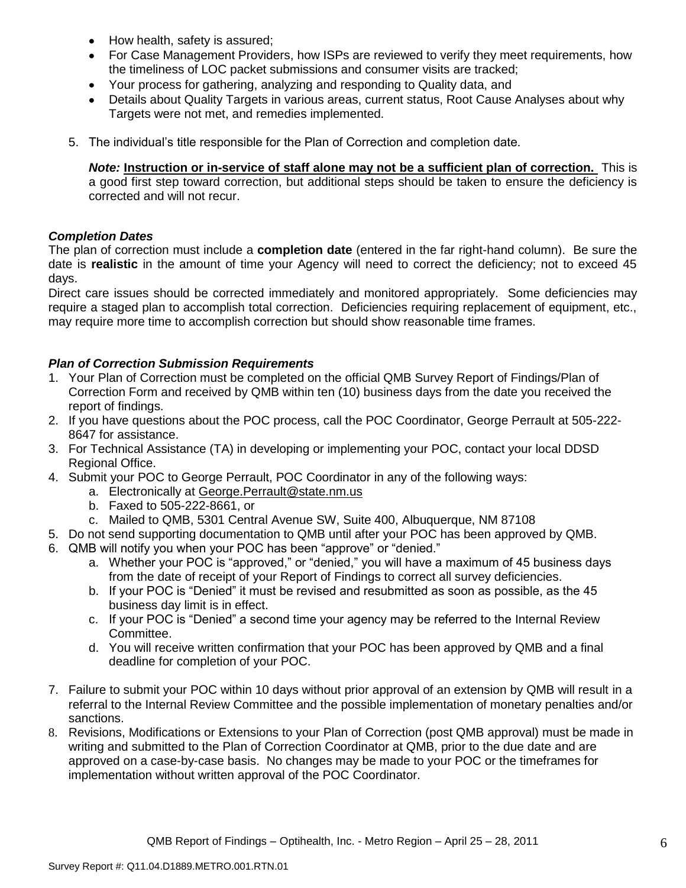- How health, safety is assured;
- For Case Management Providers, how ISPs are reviewed to verify they meet requirements, how the timeliness of LOC packet submissions and consumer visits are tracked;
- Your process for gathering, analyzing and responding to Quality data, and
- Details about Quality Targets in various areas, current status, Root Cause Analyses about why Targets were not met, and remedies implemented.

5. The individual's title responsible for the Plan of Correction and completion date.

   ***Note:*** **Instruction or in-service of staff alone may not be a sufficient plan of correction.** This is a good first step toward correction, but additional steps should be taken to ensure the deficiency is corrected and will not recur.

***Completion Dates***

The plan of correction must include a **completion date** (entered in the far right-hand column). Be sure the date is **realistic** in the amount of time your Agency will need to correct the deficiency; not to exceed 45 days.

Direct care issues should be corrected immediately and monitored appropriately. Some deficiencies may require a staged plan to accomplish total correction. Deficiencies requiring replacement of equipment, etc., may require more time to accomplish correction but should show reasonable time frames.

***Plan of Correction Submission Requirements***

1. Your Plan of Correction must be completed on the official QMB Survey Report of Findings/Plan of Correction Form and received by QMB within ten (10) business days from the date you received the report of findings.
2. If you have questions about the POC process, call the POC Coordinator, George Perrault at 505-222-8647 for assistance.
3. For Technical Assistance (TA) in developing or implementing your POC, contact your local DDSD Regional Office.
4. Submit your POC to George Perrault, POC Coordinator in any of the following ways:
   a. Electronically at George.Perrault@state.nm.us
   b. Faxed to 505-222-8661, or
   c. Mailed to QMB, 5301 Central Avenue SW, Suite 400, Albuquerque, NM 87108
5. Do not send supporting documentation to QMB until after your POC has been approved by QMB.
6. QMB will notify you when your POC has been "approve" or "denied."
   a. Whether your POC is "approved," or "denied," you will have a maximum of 45 business days from the date of receipt of your Report of Findings to correct all survey deficiencies.
   b. If your POC is "Denied" it must be revised and resubmitted as soon as possible, as the 45 business day limit is in effect.
   c. If your POC is "Denied" a second time your agency may be referred to the Internal Review Committee.
   d. You will receive written confirmation that your POC has been approved by QMB and a final deadline for completion of your POC.
7. Failure to submit your POC within 10 days without prior approval of an extension by QMB will result in a referral to the Internal Review Committee and the possible implementation of monetary penalties and/or sanctions.
8. Revisions, Modifications or Extensions to your Plan of Correction (post QMB approval) must be made in writing and submitted to the Plan of Correction Coordinator at QMB, prior to the due date and are approved on a case-by-case basis. No changes may be made to your POC or the timeframes for implementation without written approval of the POC Coordinator.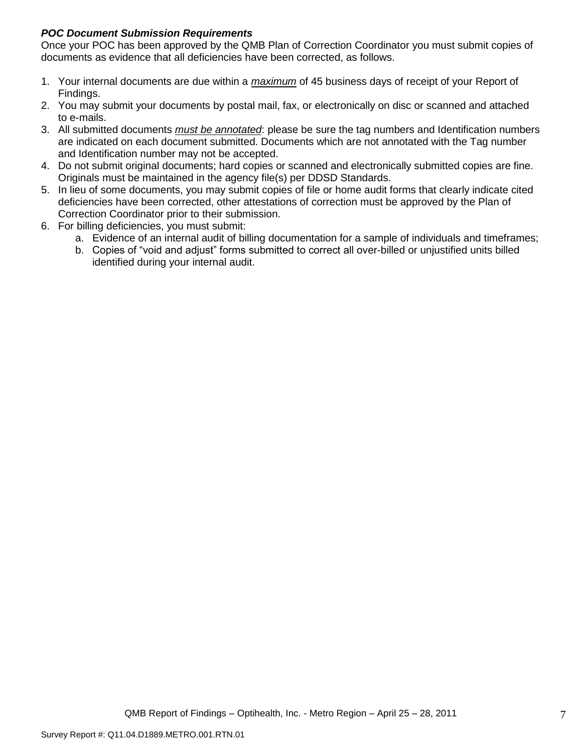***POC Document Submission Requirements***

Once your POC has been approved by the QMB Plan of Correction Coordinator you must submit copies of documents as evidence that all deficiencies have been corrected, as follows.

1. Your internal documents are due within a ***maximum*** of 45 business days of receipt of your Report of Findings.
2. You may submit your documents by postal mail, fax, or electronically on disc or scanned and attached to e-mails.
3. All submitted documents ***must be annotated***: please be sure the tag numbers and Identification numbers are indicated on each document submitted. Documents which are not annotated with the Tag number and Identification number may not be accepted.
4. Do not submit original documents; hard copies or scanned and electronically submitted copies are fine. Originals must be maintained in the agency file(s) per DDSD Standards.
5. In lieu of some documents, you may submit copies of file or home audit forms that clearly indicate cited deficiencies have been corrected, other attestations of correction must be approved by the Plan of Correction Coordinator prior to their submission.
6. For billing deficiencies, you must submit:
   a. Evidence of an internal audit of billing documentation for a sample of individuals and timeframes;
   b. Copies of "void and adjust" forms submitted to correct all over-billed or unjustified units billed identified during your internal audit.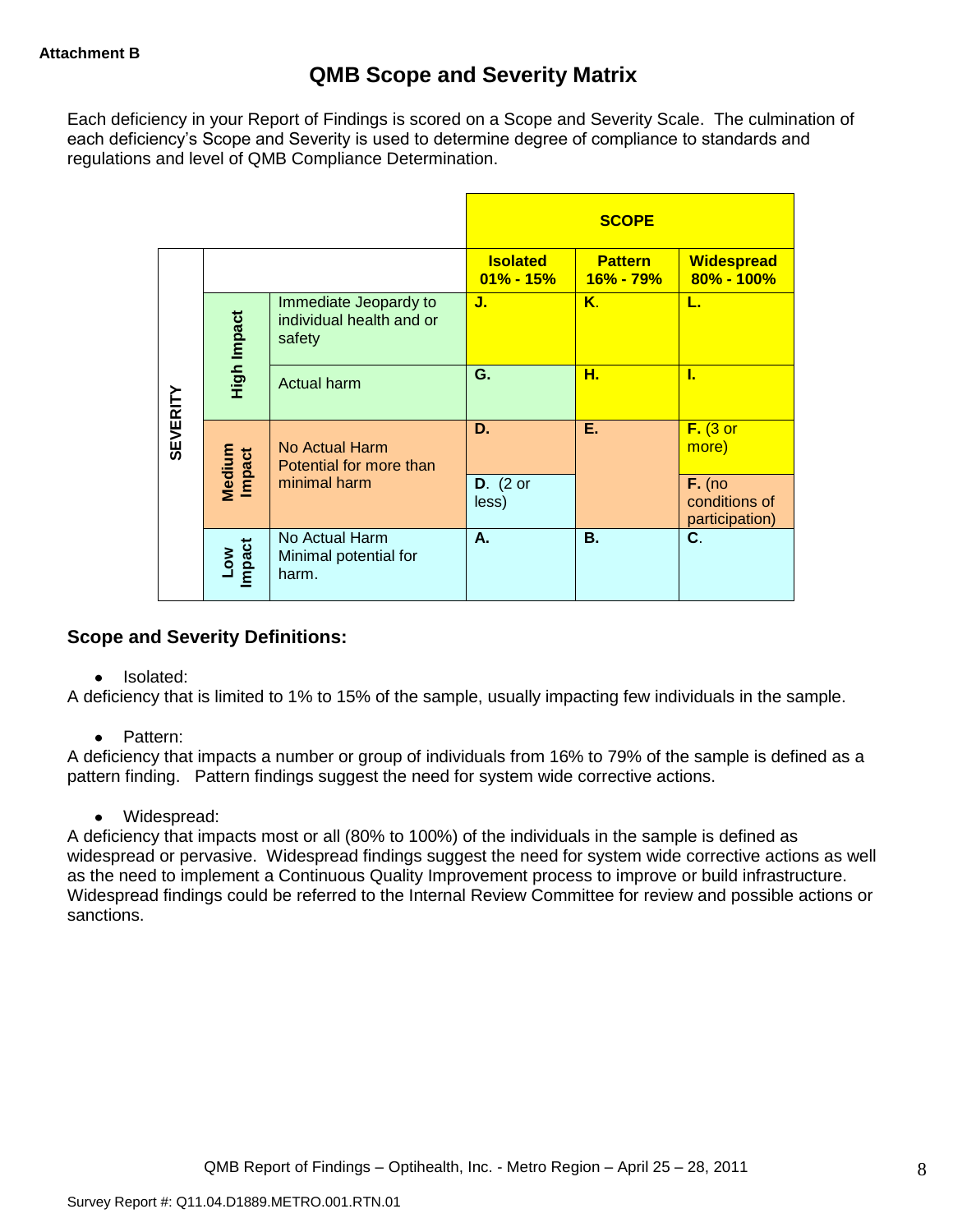Attachment B

# QMB Scope and Severity Matrix

Each deficiency in your Report of Findings is scored on a Scope and Severity Scale. The culmination of each deficiency's Scope and Severity is used to determine degree of compliance to standards and regulations and level of QMB Compliance Determination.

| | | | SCOPE | | |
|---|---|---|---|---|---|
| **SEVERITY** | | | **Isolated 01% - 15%** | **Pattern 16% - 79%** | **Widespread 80% - 100%** |
| | **High Impact** | Immediate Jeopardy to individual health and or safety | **J.** | **K.** | **L.** |
| | | Actual harm | **G.** | **H.** | **I.** |
| | **Medium Impact** | No Actual Harm Potential for more than minimal harm | **D.** | **E.** | **F.** (3 or more) |
| | | | **D.** (2 or less) | | **F.** (no conditions of participation) |
| | **Low Impact** | No Actual Harm Minimal potential for harm. | **A.** | **B.** | **C.** |

## Scope and Severity Definitions:

- Isolated:

A deficiency that is limited to 1% to 15% of the sample, usually impacting few individuals in the sample.

- Pattern:

A deficiency that impacts a number or group of individuals from 16% to 79% of the sample is defined as a pattern finding. Pattern findings suggest the need for system wide corrective actions.

- Widespread:

A deficiency that impacts most or all (80% to 100%) of the individuals in the sample is defined as widespread or pervasive. Widespread findings suggest the need for system wide corrective actions as well as the need to implement a Continuous Quality Improvement process to improve or build infrastructure. Widespread findings could be referred to the Internal Review Committee for review and possible actions or sanctions.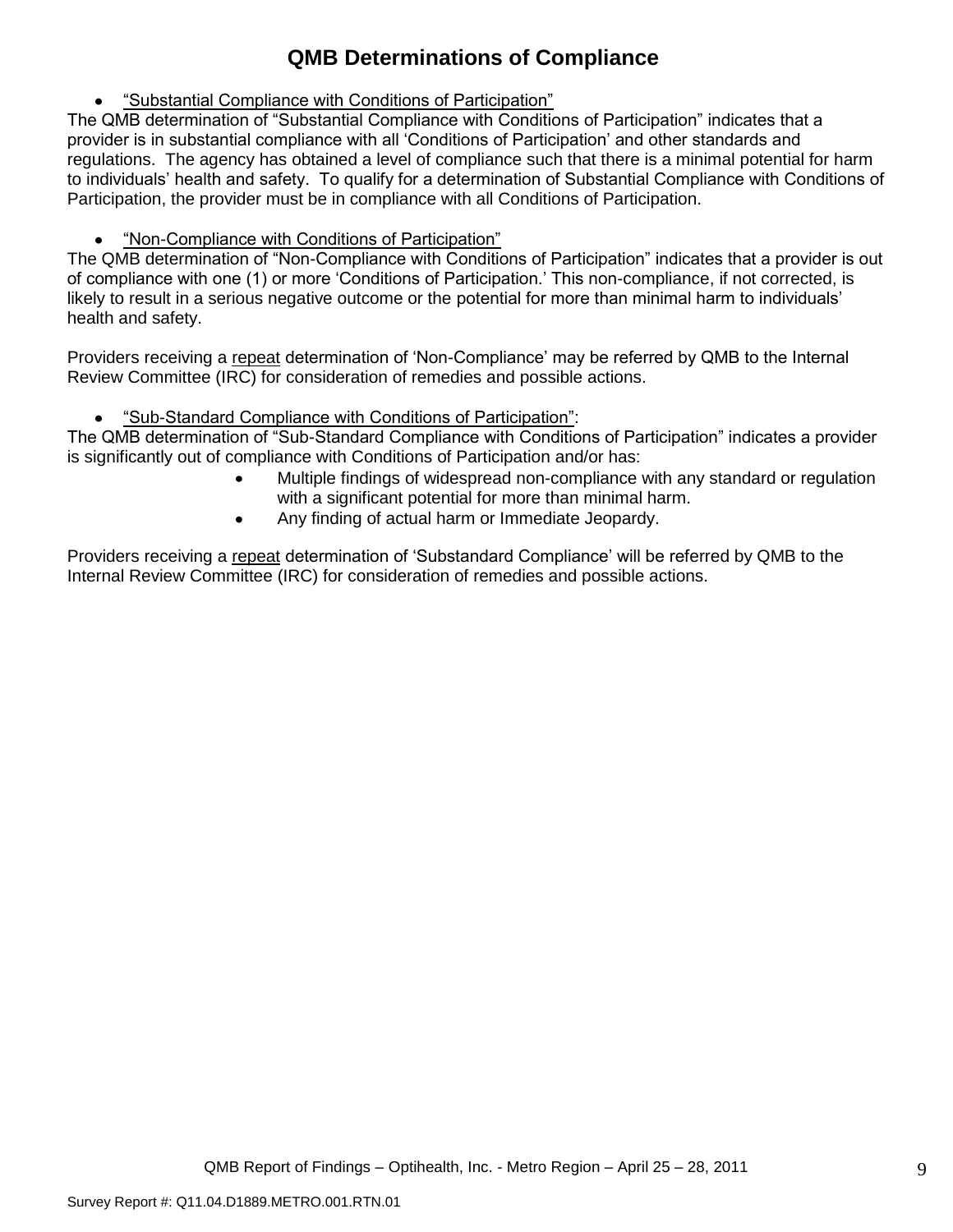# QMB Determinations of Compliance

- "Substantial Compliance with Conditions of Participation"

The QMB determination of "Substantial Compliance with Conditions of Participation" indicates that a provider is in substantial compliance with all 'Conditions of Participation' and other standards and regulations. The agency has obtained a level of compliance such that there is a minimal potential for harm to individuals' health and safety. To qualify for a determination of Substantial Compliance with Conditions of Participation, the provider must be in compliance with all Conditions of Participation.

- "Non-Compliance with Conditions of Participation"

The QMB determination of "Non-Compliance with Conditions of Participation" indicates that a provider is out of compliance with one (1) or more 'Conditions of Participation.' This non-compliance, if not corrected, is likely to result in a serious negative outcome or the potential for more than minimal harm to individuals' health and safety.

Providers receiving a repeat determination of 'Non-Compliance' may be referred by QMB to the Internal Review Committee (IRC) for consideration of remedies and possible actions.

- "Sub-Standard Compliance with Conditions of Participation":

The QMB determination of "Sub-Standard Compliance with Conditions of Participation" indicates a provider is significantly out of compliance with Conditions of Participation and/or has:

- Multiple findings of widespread non-compliance with any standard or regulation with a significant potential for more than minimal harm.
- Any finding of actual harm or Immediate Jeopardy.

Providers receiving a repeat determination of 'Substandard Compliance' will be referred by QMB to the Internal Review Committee (IRC) for consideration of remedies and possible actions.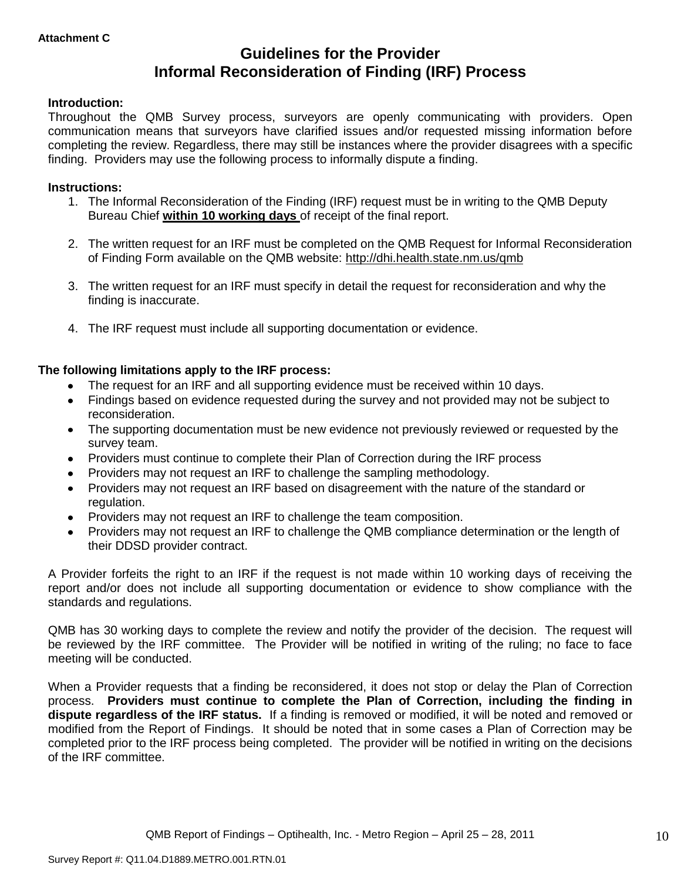**Attachment C**

# Guidelines for the Provider
# Informal Reconsideration of Finding (IRF) Process

**Introduction:**

Throughout the QMB Survey process, surveyors are openly communicating with providers. Open communication means that surveyors have clarified issues and/or requested missing information before completing the review. Regardless, there may still be instances where the provider disagrees with a specific finding. Providers may use the following process to informally dispute a finding.

**Instructions:**

1. The Informal Reconsideration of the Finding (IRF) request must be in writing to the QMB Deputy Bureau Chief **within 10 working days** of receipt of the final report.

2. The written request for an IRF must be completed on the QMB Request for Informal Reconsideration of Finding Form available on the QMB website: http://dhi.health.state.nm.us/qmb

3. The written request for an IRF must specify in detail the request for reconsideration and why the finding is inaccurate.

4. The IRF request must include all supporting documentation or evidence.

**The following limitations apply to the IRF process:**

- The request for an IRF and all supporting evidence must be received within 10 days.
- Findings based on evidence requested during the survey and not provided may not be subject to reconsideration.
- The supporting documentation must be new evidence not previously reviewed or requested by the survey team.
- Providers must continue to complete their Plan of Correction during the IRF process
- Providers may not request an IRF to challenge the sampling methodology.
- Providers may not request an IRF based on disagreement with the nature of the standard or regulation.
- Providers may not request an IRF to challenge the team composition.
- Providers may not request an IRF to challenge the QMB compliance determination or the length of their DDSD provider contract.

A Provider forfeits the right to an IRF if the request is not made within 10 working days of receiving the report and/or does not include all supporting documentation or evidence to show compliance with the standards and regulations.

QMB has 30 working days to complete the review and notify the provider of the decision. The request will be reviewed by the IRF committee. The Provider will be notified in writing of the ruling; no face to face meeting will be conducted.

When a Provider requests that a finding be reconsidered, it does not stop or delay the Plan of Correction process. **Providers must continue to complete the Plan of Correction, including the finding in dispute regardless of the IRF status.** If a finding is removed or modified, it will be noted and removed or modified from the Report of Findings. It should be noted that in some cases a Plan of Correction may be completed prior to the IRF process being completed. The provider will be notified in writing on the decisions of the IRF committee.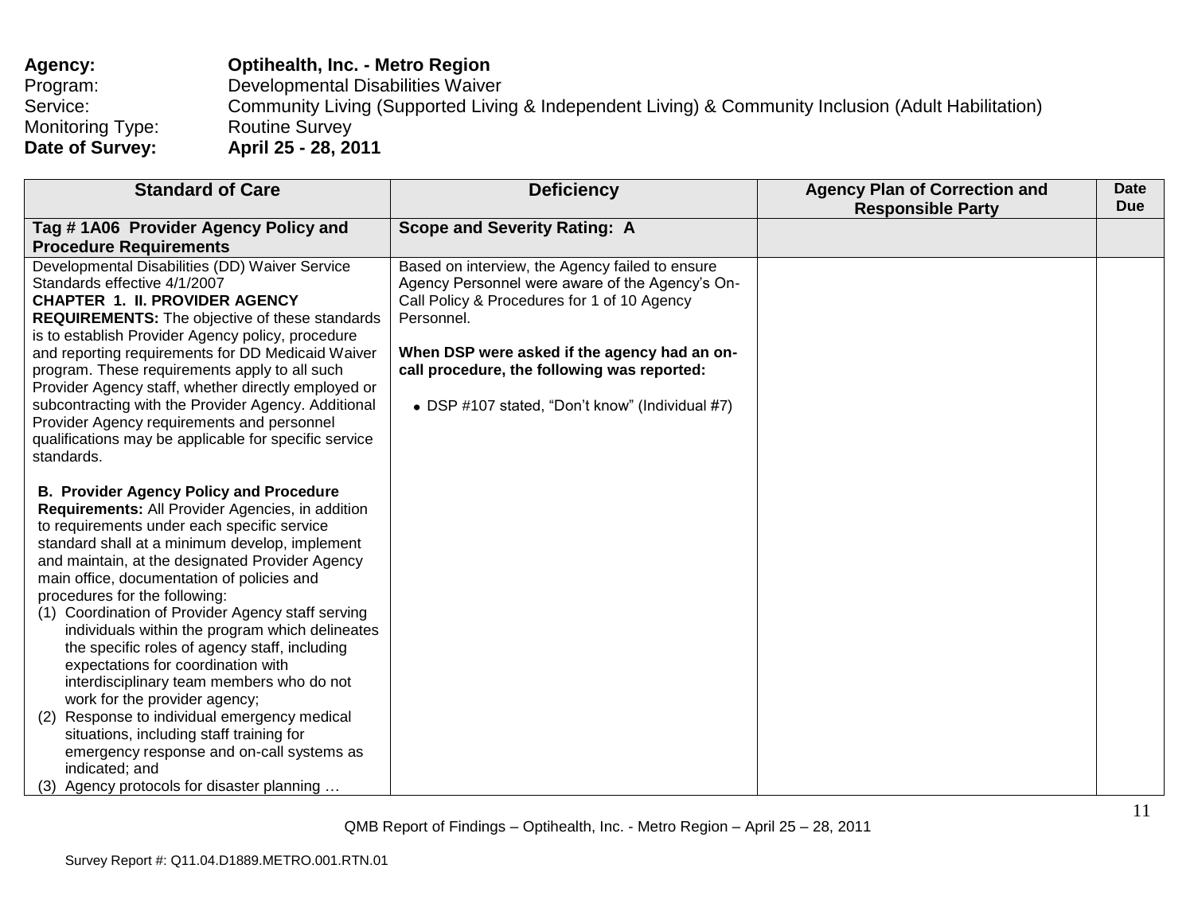**Agency:** **Optihealth, Inc. - Metro Region**
Program: Developmental Disabilities Waiver
Service: Community Living (Supported Living & Independent Living) & Community Inclusion (Adult Habilitation)
Monitoring Type: Routine Survey
**Date of Survey:** **April 25 - 28, 2011**

| Standard of Care | Deficiency | Agency Plan of Correction and Responsible Party | Date Due |
|---|---|---|---|
| **Tag # 1A06 Provider Agency Policy and Procedure Requirements** | **Scope and Severity Rating: A** | | |
| Developmental Disabilities (DD) Waiver Service Standards effective 4/1/2007<br>**CHAPTER 1. II. PROVIDER AGENCY REQUIREMENTS:** The objective of these standards is to establish Provider Agency policy, procedure and reporting requirements for DD Medicaid Waiver program. These requirements apply to all such Provider Agency staff, whether directly employed or subcontracting with the Provider Agency. Additional Provider Agency requirements and personnel qualifications may be applicable for specific service standards.<br><br>**B. Provider Agency Policy and Procedure Requirements:** All Provider Agencies, in addition to requirements under each specific service standard shall at a minimum develop, implement and maintain, at the designated Provider Agency main office, documentation of policies and procedures for the following:<br>(1) Coordination of Provider Agency staff serving individuals within the program which delineates the specific roles of agency staff, including expectations for coordination with interdisciplinary team members who do not work for the provider agency;<br>(2) Response to individual emergency medical situations, including staff training for emergency response and on-call systems as indicated; and<br>(3) Agency protocols for disaster planning … | Based on interview, the Agency failed to ensure Agency Personnel were aware of the Agency's On-Call Policy & Procedures for 1 of 10 Agency Personnel.<br><br>**When DSP were asked if the agency had an on-call procedure, the following was reported:**<br><br>• DSP #107 stated, "Don't know" (Individual #7) | | |

QMB Report of Findings – Optihealth, Inc. - Metro Region – April 25 – 28, 2011

Survey Report #: Q11.04.D1889.METRO.001.RTN.01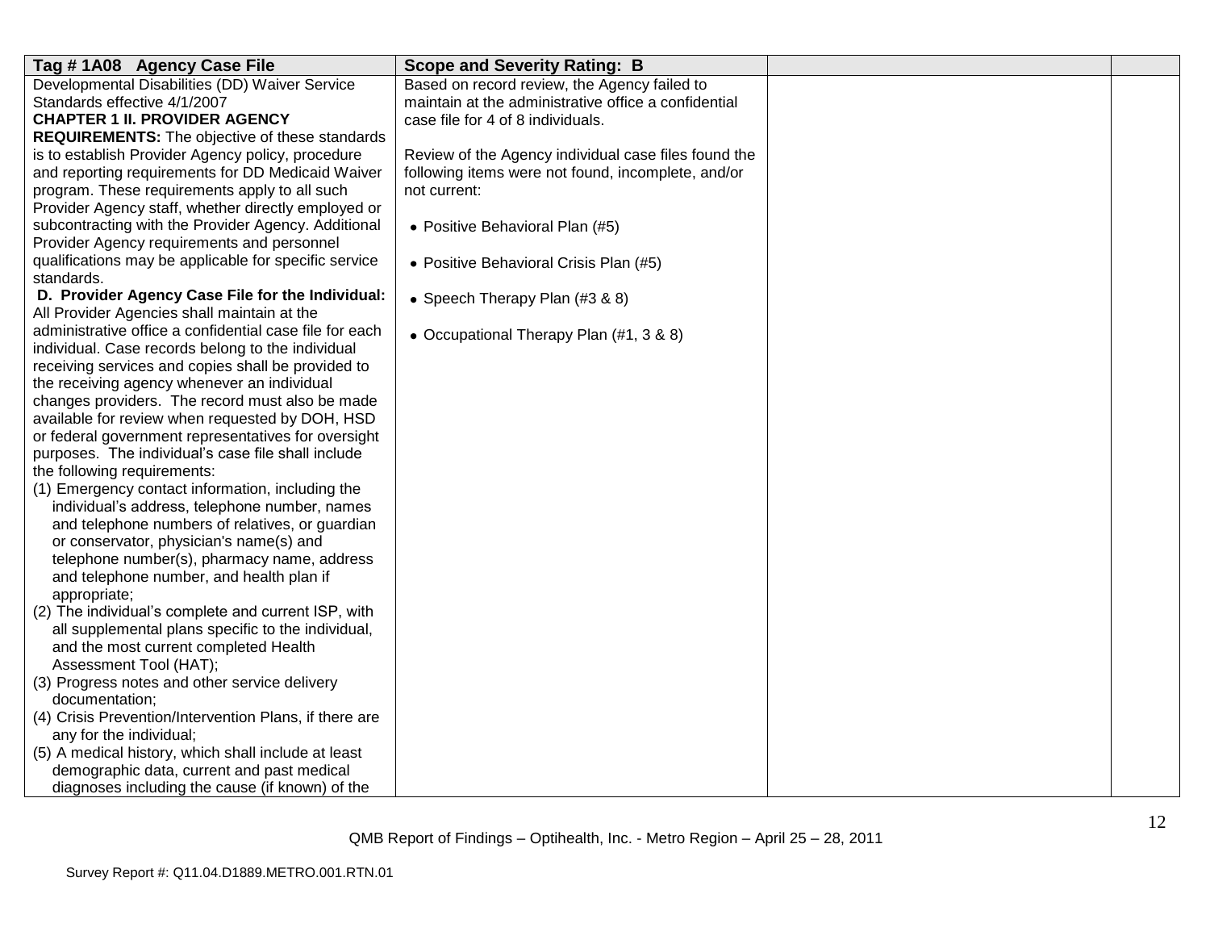| Tag # 1A08 Agency Case File | Scope and Severity Rating: B | | |
|---|---|---|---|
| Developmental Disabilities (DD) Waiver Service Standards effective 4/1/2007<br>**CHAPTER 1 II. PROVIDER AGENCY REQUIREMENTS:** The objective of these standards is to establish Provider Agency policy, procedure and reporting requirements for DD Medicaid Waiver program. These requirements apply to all such Provider Agency staff, whether directly employed or subcontracting with the Provider Agency. Additional Provider Agency requirements and personnel qualifications may be applicable for specific service standards.<br>**D. Provider Agency Case File for the Individual:** All Provider Agencies shall maintain at the administrative office a confidential case file for each individual. Case records belong to the individual receiving services and copies shall be provided to the receiving agency whenever an individual changes providers. The record must also be made available for review when requested by DOH, HSD or federal government representatives for oversight purposes. The individual's case file shall include the following requirements:<br>(1) Emergency contact information, including the individual's address, telephone number, names and telephone numbers of relatives, or guardian or conservator, physician's name(s) and telephone number(s), pharmacy name, address and telephone number, and health plan if appropriate;<br>(2) The individual's complete and current ISP, with all supplemental plans specific to the individual, and the most current completed Health Assessment Tool (HAT);<br>(3) Progress notes and other service delivery documentation;<br>(4) Crisis Prevention/Intervention Plans, if there are any for the individual;<br>(5) A medical history, which shall include at least demographic data, current and past medical diagnoses including the cause (if known) of the | Based on record review, the Agency failed to maintain at the administrative office a confidential case file for 4 of 8 individuals.<br><br>Review of the Agency individual case files found the following items were not found, incomplete, and/or not current:<br><br>• Positive Behavioral Plan (#5)<br><br>• Positive Behavioral Crisis Plan (#5)<br><br>• Speech Therapy Plan (#3 & 8)<br><br>• Occupational Therapy Plan (#1, 3 & 8) | | |

QMB Report of Findings – Optihealth, Inc. - Metro Region – April 25 – 28, 2011

Survey Report #: Q11.04.D1889.METRO.001.RTN.01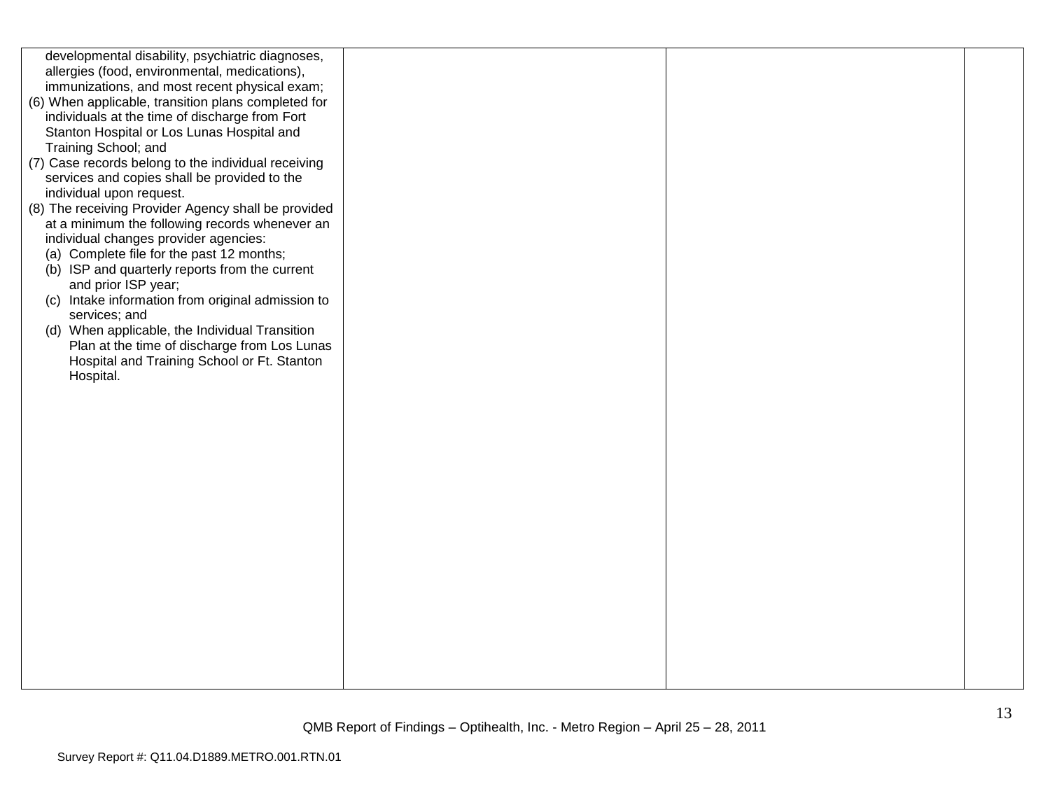| | | | |
|---|---|---|---|
| developmental disability, psychiatric diagnoses, allergies (food, environmental, medications), immunizations, and most recent physical exam;<br>(6) When applicable, transition plans completed for individuals at the time of discharge from Fort Stanton Hospital or Los Lunas Hospital and Training School; and<br>(7) Case records belong to the individual receiving services and copies shall be provided to the individual upon request.<br>(8) The receiving Provider Agency shall be provided at a minimum the following records whenever an individual changes provider agencies:<br>(a) Complete file for the past 12 months;<br>(b) ISP and quarterly reports from the current and prior ISP year;<br>(c) Intake information from original admission to services; and<br>(d) When applicable, the Individual Transition Plan at the time of discharge from Los Lunas Hospital and Training School or Ft. Stanton Hospital. | | | |

QMB Report of Findings – Optihealth, Inc. - Metro Region – April 25 – 28, 2011

Survey Report #: Q11.04.D1889.METRO.001.RTN.01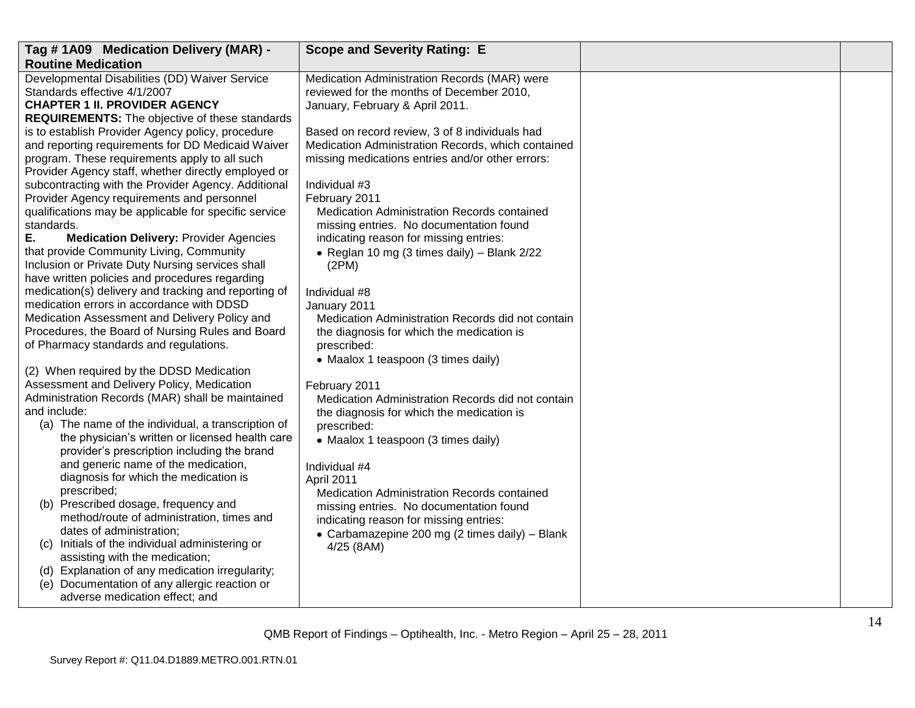| Tag # 1A09 Medication Delivery (MAR) - Routine Medication | Scope and Severity Rating: E | | |
|---|---|---|---|
| Developmental Disabilities (DD) Waiver Service Standards effective 4/1/2007<br>**CHAPTER 1 II. PROVIDER AGENCY REQUIREMENTS:** The objective of these standards is to establish Provider Agency policy, procedure and reporting requirements for DD Medicaid Waiver program. These requirements apply to all such Provider Agency staff, whether directly employed or subcontracting with the Provider Agency. Additional Provider Agency requirements and personnel qualifications may be applicable for specific service standards.<br>**E. Medication Delivery:** Provider Agencies that provide Community Living, Community Inclusion or Private Duty Nursing services shall have written policies and procedures regarding medication(s) delivery and tracking and reporting of medication errors in accordance with DDSD Medication Assessment and Delivery Policy and Procedures, the Board of Nursing Rules and Board of Pharmacy standards and regulations.<br><br>(2) When required by the DDSD Medication Assessment and Delivery Policy, Medication Administration Records (MAR) shall be maintained and include:<br>(a) The name of the individual, a transcription of the physician's written or licensed health care provider's prescription including the brand and generic name of the medication, diagnosis for which the medication is prescribed;<br>(b) Prescribed dosage, frequency and method/route of administration, times and dates of administration;<br>(c) Initials of the individual administering or assisting with the medication;<br>(d) Explanation of any medication irregularity;<br>(e) Documentation of any allergic reaction or adverse medication effect; and | Medication Administration Records (MAR) were reviewed for the months of December 2010, January, February & April 2011.<br><br>Based on record review, 3 of 8 individuals had Medication Administration Records, which contained missing medications entries and/or other errors:<br><br>Individual #3<br>February 2011<br>Medication Administration Records contained missing entries. No documentation found indicating reason for missing entries:<br>• Reglan 10 mg (3 times daily) – Blank 2/22 (2PM)<br><br>Individual #8<br>January 2011<br>Medication Administration Records did not contain the diagnosis for which the medication is prescribed:<br>• Maalox 1 teaspoon (3 times daily)<br><br>February 2011<br>Medication Administration Records did not contain the diagnosis for which the medication is prescribed:<br>• Maalox 1 teaspoon (3 times daily)<br><br>Individual #4<br>April 2011<br>Medication Administration Records contained missing entries. No documentation found indicating reason for missing entries:<br>• Carbamazepine 200 mg (2 times daily) – Blank 4/25 (8AM) | | |

QMB Report of Findings – Optihealth, Inc. - Metro Region – April 25 – 28, 2011

Survey Report #: Q11.04.D1889.METRO.001.RTN.01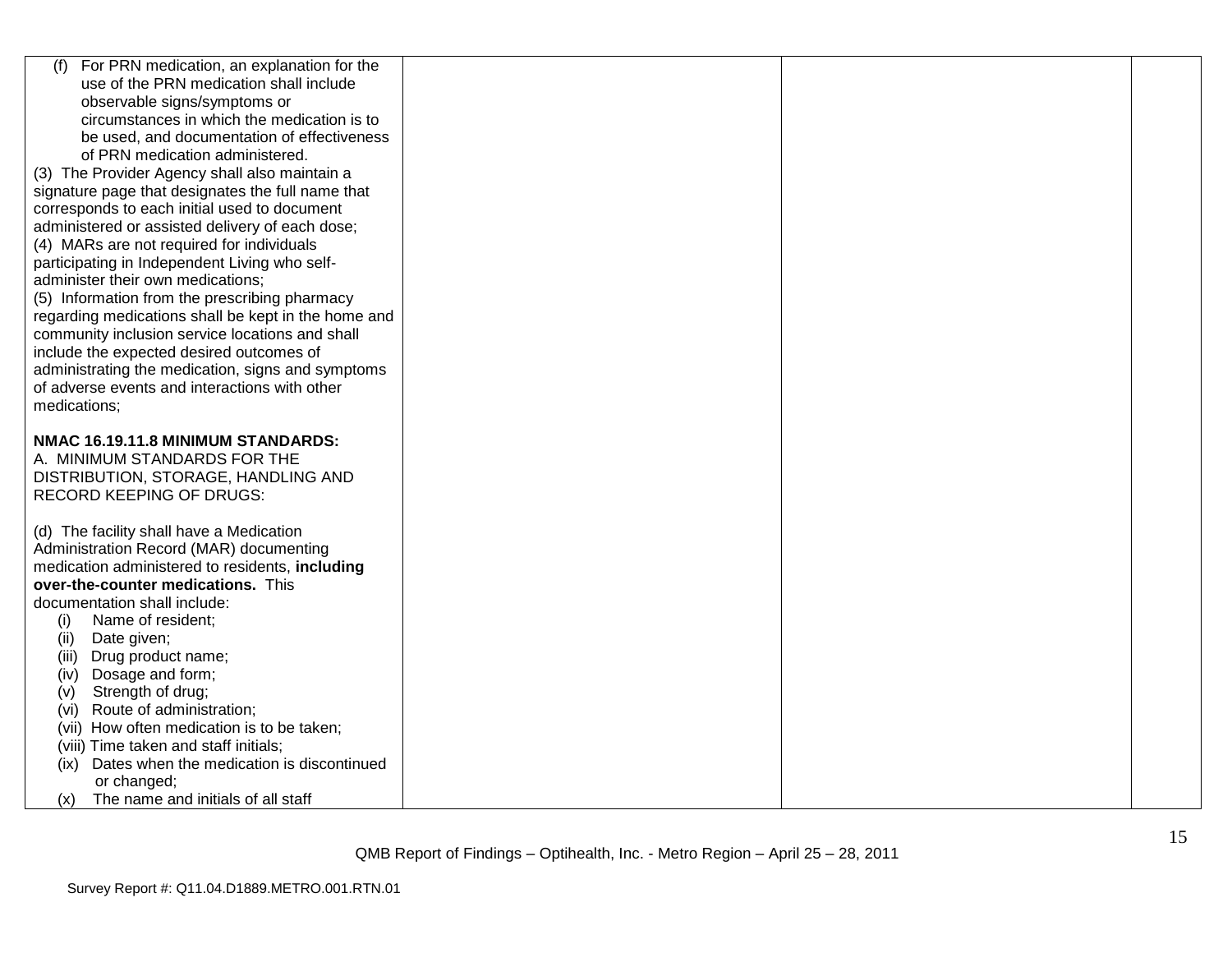| | | | |
|---|---|---|---|
| (f) For PRN medication, an explanation for the use of the PRN medication shall include observable signs/symptoms or circumstances in which the medication is to be used, and documentation of effectiveness of PRN medication administered.<br>(3) The Provider Agency shall also maintain a signature page that designates the full name that corresponds to each initial used to document administered or assisted delivery of each dose;<br>(4) MARs are not required for individuals participating in Independent Living who self-administer their own medications;<br>(5) Information from the prescribing pharmacy regarding medications shall be kept in the home and community inclusion service locations and shall include the expected desired outcomes of administrating the medication, signs and symptoms of adverse events and interactions with other medications;<br><br>**NMAC 16.19.11.8 MINIMUM STANDARDS:**<br>A. MINIMUM STANDARDS FOR THE DISTRIBUTION, STORAGE, HANDLING AND RECORD KEEPING OF DRUGS:<br><br>(d) The facility shall have a Medication Administration Record (MAR) documenting medication administered to residents, **including over-the-counter medications.** This documentation shall include:<br>(i) Name of resident;<br>(ii) Date given;<br>(iii) Drug product name;<br>(iv) Dosage and form;<br>(v) Strength of drug;<br>(vi) Route of administration;<br>(vii) How often medication is to be taken;<br>(viii) Time taken and staff initials;<br>(ix) Dates when the medication is discontinued or changed;<br>(x) The name and initials of all staff | | | |

QMB Report of Findings – Optihealth, Inc. - Metro Region – April 25 – 28, 2011

Survey Report #: Q11.04.D1889.METRO.001.RTN.01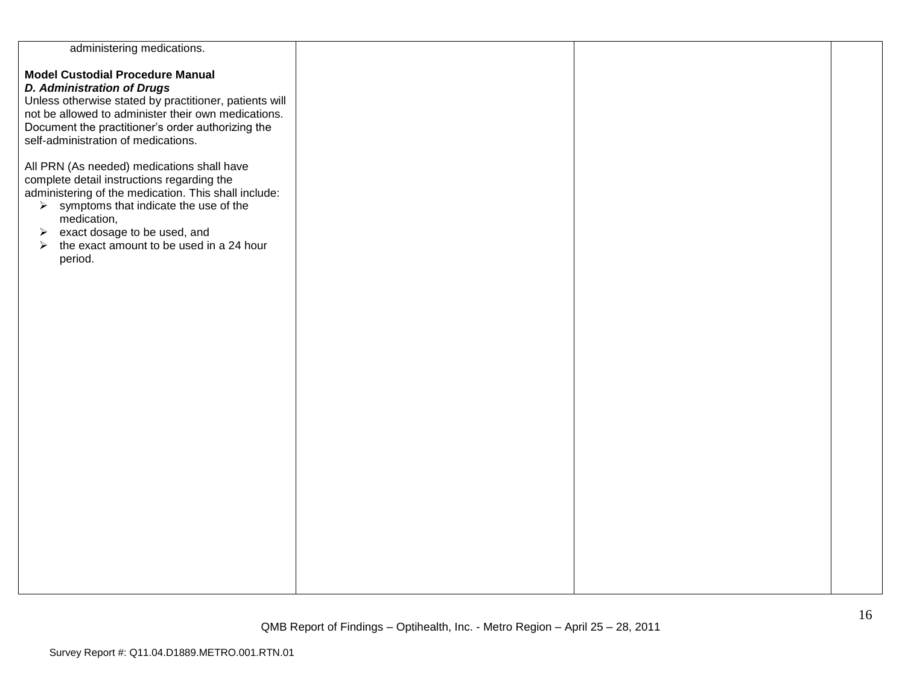| | | | |
|---|---|---|---|
| administering medications.<br><br>**Model Custodial Procedure Manual**<br>***D. Administration of Drugs***<br>Unless otherwise stated by practitioner, patients will not be allowed to administer their own medications. Document the practitioner's order authorizing the self-administration of medications.<br><br>All PRN (As needed) medications shall have complete detail instructions regarding the administering of the medication. This shall include:<br>➢ symptoms that indicate the use of the medication,<br>➢ exact dosage to be used, and<br>➢ the exact amount to be used in a 24 hour period. | | | |

QMB Report of Findings – Optihealth, Inc. - Metro Region – April 25 – 28, 2011

Survey Report #: Q11.04.D1889.METRO.001.RTN.01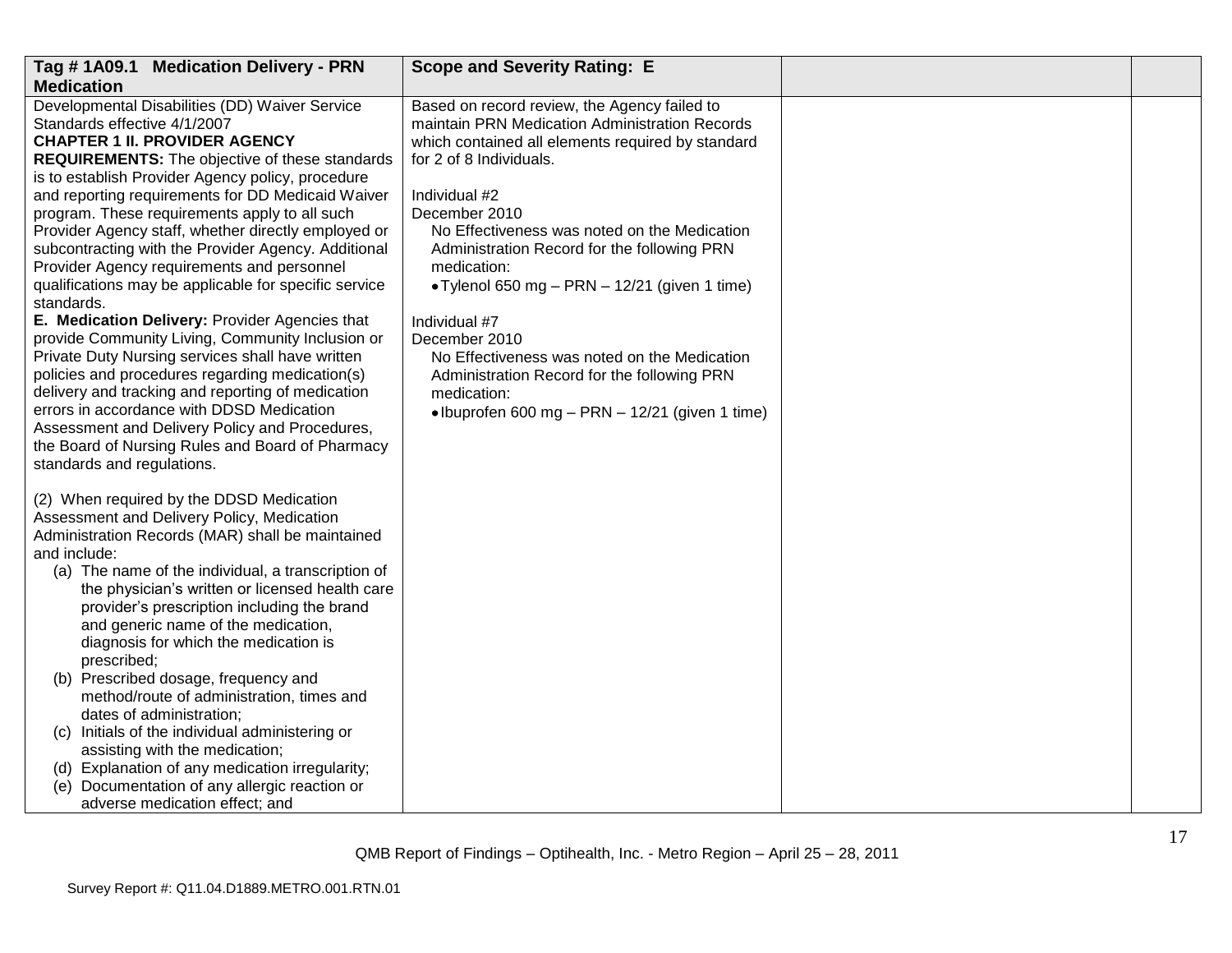| Tag # 1A09.1 Medication Delivery - PRN Medication | Scope and Severity Rating: E | | |
|---|---|---|---|
| Developmental Disabilities (DD) Waiver Service Standards effective 4/1/2007<br>**CHAPTER 1 II. PROVIDER AGENCY REQUIREMENTS:** The objective of these standards is to establish Provider Agency policy, procedure and reporting requirements for DD Medicaid Waiver program. These requirements apply to all such Provider Agency staff, whether directly employed or subcontracting with the Provider Agency. Additional Provider Agency requirements and personnel qualifications may be applicable for specific service standards.<br>**E. Medication Delivery:** Provider Agencies that provide Community Living, Community Inclusion or Private Duty Nursing services shall have written policies and procedures regarding medication(s) delivery and tracking and reporting of medication errors in accordance with DDSD Medication Assessment and Delivery Policy and Procedures, the Board of Nursing Rules and Board of Pharmacy standards and regulations.<br><br>(2) When required by the DDSD Medication Assessment and Delivery Policy, Medication Administration Records (MAR) shall be maintained and include:<br>(a) The name of the individual, a transcription of the physician's written or licensed health care provider's prescription including the brand and generic name of the medication, diagnosis for which the medication is prescribed;<br>(b) Prescribed dosage, frequency and method/route of administration, times and dates of administration;<br>(c) Initials of the individual administering or assisting with the medication;<br>(d) Explanation of any medication irregularity;<br>(e) Documentation of any allergic reaction or adverse medication effect; and | Based on record review, the Agency failed to maintain PRN Medication Administration Records which contained all elements required by standard for 2 of 8 Individuals.<br><br>Individual #2<br>December 2010<br>No Effectiveness was noted on the Medication Administration Record for the following PRN medication:<br>• Tylenol 650 mg – PRN – 12/21 (given 1 time)<br><br>Individual #7<br>December 2010<br>No Effectiveness was noted on the Medication Administration Record for the following PRN medication:<br>• Ibuprofen 600 mg – PRN – 12/21 (given 1 time) | | |

QMB Report of Findings – Optihealth, Inc. - Metro Region – April 25 – 28, 2011

Survey Report #: Q11.04.D1889.METRO.001.RTN.01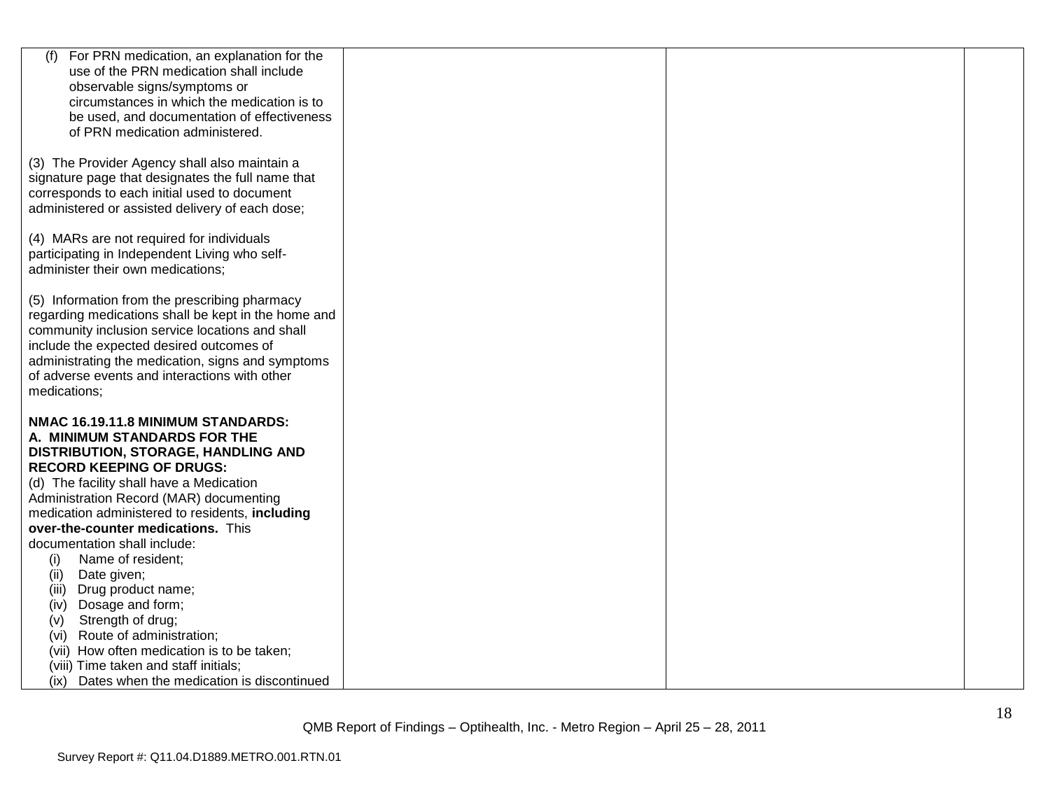| | | | |
|---|---|---|---|
| (f) For PRN medication, an explanation for the use of the PRN medication shall include observable signs/symptoms or circumstances in which the medication is to be used, and documentation of effectiveness of PRN medication administered.<br><br>(3) The Provider Agency shall also maintain a signature page that designates the full name that corresponds to each initial used to document administered or assisted delivery of each dose;<br><br>(4) MARs are not required for individuals participating in Independent Living who self-administer their own medications;<br><br>(5) Information from the prescribing pharmacy regarding medications shall be kept in the home and community inclusion service locations and shall include the expected desired outcomes of administrating the medication, signs and symptoms of adverse events and interactions with other medications;<br><br>**NMAC 16.19.11.8 MINIMUM STANDARDS: A. MINIMUM STANDARDS FOR THE DISTRIBUTION, STORAGE, HANDLING AND RECORD KEEPING OF DRUGS:**<br>(d) The facility shall have a Medication Administration Record (MAR) documenting medication administered to residents, **including over-the-counter medications.** This documentation shall include:<br>(i) Name of resident;<br>(ii) Date given;<br>(iii) Drug product name;<br>(iv) Dosage and form;<br>(v) Strength of drug;<br>(vi) Route of administration;<br>(vii) How often medication is to be taken;<br>(viii) Time taken and staff initials;<br>(ix) Dates when the medication is discontinued | | | |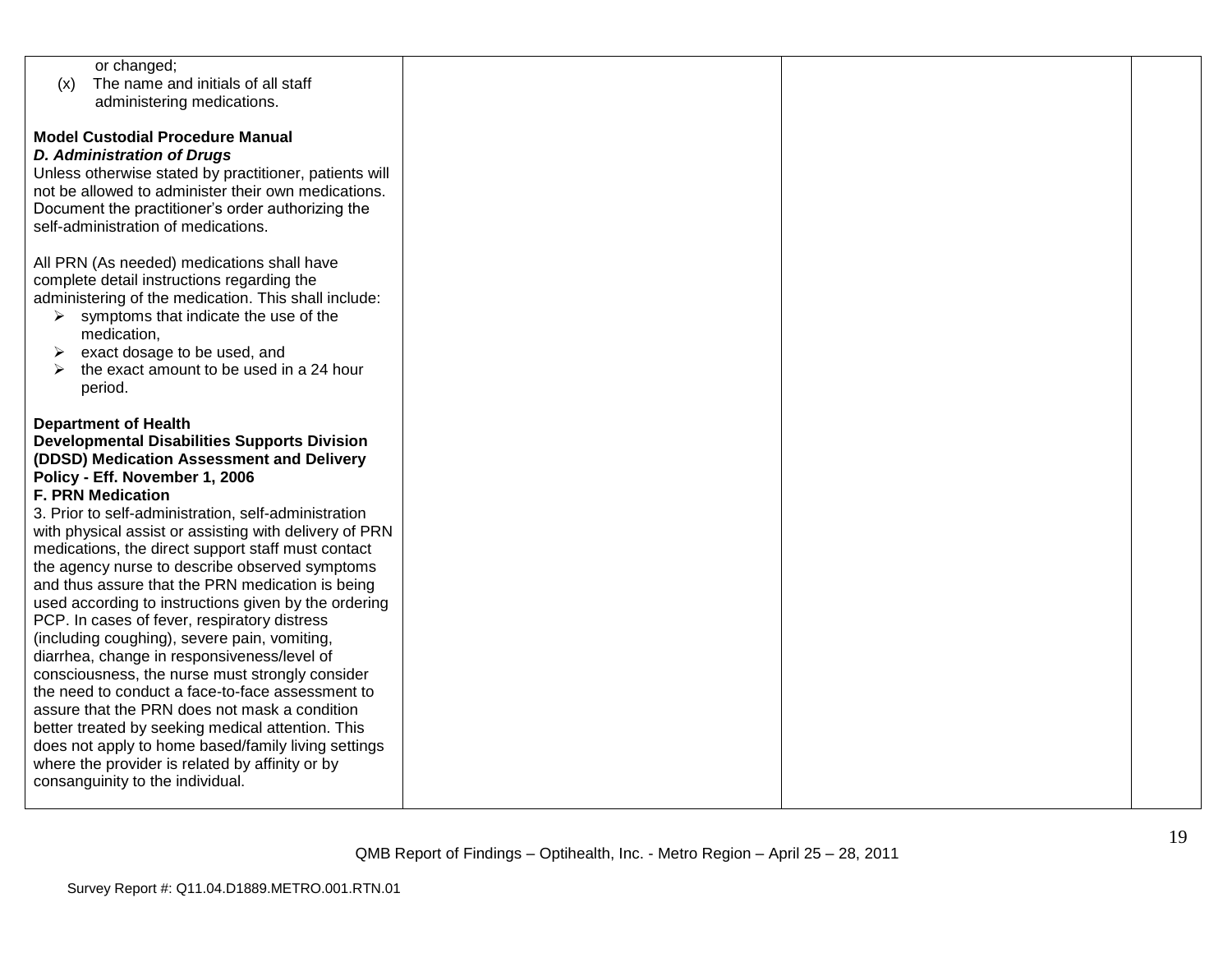| | | | |
|---|---|---|---|
| or changed;<br>(x) The name and initials of all staff administering medications.<br><br>**Model Custodial Procedure Manual**<br>***D. Administration of Drugs***<br>Unless otherwise stated by practitioner, patients will not be allowed to administer their own medications. Document the practitioner's order authorizing the self-administration of medications.<br><br>All PRN (As needed) medications shall have complete detail instructions regarding the administering of the medication. This shall include:<br>➢ symptoms that indicate the use of the medication,<br>➢ exact dosage to be used, and<br>➢ the exact amount to be used in a 24 hour period.<br><br>**Department of Health**<br>**Developmental Disabilities Supports Division (DDSD) Medication Assessment and Delivery Policy - Eff. November 1, 2006**<br>**F. PRN Medication**<br>3. Prior to self-administration, self-administration with physical assist or assisting with delivery of PRN medications, the direct support staff must contact the agency nurse to describe observed symptoms and thus assure that the PRN medication is being used according to instructions given by the ordering PCP. In cases of fever, respiratory distress (including coughing), severe pain, vomiting, diarrhea, change in responsiveness/level of consciousness, the nurse must strongly consider the need to conduct a face-to-face assessment to assure that the PRN does not mask a condition better treated by seeking medical attention. This does not apply to home based/family living settings where the provider is related by affinity or by consanguinity to the individual. | | | |

QMB Report of Findings – Optihealth, Inc. - Metro Region – April 25 – 28, 2011

Survey Report #: Q11.04.D1889.METRO.001.RTN.01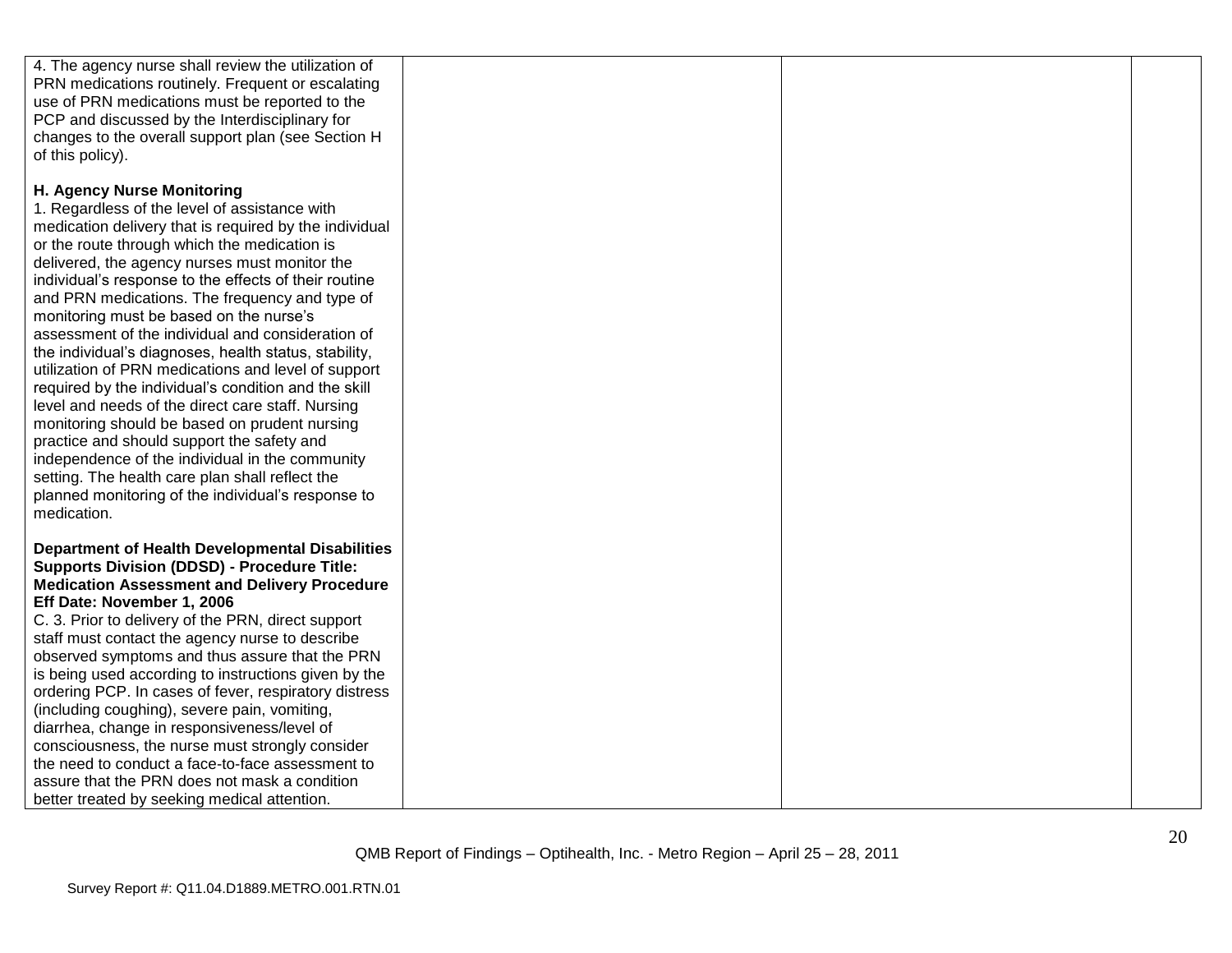| | | | |
|---|---|---|---|
| 4. The agency nurse shall review the utilization of PRN medications routinely. Frequent or escalating use of PRN medications must be reported to the PCP and discussed by the Interdisciplinary for changes to the overall support plan (see Section H of this policy).<br><br>**H. Agency Nurse Monitoring**<br>1. Regardless of the level of assistance with medication delivery that is required by the individual or the route through which the medication is delivered, the agency nurses must monitor the individual's response to the effects of their routine and PRN medications. The frequency and type of monitoring must be based on the nurse's assessment of the individual and consideration of the individual's diagnoses, health status, stability, utilization of PRN medications and level of support required by the individual's condition and the skill level and needs of the direct care staff. Nursing monitoring should be based on prudent nursing practice and should support the safety and independence of the individual in the community setting. The health care plan shall reflect the planned monitoring of the individual's response to medication.<br><br>**Department of Health Developmental Disabilities Supports Division (DDSD) - Procedure Title: Medication Assessment and Delivery Procedure Eff Date: November 1, 2006**<br>C. 3. Prior to delivery of the PRN, direct support staff must contact the agency nurse to describe observed symptoms and thus assure that the PRN is being used according to instructions given by the ordering PCP. In cases of fever, respiratory distress (including coughing), severe pain, vomiting, diarrhea, change in responsiveness/level of consciousness, the nurse must strongly consider the need to conduct a face-to-face assessment to assure that the PRN does not mask a condition better treated by seeking medical attention. | | | |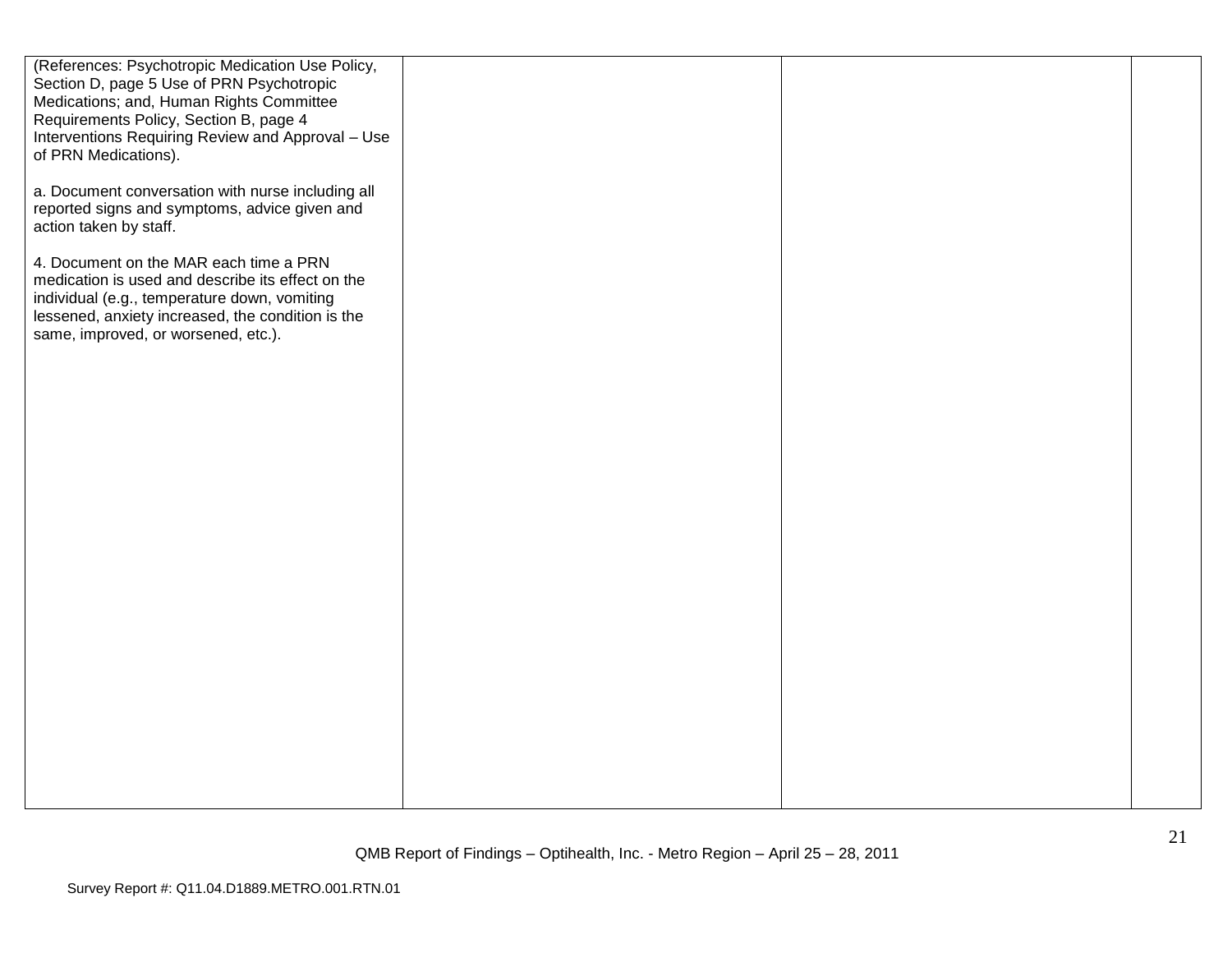| | | | |
|---|---|---|---|
| (References: Psychotropic Medication Use Policy, Section D, page 5 Use of PRN Psychotropic Medications; and, Human Rights Committee Requirements Policy, Section B, page 4 Interventions Requiring Review and Approval – Use of PRN Medications).<br><br>a. Document conversation with nurse including all reported signs and symptoms, advice given and action taken by staff.<br><br>4. Document on the MAR each time a PRN medication is used and describe its effect on the individual (e.g., temperature down, vomiting lessened, anxiety increased, the condition is the same, improved, or worsened, etc.). | | | |

QMB Report of Findings – Optihealth, Inc. - Metro Region – April 25 – 28, 2011

Survey Report #: Q11.04.D1889.METRO.001.RTN.01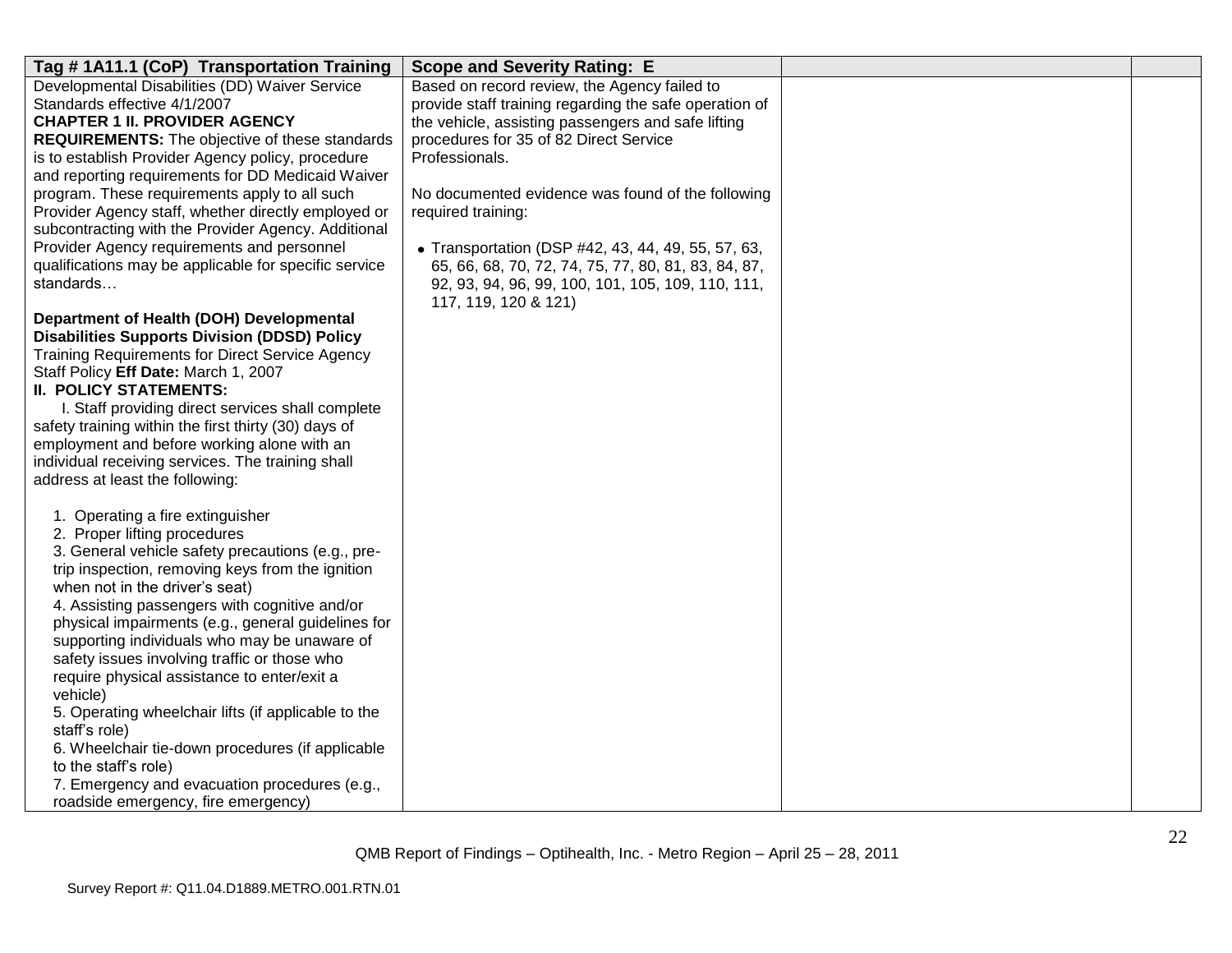| Tag # 1A11.1 (CoP) Transportation Training | Scope and Severity Rating: E | | |
|---|---|---|---|
| Developmental Disabilities (DD) Waiver Service Standards effective 4/1/2007<br>**CHAPTER 1 II. PROVIDER AGENCY REQUIREMENTS:** The objective of these standards is to establish Provider Agency policy, procedure and reporting requirements for DD Medicaid Waiver program. These requirements apply to all such Provider Agency staff, whether directly employed or subcontracting with the Provider Agency. Additional Provider Agency requirements and personnel qualifications may be applicable for specific service standards…<br><br>**Department of Health (DOH) Developmental Disabilities Supports Division (DDSD) Policy** Training Requirements for Direct Service Agency Staff Policy **Eff Date:** March 1, 2007<br>**II. POLICY STATEMENTS:**<br>I. Staff providing direct services shall complete safety training within the first thirty (30) days of employment and before working alone with an individual receiving services. The training shall address at least the following:<br><br>1. Operating a fire extinguisher<br>2. Proper lifting procedures<br>3. General vehicle safety precautions (e.g., pre-trip inspection, removing keys from the ignition when not in the driver's seat)<br>4. Assisting passengers with cognitive and/or physical impairments (e.g., general guidelines for supporting individuals who may be unaware of safety issues involving traffic or those who require physical assistance to enter/exit a vehicle)<br>5. Operating wheelchair lifts (if applicable to the staff's role)<br>6. Wheelchair tie-down procedures (if applicable to the staff's role)<br>7. Emergency and evacuation procedures (e.g., roadside emergency, fire emergency) | Based on record review, the Agency failed to provide staff training regarding the safe operation of the vehicle, assisting passengers and safe lifting procedures for 35 of 82 Direct Service Professionals.<br><br>No documented evidence was found of the following required training:<br><br>• Transportation (DSP #42, 43, 44, 49, 55, 57, 63, 65, 66, 68, 70, 72, 74, 75, 77, 80, 81, 83, 84, 87, 92, 93, 94, 96, 99, 100, 101, 105, 109, 110, 111, 117, 119, 120 & 121) | | |

QMB Report of Findings – Optihealth, Inc. - Metro Region – April 25 – 28, 2011

Survey Report #: Q11.04.D1889.METRO.001.RTN.01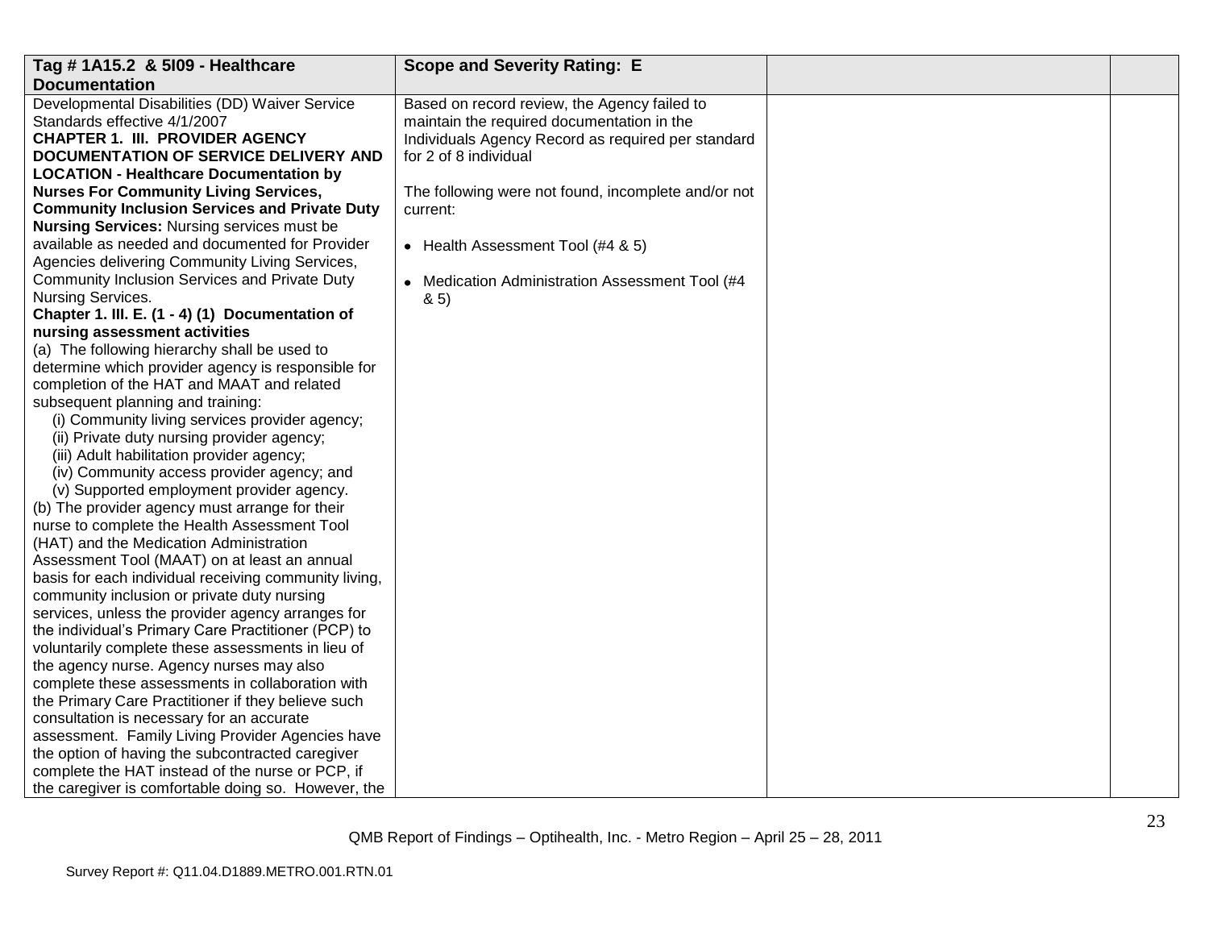| Tag # 1A15.2 & 5I09 - Healthcare Documentation | Scope and Severity Rating: E | | |
|---|---|---|---|
| Developmental Disabilities (DD) Waiver Service Standards effective 4/1/2007<br>**CHAPTER 1. III. PROVIDER AGENCY DOCUMENTATION OF SERVICE DELIVERY AND LOCATION - Healthcare Documentation by Nurses For Community Living Services, Community Inclusion Services and Private Duty Nursing Services:** Nursing services must be available as needed and documented for Provider Agencies delivering Community Living Services, Community Inclusion Services and Private Duty Nursing Services.<br>**Chapter 1. III. E. (1 - 4) (1) Documentation of nursing assessment activities**<br>(a) The following hierarchy shall be used to determine which provider agency is responsible for completion of the HAT and MAAT and related subsequent planning and training:<br>(i) Community living services provider agency;<br>(ii) Private duty nursing provider agency;<br>(iii) Adult habilitation provider agency;<br>(iv) Community access provider agency; and<br>(v) Supported employment provider agency.<br>(b) The provider agency must arrange for their nurse to complete the Health Assessment Tool (HAT) and the Medication Administration Assessment Tool (MAAT) on at least an annual basis for each individual receiving community living, community inclusion or private duty nursing services, unless the provider agency arranges for the individual's Primary Care Practitioner (PCP) to voluntarily complete these assessments in lieu of the agency nurse. Agency nurses may also complete these assessments in collaboration with the Primary Care Practitioner if they believe such consultation is necessary for an accurate assessment. Family Living Provider Agencies have the option of having the subcontracted caregiver complete the HAT instead of the nurse or PCP, if the caregiver is comfortable doing so. However, the | Based on record review, the Agency failed to maintain the required documentation in the Individuals Agency Record as required per standard for 2 of 8 individual<br><br>The following were not found, incomplete and/or not current:<br><br>• Health Assessment Tool (#4 & 5)<br><br>• Medication Administration Assessment Tool (#4 & 5) | | |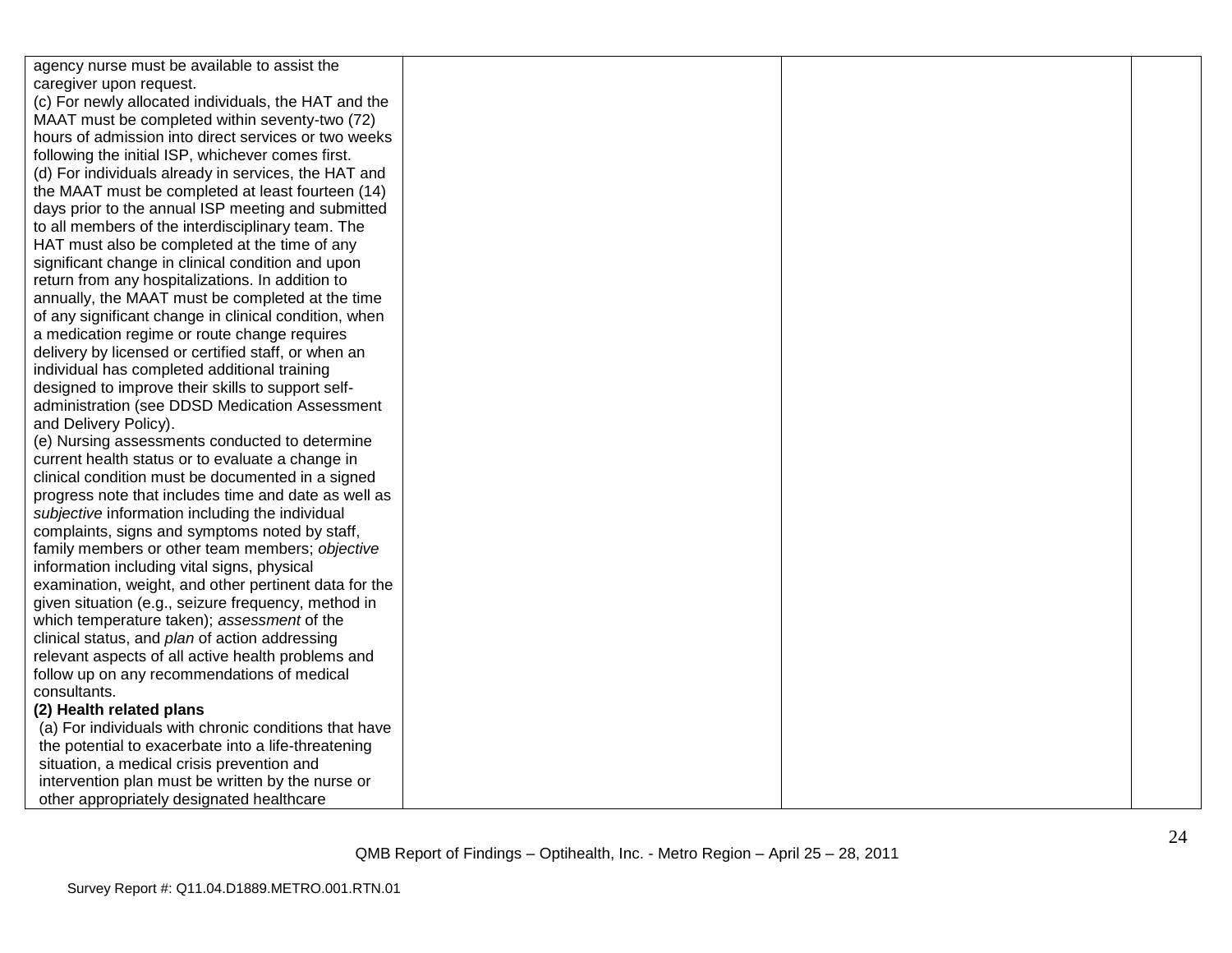| | | | |
|---|---|---|---|
| agency nurse must be available to assist the caregiver upon request.<br>(c) For newly allocated individuals, the HAT and the MAAT must be completed within seventy-two (72) hours of admission into direct services or two weeks following the initial ISP, whichever comes first.<br>(d) For individuals already in services, the HAT and the MAAT must be completed at least fourteen (14) days prior to the annual ISP meeting and submitted to all members of the interdisciplinary team. The HAT must also be completed at the time of any significant change in clinical condition and upon return from any hospitalizations. In addition to annually, the MAAT must be completed at the time of any significant change in clinical condition, when a medication regime or route change requires delivery by licensed or certified staff, or when an individual has completed additional training designed to improve their skills to support self-administration (see DDSD Medication Assessment and Delivery Policy).<br>(e) Nursing assessments conducted to determine current health status or to evaluate a change in clinical condition must be documented in a signed progress note that includes time and date as well as *subjective* information including the individual complaints, signs and symptoms noted by staff, family members or other team members; *objective* information including vital signs, physical examination, weight, and other pertinent data for the given situation (e.g., seizure frequency, method in which temperature taken); *assessment* of the clinical status, and *plan* of action addressing relevant aspects of all active health problems and follow up on any recommendations of medical consultants.<br>**(2) Health related plans**<br>(a) For individuals with chronic conditions that have the potential to exacerbate into a life-threatening situation, a medical crisis prevention and intervention plan must be written by the nurse or other appropriately designated healthcare | | | |

QMB Report of Findings – Optihealth, Inc. - Metro Region – April 25 – 28, 2011

Survey Report #: Q11.04.D1889.METRO.001.RTN.01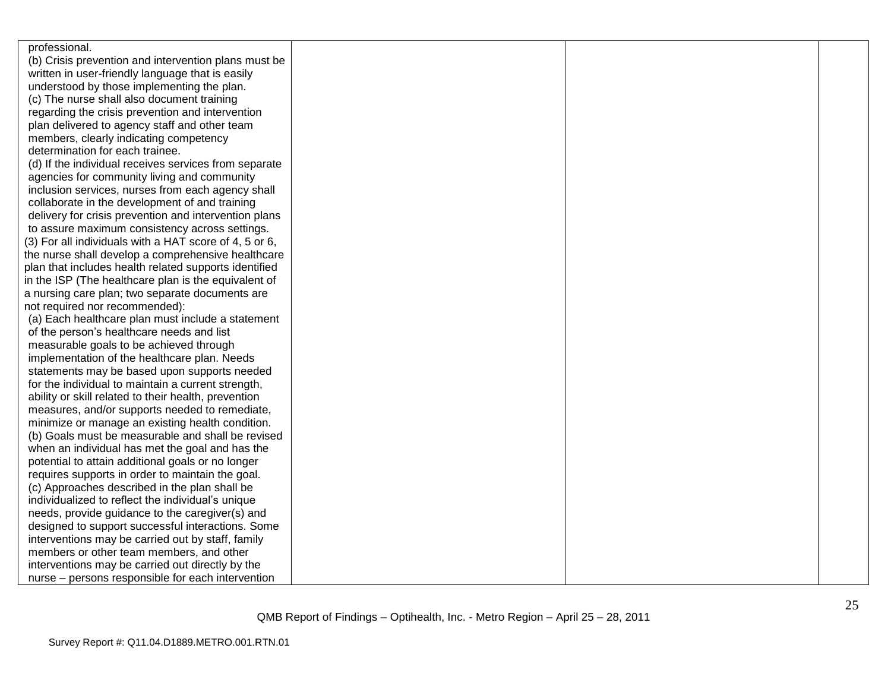| | | | |
|---|---|---|---|
| professional.<br>(b) Crisis prevention and intervention plans must be written in user-friendly language that is easily understood by those implementing the plan.<br>(c) The nurse shall also document training regarding the crisis prevention and intervention plan delivered to agency staff and other team members, clearly indicating competency determination for each trainee.<br>(d) If the individual receives services from separate agencies for community living and community inclusion services, nurses from each agency shall collaborate in the development of and training delivery for crisis prevention and intervention plans to assure maximum consistency across settings.<br>(3) For all individuals with a HAT score of 4, 5 or 6, the nurse shall develop a comprehensive healthcare plan that includes health related supports identified in the ISP (The healthcare plan is the equivalent of a nursing care plan; two separate documents are not required nor recommended):<br>(a) Each healthcare plan must include a statement of the person's healthcare needs and list measurable goals to be achieved through implementation of the healthcare plan. Needs statements may be based upon supports needed for the individual to maintain a current strength, ability or skill related to their health, prevention measures, and/or supports needed to remediate, minimize or manage an existing health condition.<br>(b) Goals must be measurable and shall be revised when an individual has met the goal and has the potential to attain additional goals or no longer requires supports in order to maintain the goal.<br>(c) Approaches described in the plan shall be individualized to reflect the individual's unique needs, provide guidance to the caregiver(s) and designed to support successful interactions. Some interventions may be carried out by staff, family members or other team members, and other interventions may be carried out directly by the nurse – persons responsible for each intervention | | | |

QMB Report of Findings – Optihealth, Inc. - Metro Region – April 25 – 28, 2011

Survey Report #: Q11.04.D1889.METRO.001.RTN.01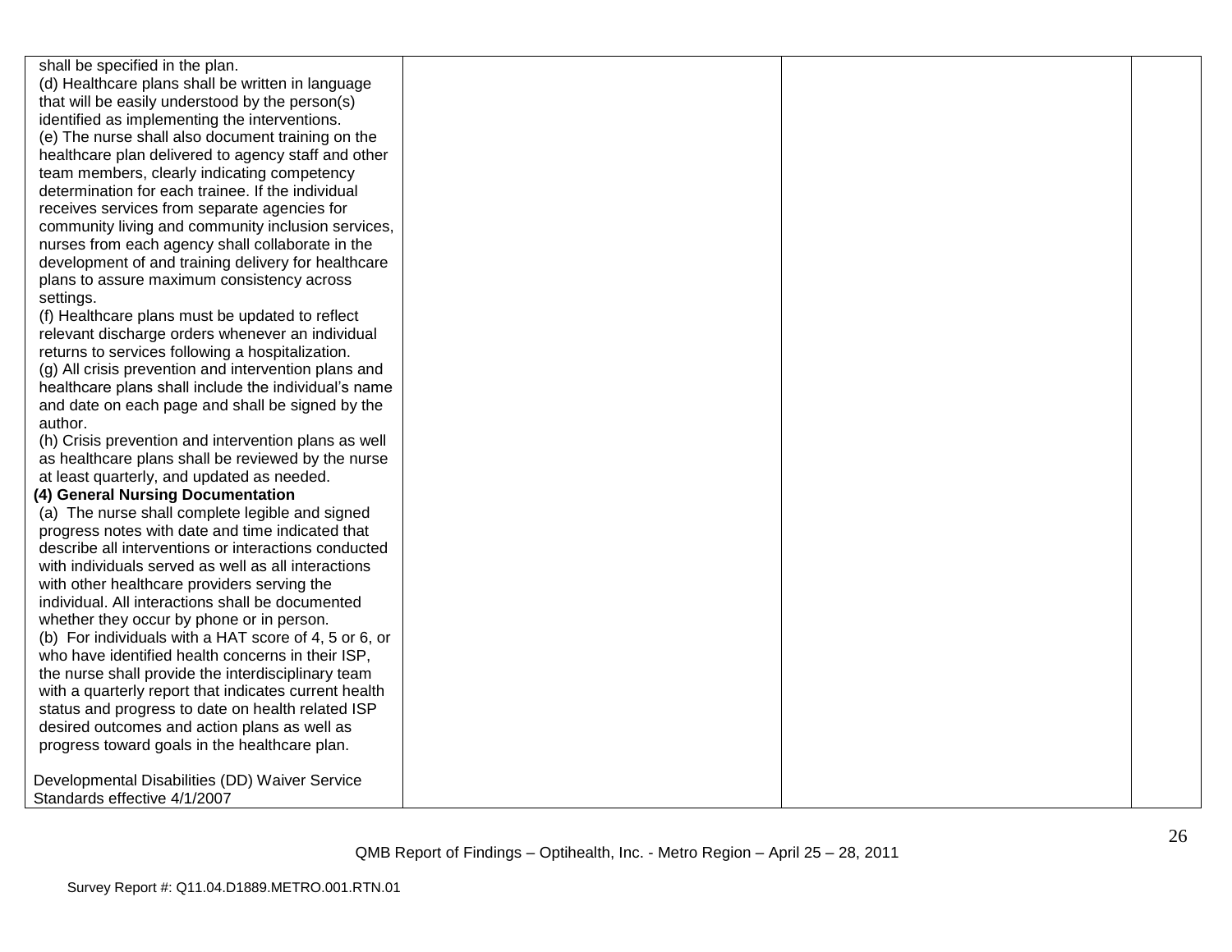| | | | |
|---|---|---|---|
| shall be specified in the plan.<br>(d) Healthcare plans shall be written in language that will be easily understood by the person(s) identified as implementing the interventions.<br>(e) The nurse shall also document training on the healthcare plan delivered to agency staff and other team members, clearly indicating competency determination for each trainee. If the individual receives services from separate agencies for community living and community inclusion services, nurses from each agency shall collaborate in the development of and training delivery for healthcare plans to assure maximum consistency across settings.<br>(f) Healthcare plans must be updated to reflect relevant discharge orders whenever an individual returns to services following a hospitalization.<br>(g) All crisis prevention and intervention plans and healthcare plans shall include the individual's name and date on each page and shall be signed by the author.<br>(h) Crisis prevention and intervention plans as well as healthcare plans shall be reviewed by the nurse at least quarterly, and updated as needed.<br>**(4) General Nursing Documentation**<br>(a) The nurse shall complete legible and signed progress notes with date and time indicated that describe all interventions or interactions conducted with individuals served as well as all interactions with other healthcare providers serving the individual. All interactions shall be documented whether they occur by phone or in person.<br>(b) For individuals with a HAT score of 4, 5 or 6, or who have identified health concerns in their ISP, the nurse shall provide the interdisciplinary team with a quarterly report that indicates current health status and progress to date on health related ISP desired outcomes and action plans as well as progress toward goals in the healthcare plan.<br><br>Developmental Disabilities (DD) Waiver Service Standards effective 4/1/2007 | | | |

QMB Report of Findings – Optihealth, Inc. - Metro Region – April 25 – 28, 2011

Survey Report #: Q11.04.D1889.METRO.001.RTN.01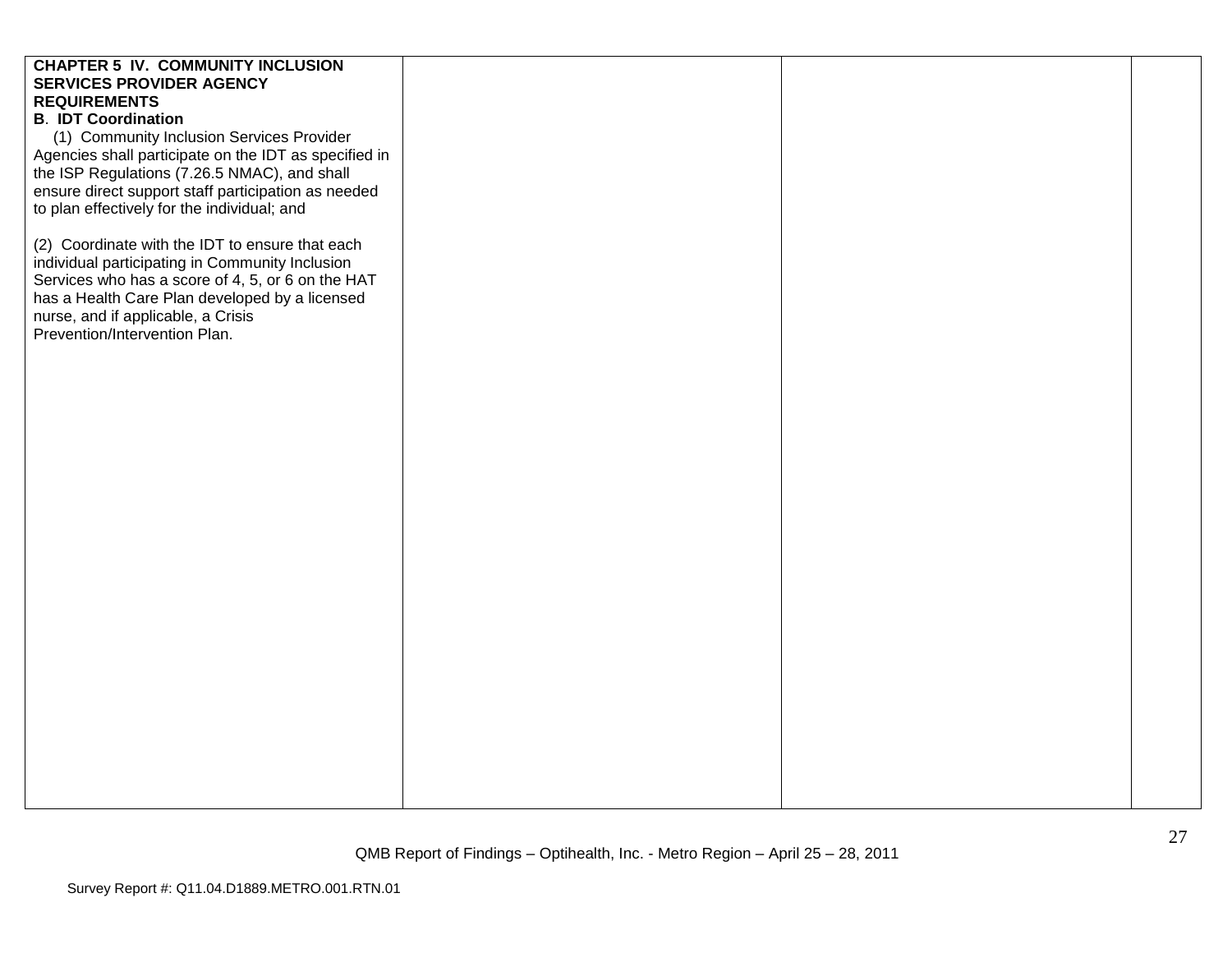| | | | |
|---|---|---|---|
| **CHAPTER 5 IV. COMMUNITY INCLUSION SERVICES PROVIDER AGENCY REQUIREMENTS**<br>**B. IDT Coordination**<br>(1) Community Inclusion Services Provider Agencies shall participate on the IDT as specified in the ISP Regulations (7.26.5 NMAC), and shall ensure direct support staff participation as needed to plan effectively for the individual; and<br><br>(2) Coordinate with the IDT to ensure that each individual participating in Community Inclusion Services who has a score of 4, 5, or 6 on the HAT has a Health Care Plan developed by a licensed nurse, and if applicable, a Crisis Prevention/Intervention Plan. | | | |

QMB Report of Findings – Optihealth, Inc. - Metro Region – April 25 – 28, 2011

Survey Report #: Q11.04.D1889.METRO.001.RTN.01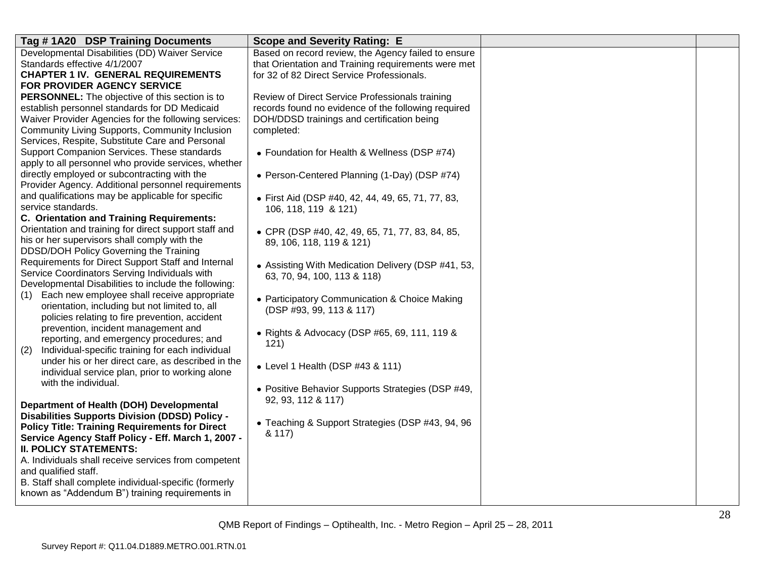| Tag # 1A20 DSP Training Documents | Scope and Severity Rating: E | | |
|---|---|---|---|
| Developmental Disabilities (DD) Waiver Service Standards effective 4/1/2007<br>**CHAPTER 1 IV. GENERAL REQUIREMENTS FOR PROVIDER AGENCY SERVICE PERSONNEL:** The objective of this section is to establish personnel standards for DD Medicaid Waiver Provider Agencies for the following services: Community Living Supports, Community Inclusion Services, Respite, Substitute Care and Personal Support Companion Services. These standards apply to all personnel who provide services, whether directly employed or subcontracting with the Provider Agency. Additional personnel requirements and qualifications may be applicable for specific service standards.<br>**C. Orientation and Training Requirements:** Orientation and training for direct support staff and his or her supervisors shall comply with the DDSD/DOH Policy Governing the Training Requirements for Direct Support Staff and Internal Service Coordinators Serving Individuals with Developmental Disabilities to include the following:<br>(1) Each new employee shall receive appropriate orientation, including but not limited to, all policies relating to fire prevention, accident prevention, incident management and reporting, and emergency procedures; and<br>(2) Individual-specific training for each individual under his or her direct care, as described in the individual service plan, prior to working alone with the individual.<br><br>**Department of Health (DOH) Developmental Disabilities Supports Division (DDSD) Policy - Policy Title: Training Requirements for Direct Service Agency Staff Policy - Eff. March 1, 2007 - II. POLICY STATEMENTS:**<br>A. Individuals shall receive services from competent and qualified staff.<br>B. Staff shall complete individual-specific (formerly known as "Addendum B") training requirements in | Based on record review, the Agency failed to ensure that Orientation and Training requirements were met for 32 of 82 Direct Service Professionals.<br><br>Review of Direct Service Professionals training records found no evidence of the following required DOH/DDSD trainings and certification being completed:<br><br>• Foundation for Health & Wellness (DSP #74)<br><br>• Person-Centered Planning (1-Day) (DSP #74)<br><br>• First Aid (DSP #40, 42, 44, 49, 65, 71, 77, 83, 106, 118, 119 & 121)<br><br>• CPR (DSP #40, 42, 49, 65, 71, 77, 83, 84, 85, 89, 106, 118, 119 & 121)<br><br>• Assisting With Medication Delivery (DSP #41, 53, 63, 70, 94, 100, 113 & 118)<br><br>• Participatory Communication & Choice Making (DSP #93, 99, 113 & 117)<br><br>• Rights & Advocacy (DSP #65, 69, 111, 119 & 121)<br><br>• Level 1 Health (DSP #43 & 111)<br><br>• Positive Behavior Supports Strategies (DSP #49, 92, 93, 112 & 117)<br><br>• Teaching & Support Strategies (DSP #43, 94, 96 & 117) | | |

QMB Report of Findings – Optihealth, Inc. - Metro Region – April 25 – 28, 2011

Survey Report #: Q11.04.D1889.METRO.001.RTN.01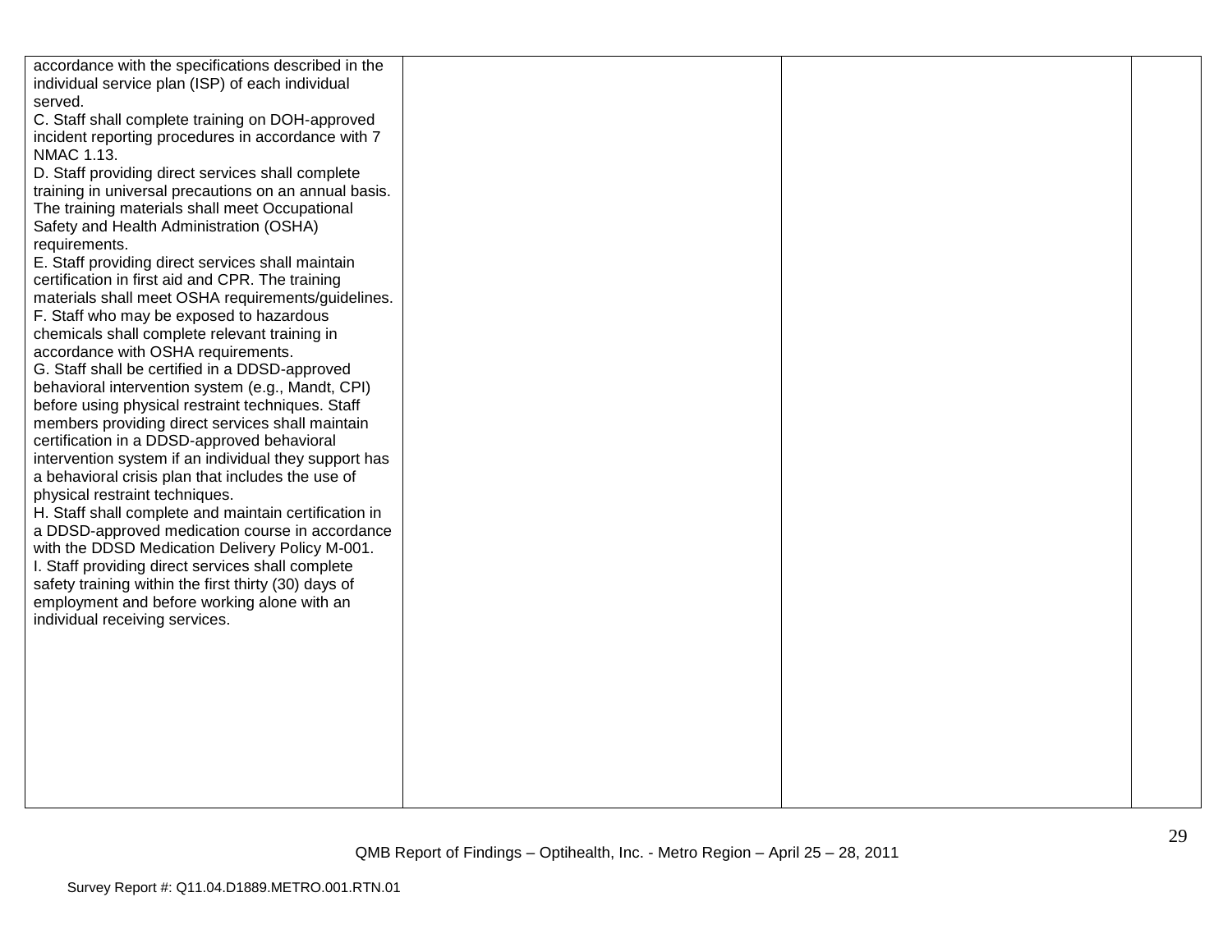| | | | |
|---|---|---|---|
| accordance with the specifications described in the individual service plan (ISP) of each individual served.<br>C. Staff shall complete training on DOH-approved incident reporting procedures in accordance with 7 NMAC 1.13.<br>D. Staff providing direct services shall complete training in universal precautions on an annual basis. The training materials shall meet Occupational Safety and Health Administration (OSHA) requirements.<br>E. Staff providing direct services shall maintain certification in first aid and CPR. The training materials shall meet OSHA requirements/guidelines.<br>F. Staff who may be exposed to hazardous chemicals shall complete relevant training in accordance with OSHA requirements.<br>G. Staff shall be certified in a DDSD-approved behavioral intervention system (e.g., Mandt, CPI) before using physical restraint techniques. Staff members providing direct services shall maintain certification in a DDSD-approved behavioral intervention system if an individual they support has a behavioral crisis plan that includes the use of physical restraint techniques.<br>H. Staff shall complete and maintain certification in a DDSD-approved medication course in accordance with the DDSD Medication Delivery Policy M-001.<br>I. Staff providing direct services shall complete safety training within the first thirty (30) days of employment and before working alone with an individual receiving services. | | | |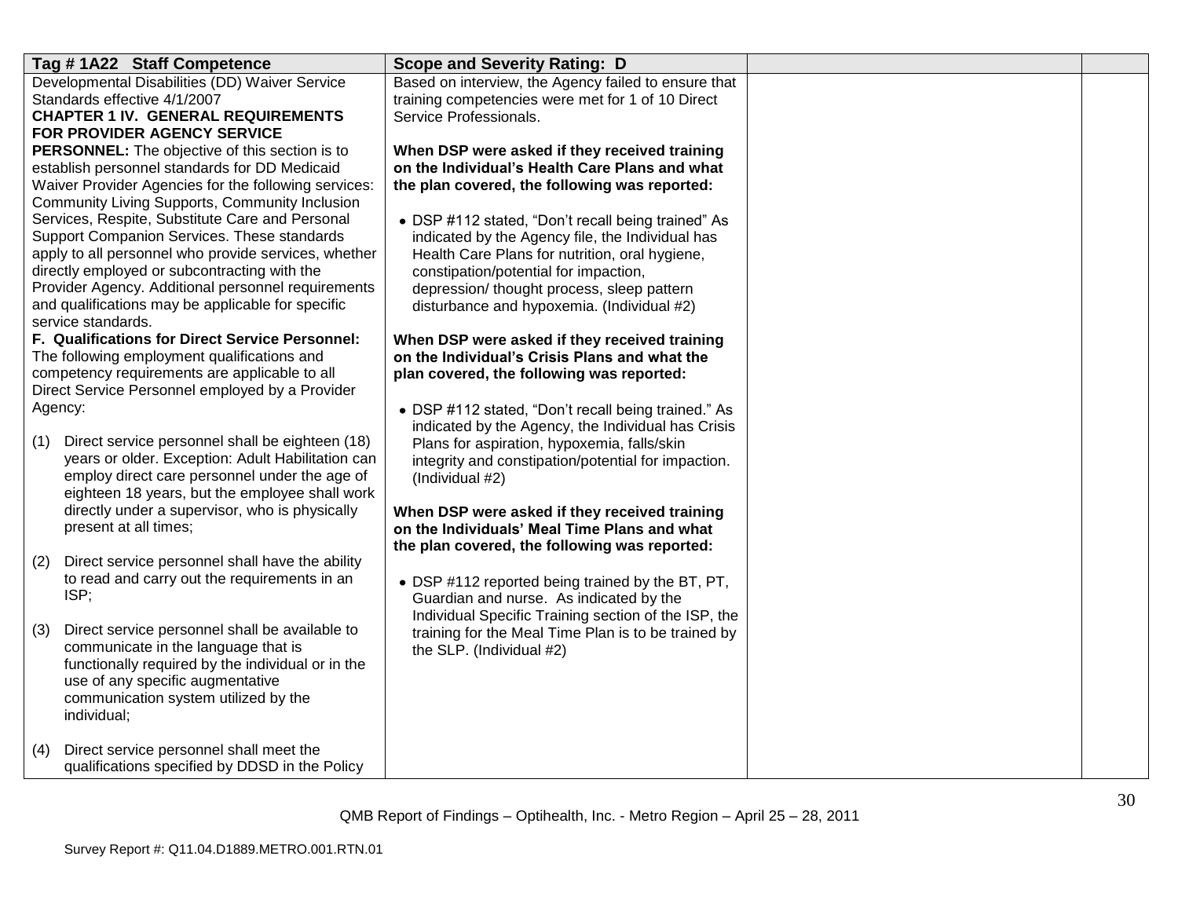| Tag # 1A22 Staff Competence | Scope and Severity Rating: D | | |
|---|---|---|---|
| Developmental Disabilities (DD) Waiver Service Standards effective 4/1/2007<br>**CHAPTER 1 IV. GENERAL REQUIREMENTS FOR PROVIDER AGENCY SERVICE PERSONNEL:** The objective of this section is to establish personnel standards for DD Medicaid Waiver Provider Agencies for the following services: Community Living Supports, Community Inclusion Services, Respite, Substitute Care and Personal Support Companion Services. These standards apply to all personnel who provide services, whether directly employed or subcontracting with the Provider Agency. Additional personnel requirements and qualifications may be applicable for specific service standards.<br>**F. Qualifications for Direct Service Personnel:** The following employment qualifications and competency requirements are applicable to all Direct Service Personnel employed by a Provider Agency:<br><br>(1) Direct service personnel shall be eighteen (18) years or older. Exception: Adult Habilitation can employ direct care personnel under the age of eighteen 18 years, but the employee shall work directly under a supervisor, who is physically present at all times;<br><br>(2) Direct service personnel shall have the ability to read and carry out the requirements in an ISP;<br><br>(3) Direct service personnel shall be available to communicate in the language that is functionally required by the individual or in the use of any specific augmentative communication system utilized by the individual;<br><br>(4) Direct service personnel shall meet the qualifications specified by DDSD in the Policy | Based on interview, the Agency failed to ensure that training competencies were met for 1 of 10 Direct Service Professionals.<br><br>**When DSP were asked if they received training on the Individual's Health Care Plans and what the plan covered, the following was reported:**<br><br>• DSP #112 stated, "Don't recall being trained" As indicated by the Agency file, the Individual has Health Care Plans for nutrition, oral hygiene, constipation/potential for impaction, depression/ thought process, sleep pattern disturbance and hypoxemia. (Individual #2)<br><br>**When DSP were asked if they received training on the Individual's Crisis Plans and what the plan covered, the following was reported:**<br><br>• DSP #112 stated, "Don't recall being trained." As indicated by the Agency, the Individual has Crisis Plans for aspiration, hypoxemia, falls/skin integrity and constipation/potential for impaction. (Individual #2)<br><br>**When DSP were asked if they received training on the Individuals' Meal Time Plans and what the plan covered, the following was reported:**<br><br>• DSP #112 reported being trained by the BT, PT, Guardian and nurse. As indicated by the Individual Specific Training section of the ISP, the training for the Meal Time Plan is to be trained by the SLP. (Individual #2) | | |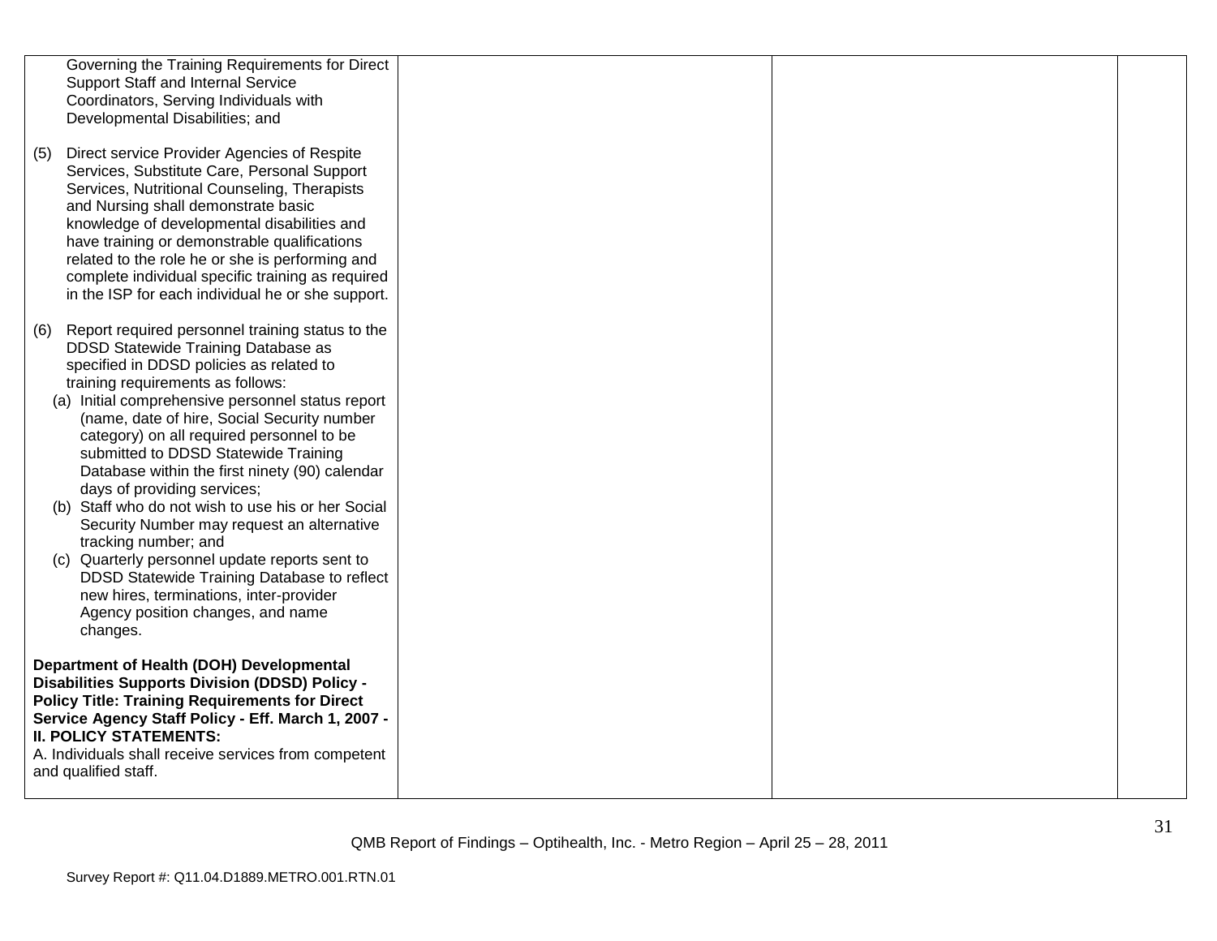| | | | |
|---|---|---|---|
| Governing the Training Requirements for Direct Support Staff and Internal Service Coordinators, Serving Individuals with Developmental Disabilities; and<br><br>(5) Direct service Provider Agencies of Respite Services, Substitute Care, Personal Support Services, Nutritional Counseling, Therapists and Nursing shall demonstrate basic knowledge of developmental disabilities and have training or demonstrable qualifications related to the role he or she is performing and complete individual specific training as required in the ISP for each individual he or she support.<br><br>(6) Report required personnel training status to the DDSD Statewide Training Database as specified in DDSD policies as related to training requirements as follows:<br>(a) Initial comprehensive personnel status report (name, date of hire, Social Security number category) on all required personnel to be submitted to DDSD Statewide Training Database within the first ninety (90) calendar days of providing services;<br>(b) Staff who do not wish to use his or her Social Security Number may request an alternative tracking number; and<br>(c) Quarterly personnel update reports sent to DDSD Statewide Training Database to reflect new hires, terminations, inter-provider Agency position changes, and name changes.<br><br>**Department of Health (DOH) Developmental Disabilities Supports Division (DDSD) Policy - Policy Title: Training Requirements for Direct Service Agency Staff Policy - Eff. March 1, 2007 - II. POLICY STATEMENTS:**<br>A. Individuals shall receive services from competent and qualified staff. | | | |

QMB Report of Findings – Optihealth, Inc. - Metro Region – April 25 – 28, 2011

Survey Report #: Q11.04.D1889.METRO.001.RTN.01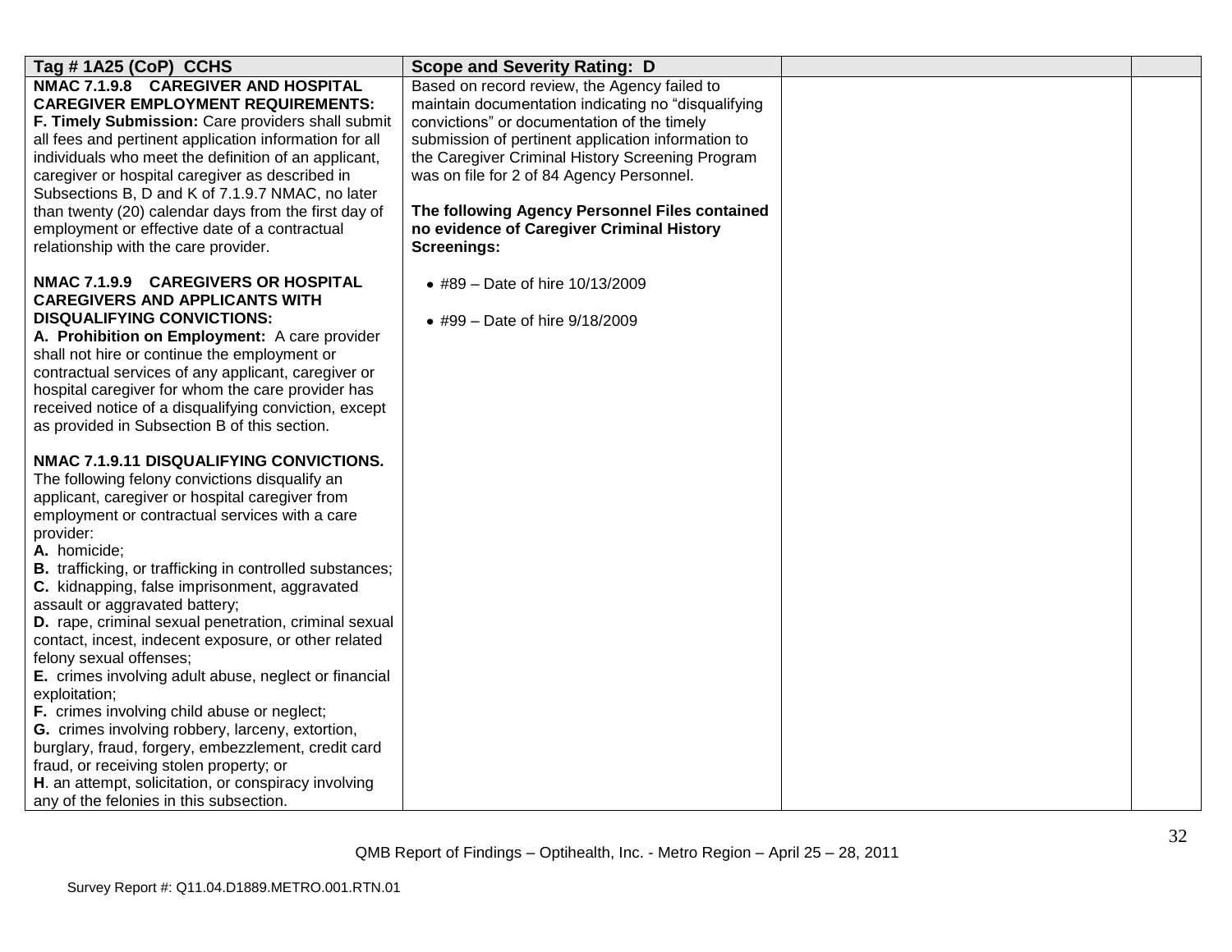| Tag # 1A25 (CoP) CCHS | Scope and Severity Rating: D | | |
|---|---|---|---|
| **NMAC 7.1.9.8 CAREGIVER AND HOSPITAL CAREGIVER EMPLOYMENT REQUIREMENTS:**<br>**F. Timely Submission:** Care providers shall submit all fees and pertinent application information for all individuals who meet the definition of an applicant, caregiver or hospital caregiver as described in Subsections B, D and K of 7.1.9.7 NMAC, no later than twenty (20) calendar days from the first day of employment or effective date of a contractual relationship with the care provider.<br><br>**NMAC 7.1.9.9 CAREGIVERS OR HOSPITAL CAREGIVERS AND APPLICANTS WITH DISQUALIFYING CONVICTIONS:**<br>**A. Prohibition on Employment:** A care provider shall not hire or continue the employment or contractual services of any applicant, caregiver or hospital caregiver for whom the care provider has received notice of a disqualifying conviction, except as provided in Subsection B of this section.<br><br>**NMAC 7.1.9.11 DISQUALIFYING CONVICTIONS.** The following felony convictions disqualify an applicant, caregiver or hospital caregiver from employment or contractual services with a care provider:<br>**A.** homicide;<br>**B.** trafficking, or trafficking in controlled substances;<br>**C.** kidnapping, false imprisonment, aggravated assault or aggravated battery;<br>**D.** rape, criminal sexual penetration, criminal sexual contact, incest, indecent exposure, or other related felony sexual offenses;<br>**E.** crimes involving adult abuse, neglect or financial exploitation;<br>**F.** crimes involving child abuse or neglect;<br>**G.** crimes involving robbery, larceny, extortion, burglary, fraud, forgery, embezzlement, credit card fraud, or receiving stolen property; or<br>**H**. an attempt, solicitation, or conspiracy involving any of the felonies in this subsection. | Based on record review, the Agency failed to maintain documentation indicating no "disqualifying convictions" or documentation of the timely submission of pertinent application information to the Caregiver Criminal History Screening Program was on file for 2 of 84 Agency Personnel.<br><br>**The following Agency Personnel Files contained no evidence of Caregiver Criminal History Screenings:**<br><br>• #89 – Date of hire 10/13/2009<br><br>• #99 – Date of hire 9/18/2009 | | |

QMB Report of Findings – Optihealth, Inc. - Metro Region – April 25 – 28, 2011

Survey Report #: Q11.04.D1889.METRO.001.RTN.01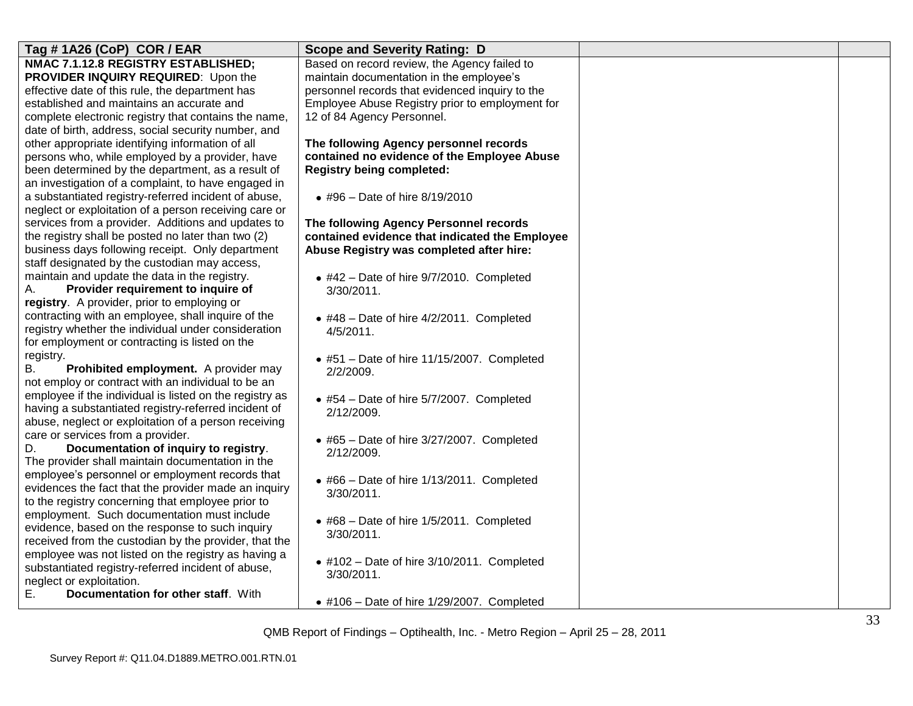| Tag # 1A26 (CoP) COR / EAR | Scope and Severity Rating: D | | |
|---|---|---|---|
| **NMAC 7.1.12.8 REGISTRY ESTABLISHED; PROVIDER INQUIRY REQUIRED**: Upon the effective date of this rule, the department has established and maintains an accurate and complete electronic registry that contains the name, date of birth, address, social security number, and other appropriate identifying information of all persons who, while employed by a provider, have been determined by the department, as a result of an investigation of a complaint, to have engaged in a substantiated registry-referred incident of abuse, neglect or exploitation of a person receiving care or services from a provider. Additions and updates to the registry shall be posted no later than two (2) business days following receipt. Only department staff designated by the custodian may access, maintain and update the data in the registry.<br>A. **Provider requirement to inquire of registry**. A provider, prior to employing or contracting with an employee, shall inquire of the registry whether the individual under consideration for employment or contracting is listed on the registry.<br>B. **Prohibited employment.** A provider may not employ or contract with an individual to be an employee if the individual is listed on the registry as having a substantiated registry-referred incident of abuse, neglect or exploitation of a person receiving care or services from a provider.<br>D. **Documentation of inquiry to registry**. The provider shall maintain documentation in the employee's personnel or employment records that evidences the fact that the provider made an inquiry to the registry concerning that employee prior to employment. Such documentation must include evidence, based on the response to such inquiry received from the custodian by the provider, that the employee was not listed on the registry as having a substantiated registry-referred incident of abuse, neglect or exploitation.<br>E. **Documentation for other staff**. With | Based on record review, the Agency failed to maintain documentation in the employee's personnel records that evidenced inquiry to the Employee Abuse Registry prior to employment for 12 of 84 Agency Personnel.<br><br>**The following Agency personnel records contained no evidence of the Employee Abuse Registry being completed:**<br><br>• #96 – Date of hire 8/19/2010<br><br>**The following Agency Personnel records contained evidence that indicated the Employee Abuse Registry was completed after hire:**<br><br>• #42 – Date of hire 9/7/2010. Completed 3/30/2011.<br><br>• #48 – Date of hire 4/2/2011. Completed 4/5/2011.<br><br>• #51 – Date of hire 11/15/2007. Completed 2/2/2009.<br><br>• #54 – Date of hire 5/7/2007. Completed 2/12/2009.<br><br>• #65 – Date of hire 3/27/2007. Completed 2/12/2009.<br><br>• #66 – Date of hire 1/13/2011. Completed 3/30/2011.<br><br>• #68 – Date of hire 1/5/2011. Completed 3/30/2011.<br><br>• #102 – Date of hire 3/10/2011. Completed 3/30/2011.<br><br>• #106 – Date of hire 1/29/2007. Completed | | |

QMB Report of Findings – Optihealth, Inc. - Metro Region – April 25 – 28, 2011

Survey Report #: Q11.04.D1889.METRO.001.RTN.01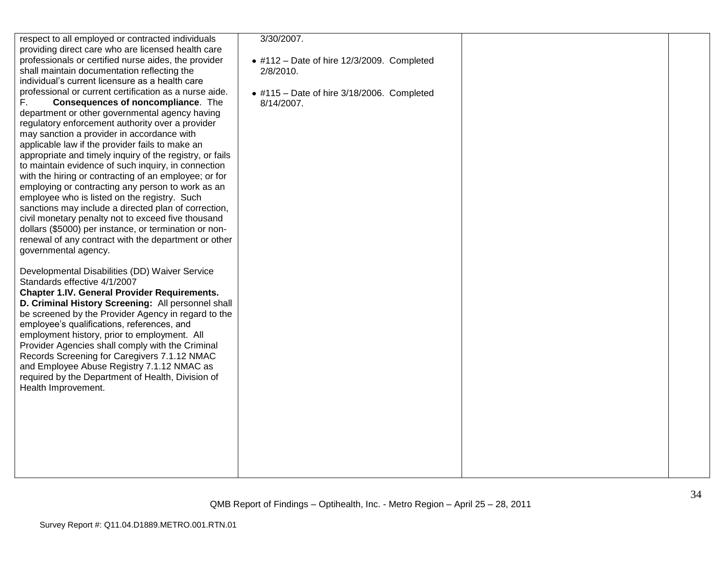| | | | |
|---|---|---|---|
| respect to all employed or contracted individuals providing direct care who are licensed health care professionals or certified nurse aides, the provider shall maintain documentation reflecting the individual's current licensure as a health care professional or current certification as a nurse aide.<br>F. **Consequences of noncompliance**. The department or other governmental agency having regulatory enforcement authority over a provider may sanction a provider in accordance with applicable law if the provider fails to make an appropriate and timely inquiry of the registry, or fails to maintain evidence of such inquiry, in connection with the hiring or contracting of an employee; or for employing or contracting any person to work as an employee who is listed on the registry. Such sanctions may include a directed plan of correction, civil monetary penalty not to exceed five thousand dollars ($5000) per instance, or termination or non-renewal of any contract with the department or other governmental agency.<br><br>Developmental Disabilities (DD) Waiver Service Standards effective 4/1/2007<br>**Chapter 1.IV. General Provider Requirements.**<br>**D. Criminal History Screening:** All personnel shall be screened by the Provider Agency in regard to the employee's qualifications, references, and employment history, prior to employment. All Provider Agencies shall comply with the Criminal Records Screening for Caregivers 7.1.12 NMAC and Employee Abuse Registry 7.1.12 NMAC as required by the Department of Health, Division of Health Improvement. | 3/30/2007.<br><br>• #112 – Date of hire 12/3/2009. Completed 2/8/2010.<br><br>• #115 – Date of hire 3/18/2006. Completed 8/14/2007. | | |

QMB Report of Findings – Optihealth, Inc. - Metro Region – April 25 – 28, 2011

Survey Report #: Q11.04.D1889.METRO.001.RTN.01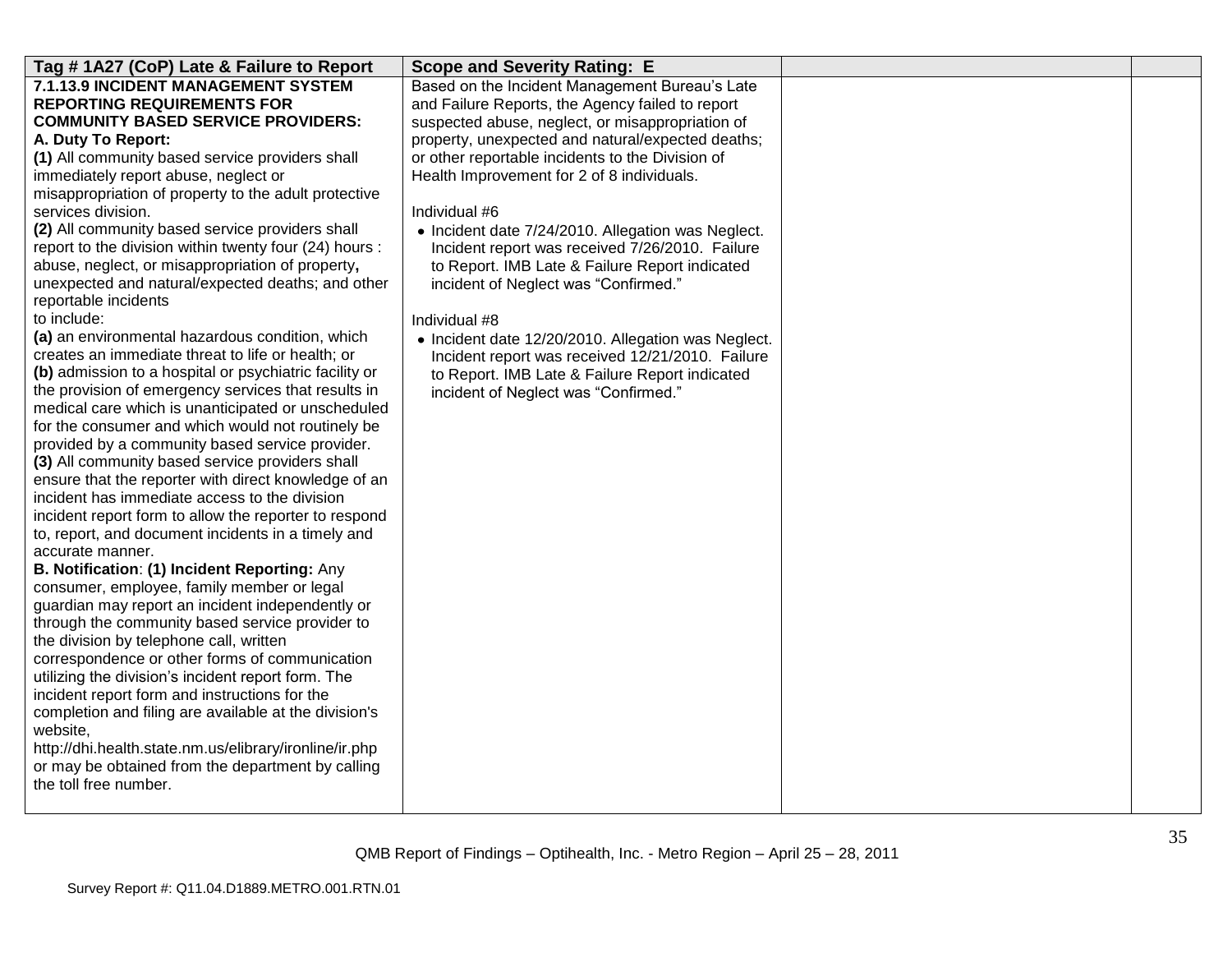| Tag # 1A27 (CoP) Late & Failure to Report | Scope and Severity Rating: E | | |
|---|---|---|---|
| **7.1.13.9 INCIDENT MANAGEMENT SYSTEM REPORTING REQUIREMENTS FOR COMMUNITY BASED SERVICE PROVIDERS:**<br>**A. Duty To Report:**<br>**(1)** All community based service providers shall immediately report abuse, neglect or misappropriation of property to the adult protective services division.<br>**(2)** All community based service providers shall report to the division within twenty four (24) hours : abuse, neglect, or misappropriation of property**,** unexpected and natural/expected deaths; and other reportable incidents to include:<br>**(a)** an environmental hazardous condition, which creates an immediate threat to life or health; or<br>**(b)** admission to a hospital or psychiatric facility or the provision of emergency services that results in medical care which is unanticipated or unscheduled for the consumer and which would not routinely be provided by a community based service provider.<br>**(3)** All community based service providers shall ensure that the reporter with direct knowledge of an incident has immediate access to the division incident report form to allow the reporter to respond to, report, and document incidents in a timely and accurate manner.<br>**B. Notification**: **(1) Incident Reporting:** Any consumer, employee, family member or legal guardian may report an incident independently or through the community based service provider to the division by telephone call, written correspondence or other forms of communication utilizing the division's incident report form. The incident report form and instructions for the completion and filing are available at the division's website, http://dhi.health.state.nm.us/elibrary/ironline/ir.php or may be obtained from the department by calling the toll free number. | Based on the Incident Management Bureau's Late and Failure Reports, the Agency failed to report suspected abuse, neglect, or misappropriation of property, unexpected and natural/expected deaths; or other reportable incidents to the Division of Health Improvement for 2 of 8 individuals.<br><br>Individual #6<br>• Incident date 7/24/2010. Allegation was Neglect. Incident report was received 7/26/2010. Failure to Report. IMB Late & Failure Report indicated incident of Neglect was "Confirmed."<br><br>Individual #8<br>• Incident date 12/20/2010. Allegation was Neglect. Incident report was received 12/21/2010. Failure to Report. IMB Late & Failure Report indicated incident of Neglect was "Confirmed." | | |

QMB Report of Findings – Optihealth, Inc. - Metro Region – April 25 – 28, 2011

Survey Report #: Q11.04.D1889.METRO.001.RTN.01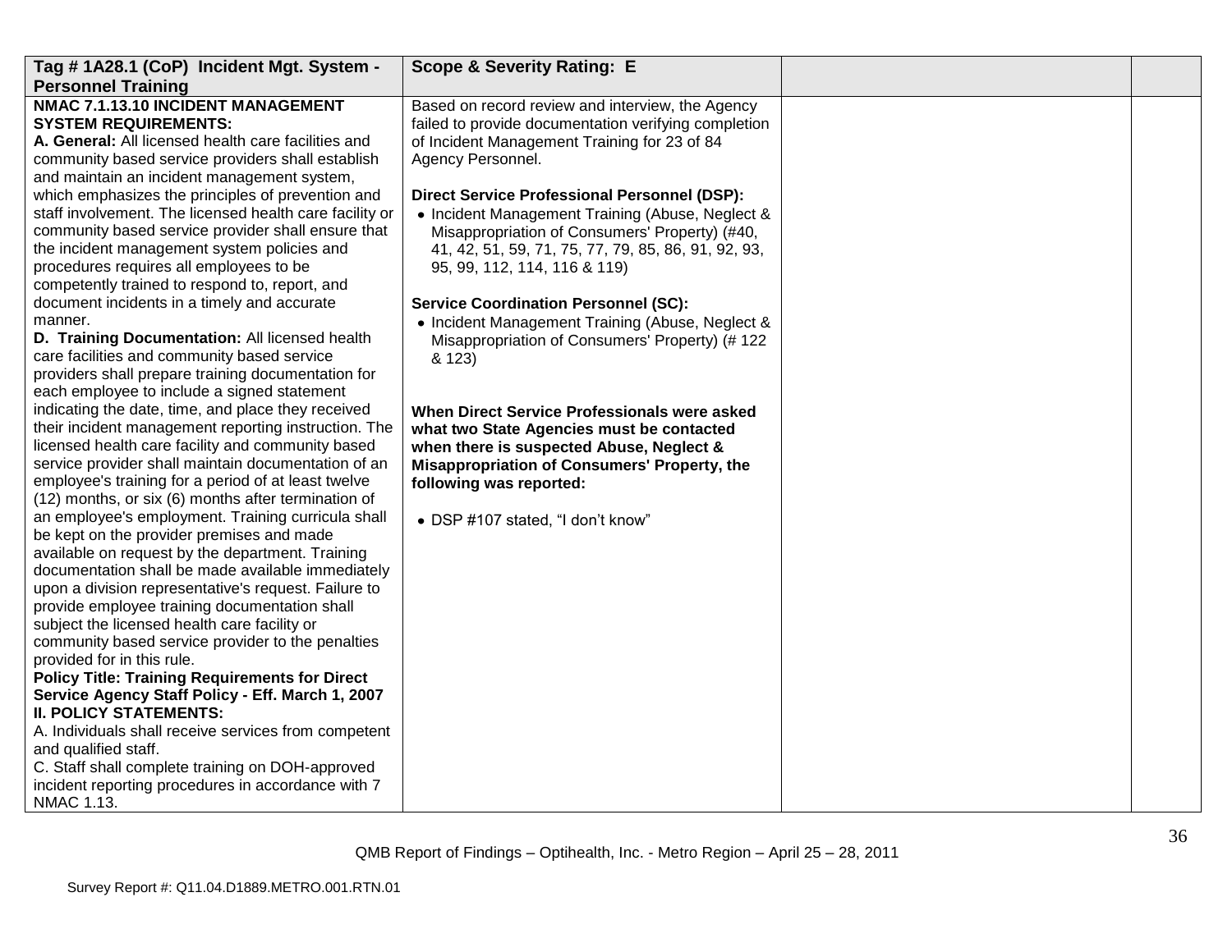| Tag # 1A28.1 (CoP) Incident Mgt. System - Personnel Training | Scope & Severity Rating: E | | |
|---|---|---|---|
| **NMAC 7.1.13.10 INCIDENT MANAGEMENT SYSTEM REQUIREMENTS:**<br>**A. General:** All licensed health care facilities and community based service providers shall establish and maintain an incident management system, which emphasizes the principles of prevention and staff involvement. The licensed health care facility or community based service provider shall ensure that the incident management system policies and procedures requires all employees to be competently trained to respond to, report, and document incidents in a timely and accurate manner.<br>**D. Training Documentation:** All licensed health care facilities and community based service providers shall prepare training documentation for each employee to include a signed statement indicating the date, time, and place they received their incident management reporting instruction. The licensed health care facility and community based service provider shall maintain documentation of an employee's training for a period of at least twelve (12) months, or six (6) months after termination of an employee's employment. Training curricula shall be kept on the provider premises and made available on request by the department. Training documentation shall be made available immediately upon a division representative's request. Failure to provide employee training documentation shall subject the licensed health care facility or community based service provider to the penalties provided for in this rule.<br>**Policy Title: Training Requirements for Direct Service Agency Staff Policy - Eff. March 1, 2007**<br>**II. POLICY STATEMENTS:**<br>A. Individuals shall receive services from competent and qualified staff.<br>C. Staff shall complete training on DOH-approved incident reporting procedures in accordance with 7 NMAC 1.13. | Based on record review and interview, the Agency failed to provide documentation verifying completion of Incident Management Training for 23 of 84 Agency Personnel.<br><br>**Direct Service Professional Personnel (DSP):**<br>• Incident Management Training (Abuse, Neglect & Misappropriation of Consumers' Property) (#40, 41, 42, 51, 59, 71, 75, 77, 79, 85, 86, 91, 92, 93, 95, 99, 112, 114, 116 & 119)<br><br>**Service Coordination Personnel (SC):**<br>• Incident Management Training (Abuse, Neglect & Misappropriation of Consumers' Property) (# 122 & 123)<br><br>**When Direct Service Professionals were asked what two State Agencies must be contacted when there is suspected Abuse, Neglect & Misappropriation of Consumers' Property, the following was reported:**<br><br>• DSP #107 stated, "I don't know" | | |

QMB Report of Findings – Optihealth, Inc. - Metro Region – April 25 – 28, 2011

Survey Report #: Q11.04.D1889.METRO.001.RTN.01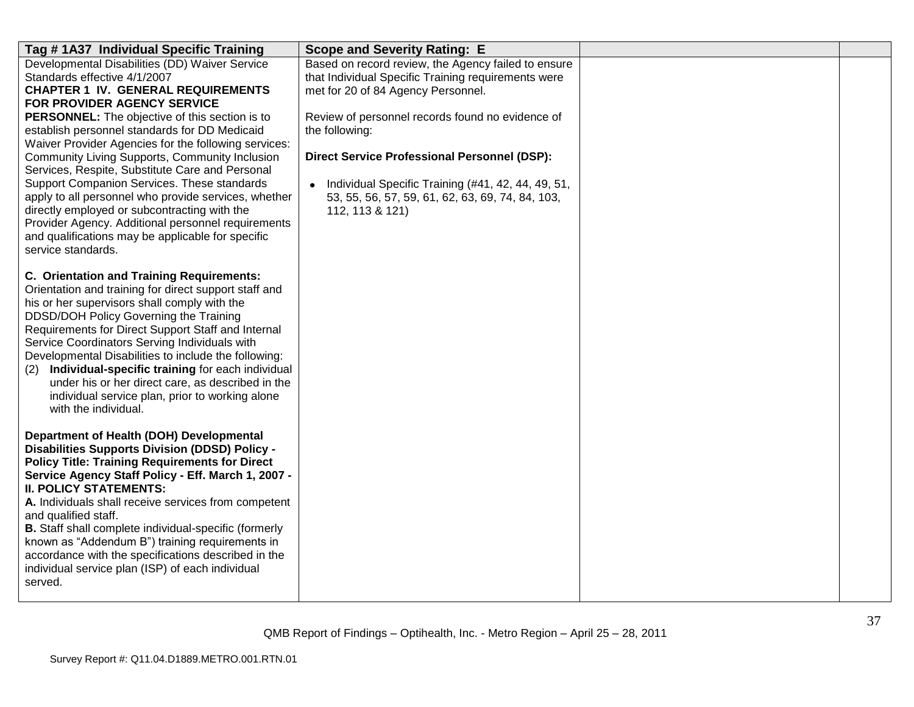| Tag # 1A37 Individual Specific Training | Scope and Severity Rating: E | | |
|---|---|---|---|
| Developmental Disabilities (DD) Waiver Service Standards effective 4/1/2007<br>**CHAPTER 1 IV. GENERAL REQUIREMENTS FOR PROVIDER AGENCY SERVICE PERSONNEL:** The objective of this section is to establish personnel standards for DD Medicaid Waiver Provider Agencies for the following services: Community Living Supports, Community Inclusion Services, Respite, Substitute Care and Personal Support Companion Services. These standards apply to all personnel who provide services, whether directly employed or subcontracting with the Provider Agency. Additional personnel requirements and qualifications may be applicable for specific service standards.<br><br>**C. Orientation and Training Requirements:** Orientation and training for direct support staff and his or her supervisors shall comply with the DDSD/DOH Policy Governing the Training Requirements for Direct Support Staff and Internal Service Coordinators Serving Individuals with Developmental Disabilities to include the following:<br>(2) **Individual-specific training** for each individual under his or her direct care, as described in the individual service plan, prior to working alone with the individual.<br><br>**Department of Health (DOH) Developmental Disabilities Supports Division (DDSD) Policy - Policy Title: Training Requirements for Direct Service Agency Staff Policy - Eff. March 1, 2007 - II. POLICY STATEMENTS:**<br>**A.** Individuals shall receive services from competent and qualified staff.<br>**B.** Staff shall complete individual-specific (formerly known as "Addendum B") training requirements in accordance with the specifications described in the individual service plan (ISP) of each individual served. | Based on record review, the Agency failed to ensure that Individual Specific Training requirements were met for 20 of 84 Agency Personnel.<br><br>Review of personnel records found no evidence of the following:<br><br>**Direct Service Professional Personnel (DSP):**<br><br>• Individual Specific Training (#41, 42, 44, 49, 51, 53, 55, 56, 57, 59, 61, 62, 63, 69, 74, 84, 103, 112, 113 & 121) | | |

QMB Report of Findings – Optihealth, Inc. - Metro Region – April 25 – 28, 2011

Survey Report #: Q11.04.D1889.METRO.001.RTN.01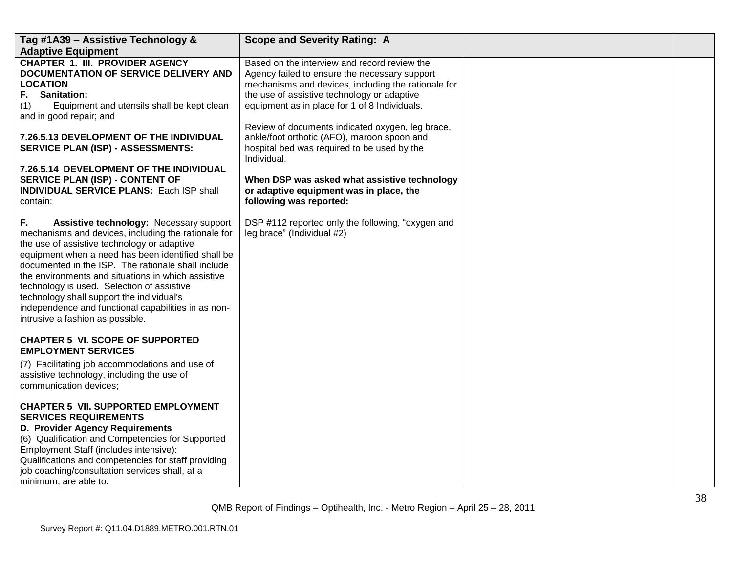| Tag #1A39 – Assistive Technology & Adaptive Equipment | Scope and Severity Rating: A | | |
|---|---|---|---|
| **CHAPTER 1. III. PROVIDER AGENCY DOCUMENTATION OF SERVICE DELIVERY AND LOCATION**<br>**F. Sanitation:**<br>(1) Equipment and utensils shall be kept clean and in good repair; and<br><br>**7.26.5.13 DEVELOPMENT OF THE INDIVIDUAL SERVICE PLAN (ISP) - ASSESSMENTS:**<br><br>**7.26.5.14 DEVELOPMENT OF THE INDIVIDUAL SERVICE PLAN (ISP) - CONTENT OF INDIVIDUAL SERVICE PLANS:** Each ISP shall contain:<br><br>**F. Assistive technology:** Necessary support mechanisms and devices, including the rationale for the use of assistive technology or adaptive equipment when a need has been identified shall be documented in the ISP. The rationale shall include the environments and situations in which assistive technology is used. Selection of assistive technology shall support the individual's independence and functional capabilities in as non-intrusive a fashion as possible.<br><br>**CHAPTER 5 VI. SCOPE OF SUPPORTED EMPLOYMENT SERVICES**<br>(7) Facilitating job accommodations and use of assistive technology, including the use of communication devices;<br><br>**CHAPTER 5 VII. SUPPORTED EMPLOYMENT SERVICES REQUIREMENTS**<br>**D. Provider Agency Requirements**<br>(6) Qualification and Competencies for Supported Employment Staff (includes intensive): Qualifications and competencies for staff providing job coaching/consultation services shall, at a minimum, are able to: | Based on the interview and record review the Agency failed to ensure the necessary support mechanisms and devices, including the rationale for the use of assistive technology or adaptive equipment as in place for 1 of 8 Individuals.<br><br>Review of documents indicated oxygen, leg brace, ankle/foot orthotic (AFO), maroon spoon and hospital bed was required to be used by the Individual.<br><br>**When DSP was asked what assistive technology or adaptive equipment was in place, the following was reported:**<br><br>DSP #112 reported only the following, "oxygen and leg brace" (Individual #2) | | |

QMB Report of Findings – Optihealth, Inc. - Metro Region – April 25 – 28, 2011

Survey Report #: Q11.04.D1889.METRO.001.RTN.01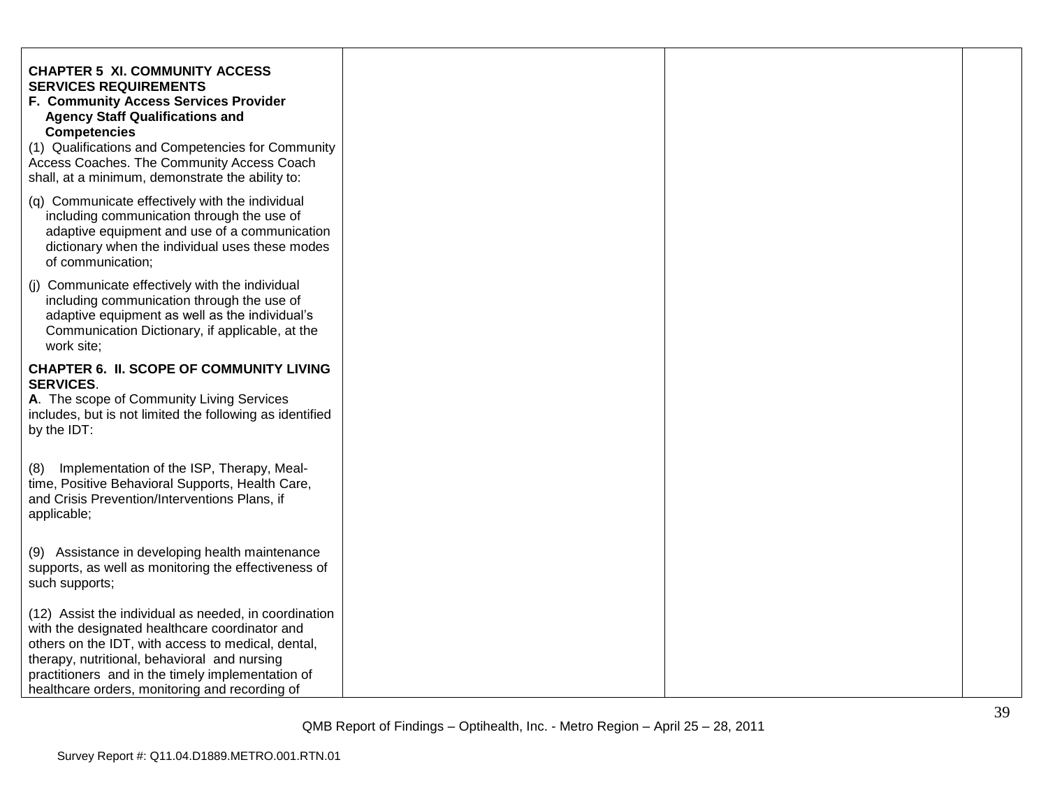| | | | |
|---|---|---|---|
| **CHAPTER 5 XI. COMMUNITY ACCESS SERVICES REQUIREMENTS**<br>**F. Community Access Services Provider Agency Staff Qualifications and Competencies**<br>(1) Qualifications and Competencies for Community Access Coaches. The Community Access Coach shall, at a minimum, demonstrate the ability to:<br><br>(q) Communicate effectively with the individual including communication through the use of adaptive equipment and use of a communication dictionary when the individual uses these modes of communication;<br><br>(j) Communicate effectively with the individual including communication through the use of adaptive equipment as well as the individual's Communication Dictionary, if applicable, at the work site;<br><br>**CHAPTER 6. II. SCOPE OF COMMUNITY LIVING SERVICES**.<br>**A**. The scope of Community Living Services includes, but is not limited the following as identified by the IDT:<br><br>(8) Implementation of the ISP, Therapy, Meal-time, Positive Behavioral Supports, Health Care, and Crisis Prevention/Interventions Plans, if applicable;<br><br>(9) Assistance in developing health maintenance supports, as well as monitoring the effectiveness of such supports;<br><br>(12) Assist the individual as needed, in coordination with the designated healthcare coordinator and others on the IDT, with access to medical, dental, therapy, nutritional, behavioral and nursing practitioners and in the timely implementation of healthcare orders, monitoring and recording of | | | |

QMB Report of Findings – Optihealth, Inc. - Metro Region – April 25 – 28, 2011

Survey Report #: Q11.04.D1889.METRO.001.RTN.01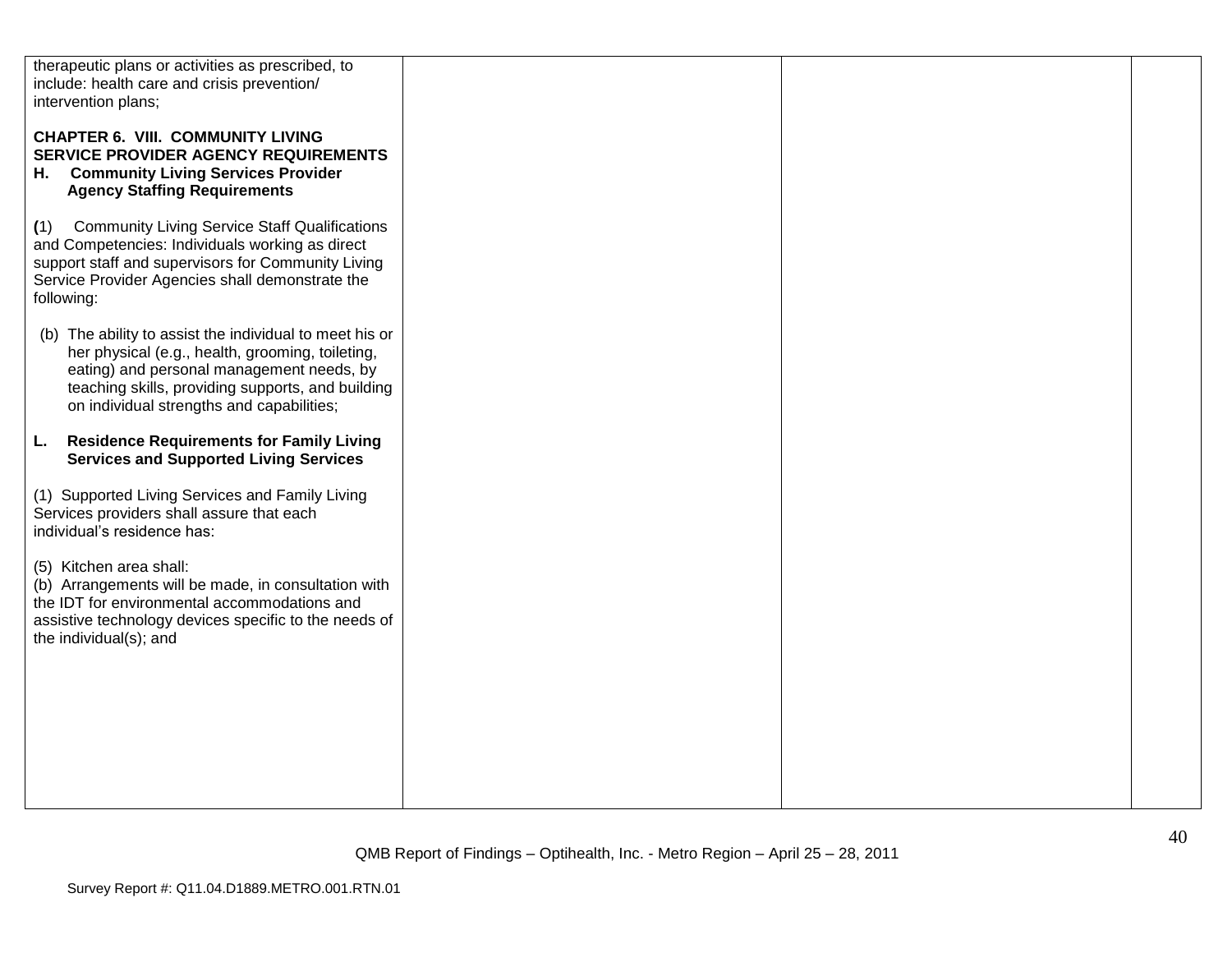| | | | |
|---|---|---|---|
| therapeutic plans or activities as prescribed, to include: health care and crisis prevention/ intervention plans;<br><br>**CHAPTER 6. VIII. COMMUNITY LIVING SERVICE PROVIDER AGENCY REQUIREMENTS**<br>**H. Community Living Services Provider Agency Staffing Requirements**<br><br>**(**1) Community Living Service Staff Qualifications and Competencies: Individuals working as direct support staff and supervisors for Community Living Service Provider Agencies shall demonstrate the following:<br><br>(b) The ability to assist the individual to meet his or her physical (e.g., health, grooming, toileting, eating) and personal management needs, by teaching skills, providing supports, and building on individual strengths and capabilities;<br><br>**L. Residence Requirements for Family Living Services and Supported Living Services**<br><br>(1) Supported Living Services and Family Living Services providers shall assure that each individual's residence has:<br><br>(5) Kitchen area shall:<br>(b) Arrangements will be made, in consultation with the IDT for environmental accommodations and assistive technology devices specific to the needs of the individual(s); and | | | |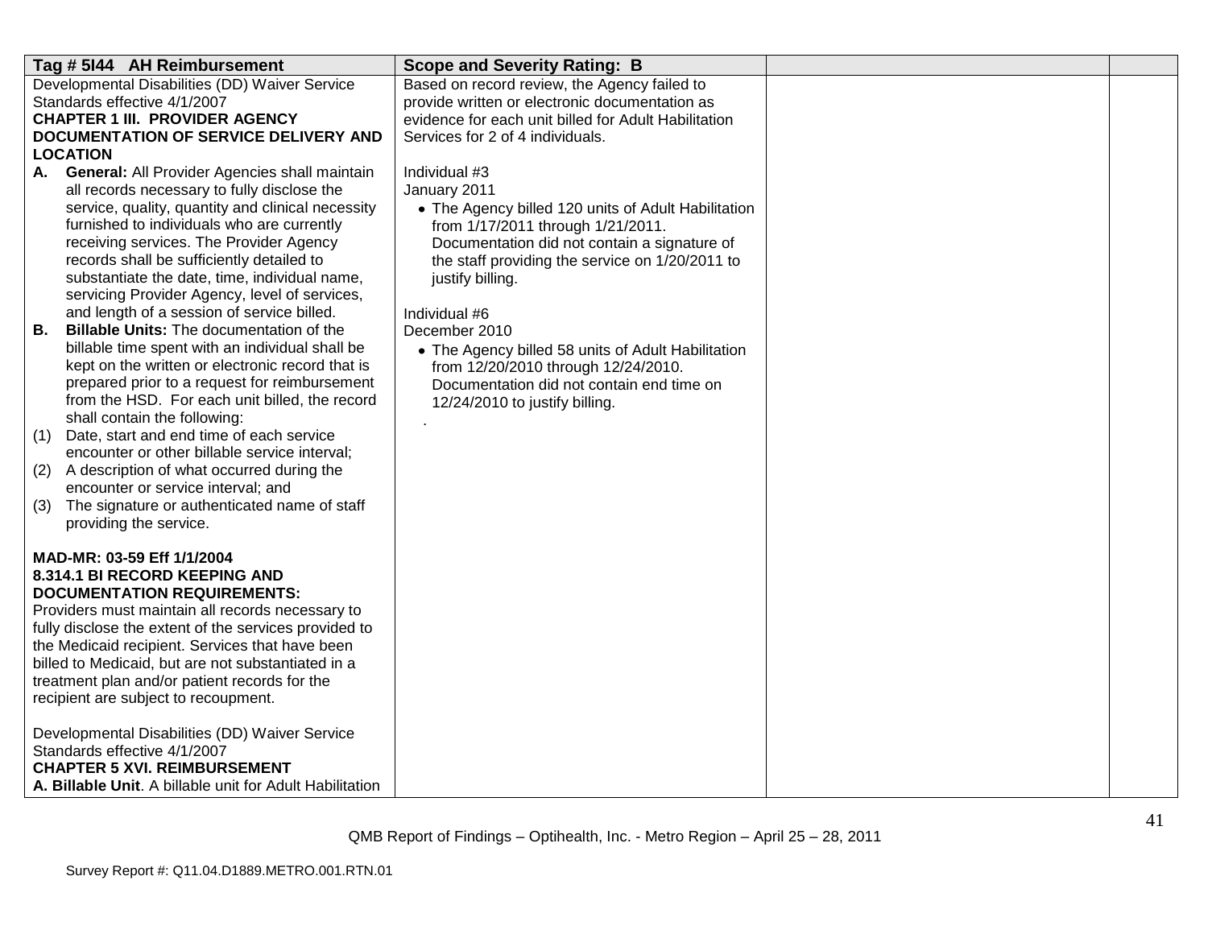| Tag # 5I44 AH Reimbursement | Scope and Severity Rating: B | | |
|---|---|---|---|
| Developmental Disabilities (DD) Waiver Service Standards effective 4/1/2007<br>**CHAPTER 1 III. PROVIDER AGENCY DOCUMENTATION OF SERVICE DELIVERY AND LOCATION**<br>**A. General:** All Provider Agencies shall maintain all records necessary to fully disclose the service, quality, quantity and clinical necessity furnished to individuals who are currently receiving services. The Provider Agency records shall be sufficiently detailed to substantiate the date, time, individual name, servicing Provider Agency, level of services, and length of a session of service billed.<br>**B. Billable Units:** The documentation of the billable time spent with an individual shall be kept on the written or electronic record that is prepared prior to a request for reimbursement from the HSD. For each unit billed, the record shall contain the following:<br>(1) Date, start and end time of each service encounter or other billable service interval;<br>(2) A description of what occurred during the encounter or service interval; and<br>(3) The signature or authenticated name of staff providing the service.<br><br>**MAD-MR: 03-59 Eff 1/1/2004**<br>**8.314.1 BI RECORD KEEPING AND DOCUMENTATION REQUIREMENTS:**<br>Providers must maintain all records necessary to fully disclose the extent of the services provided to the Medicaid recipient. Services that have been billed to Medicaid, but are not substantiated in a treatment plan and/or patient records for the recipient are subject to recoupment.<br><br>Developmental Disabilities (DD) Waiver Service Standards effective 4/1/2007<br>**CHAPTER 5 XVI. REIMBURSEMENT**<br>**A. Billable Unit**. A billable unit for Adult Habilitation | Based on record review, the Agency failed to provide written or electronic documentation as evidence for each unit billed for Adult Habilitation Services for 2 of 4 individuals.<br><br>Individual #3<br>January 2011<br>• The Agency billed 120 units of Adult Habilitation from 1/17/2011 through 1/21/2011. Documentation did not contain a signature of the staff providing the service on 1/20/2011 to justify billing.<br><br>Individual #6<br>December 2010<br>• The Agency billed 58 units of Adult Habilitation from 12/20/2010 through 12/24/2010. Documentation did not contain end time on 12/24/2010 to justify billing.<br>. | | |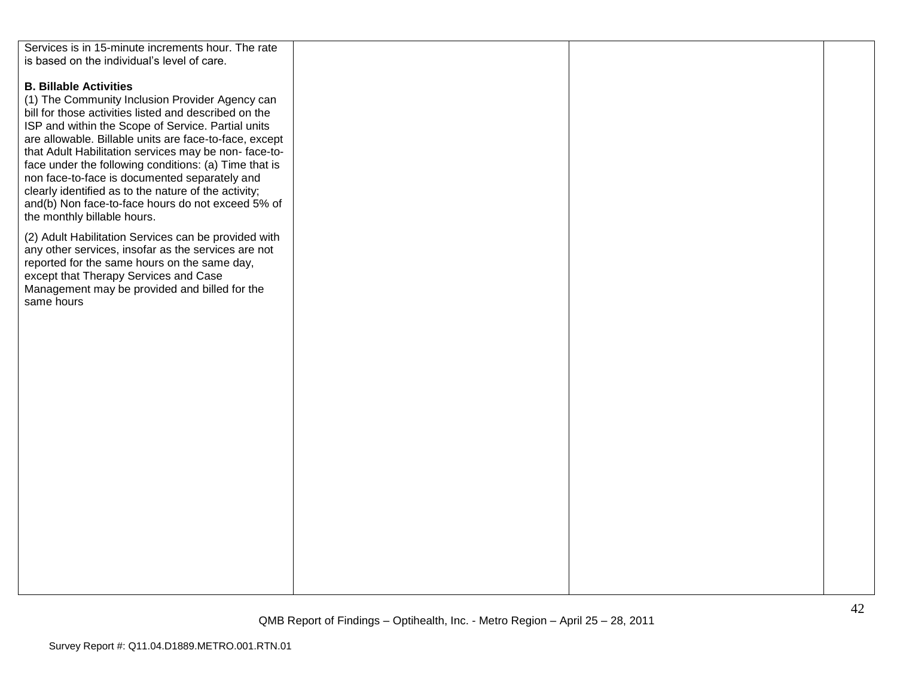| | | | |
|---|---|---|---|
| Services is in 15-minute increments hour. The rate is based on the individual's level of care.<br><br>**B. Billable Activities**<br>(1) The Community Inclusion Provider Agency can bill for those activities listed and described on the ISP and within the Scope of Service. Partial units are allowable. Billable units are face-to-face, except that Adult Habilitation services may be non- face-to-face under the following conditions: (a) Time that is non face-to-face is documented separately and clearly identified as to the nature of the activity; and(b) Non face-to-face hours do not exceed 5% of the monthly billable hours.<br><br>(2) Adult Habilitation Services can be provided with any other services, insofar as the services are not reported for the same hours on the same day, except that Therapy Services and Case Management may be provided and billed for the same hours | | | |

QMB Report of Findings – Optihealth, Inc. - Metro Region – April 25 – 28, 2011

Survey Report #: Q11.04.D1889.METRO.001.RTN.01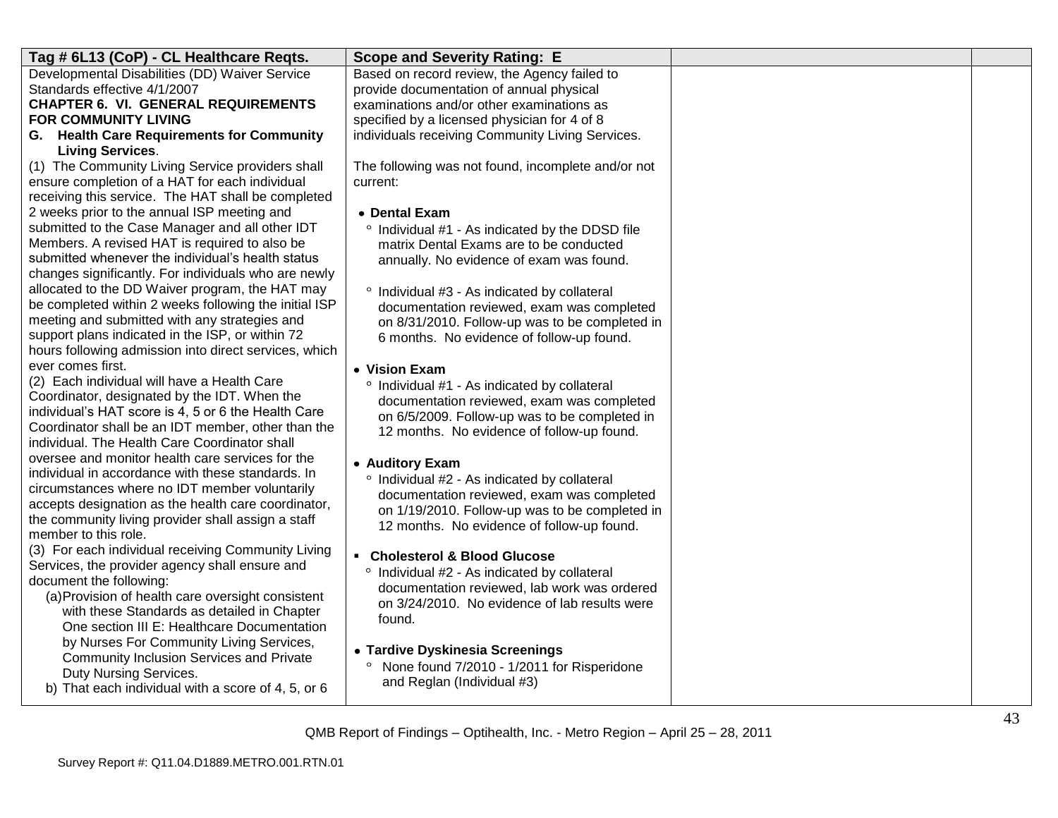| Tag # 6L13 (CoP) - CL Healthcare Reqts. | Scope and Severity Rating: E | | |
|---|---|---|---|
| Developmental Disabilities (DD) Waiver Service Standards effective 4/1/2007<br>**CHAPTER 6. VI. GENERAL REQUIREMENTS FOR COMMUNITY LIVING**<br>**G. Health Care Requirements for Community Living Services**.<br>(1) The Community Living Service providers shall ensure completion of a HAT for each individual receiving this service. The HAT shall be completed 2 weeks prior to the annual ISP meeting and submitted to the Case Manager and all other IDT Members. A revised HAT is required to also be submitted whenever the individual's health status changes significantly. For individuals who are newly allocated to the DD Waiver program, the HAT may be completed within 2 weeks following the initial ISP meeting and submitted with any strategies and support plans indicated in the ISP, or within 72 hours following admission into direct services, which ever comes first.<br>(2) Each individual will have a Health Care Coordinator, designated by the IDT. When the individual's HAT score is 4, 5 or 6 the Health Care Coordinator shall be an IDT member, other than the individual. The Health Care Coordinator shall oversee and monitor health care services for the individual in accordance with these standards. In circumstances where no IDT member voluntarily accepts designation as the health care coordinator, the community living provider shall assign a staff member to this role.<br>(3) For each individual receiving Community Living Services, the provider agency shall ensure and document the following:<br>(a) Provision of health care oversight consistent with these Standards as detailed in Chapter One section III E: Healthcare Documentation by Nurses For Community Living Services, Community Inclusion Services and Private Duty Nursing Services.<br>b) That each individual with a score of 4, 5, or 6 | Based on record review, the Agency failed to provide documentation of annual physical examinations and/or other examinations as specified by a licensed physician for 4 of 8 individuals receiving Community Living Services.<br><br>The following was not found, incomplete and/or not current:<br><br>• **Dental Exam**<br>° Individual #1 - As indicated by the DDSD file matrix Dental Exams are to be conducted annually. No evidence of exam was found.<br><br>° Individual #3 - As indicated by collateral documentation reviewed, exam was completed on 8/31/2010. Follow-up was to be completed in 6 months. No evidence of follow-up found.<br><br>• **Vision Exam**<br>° Individual #1 - As indicated by collateral documentation reviewed, exam was completed on 6/5/2009. Follow-up was to be completed in 12 months. No evidence of follow-up found.<br><br>• **Auditory Exam**<br>° Individual #2 - As indicated by collateral documentation reviewed, exam was completed on 1/19/2010. Follow-up was to be completed in 12 months. No evidence of follow-up found.<br><br>▪ **Cholesterol & Blood Glucose**<br>° Individual #2 - As indicated by collateral documentation reviewed, lab work was ordered on 3/24/2010. No evidence of lab results were found.<br><br>• **Tardive Dyskinesia Screenings**<br>° None found 7/2010 - 1/2011 for Risperidone and Reglan (Individual #3) | | |

QMB Report of Findings – Optihealth, Inc. - Metro Region – April 25 – 28, 2011

Survey Report #: Q11.04.D1889.METRO.001.RTN.01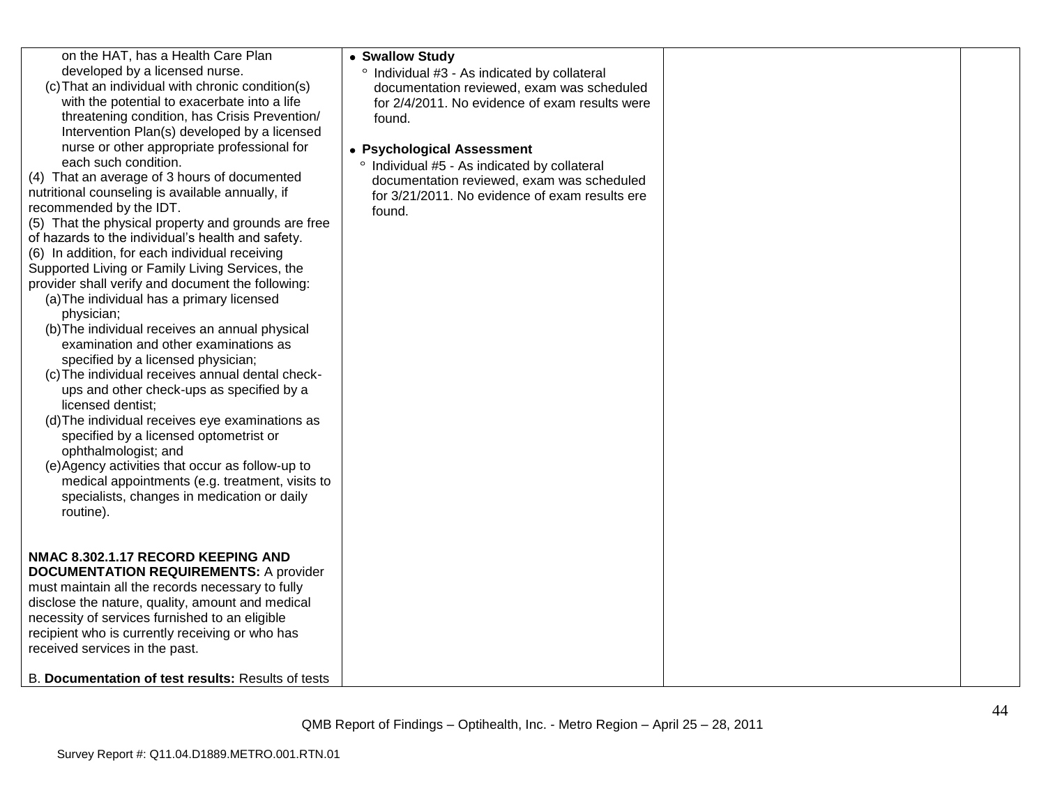| | | | |
|---|---|---|---|
| on the HAT, has a Health Care Plan developed by a licensed nurse.<br>(c) That an individual with chronic condition(s) with the potential to exacerbate into a life threatening condition, has Crisis Prevention/ Intervention Plan(s) developed by a licensed nurse or other appropriate professional for each such condition.<br>(4) That an average of 3 hours of documented nutritional counseling is available annually, if recommended by the IDT.<br>(5) That the physical property and grounds are free of hazards to the individual's health and safety.<br>(6) In addition, for each individual receiving Supported Living or Family Living Services, the provider shall verify and document the following:<br>(a) The individual has a primary licensed physician;<br>(b) The individual receives an annual physical examination and other examinations as specified by a licensed physician;<br>(c) The individual receives annual dental check-ups and other check-ups as specified by a licensed dentist;<br>(d) The individual receives eye examinations as specified by a licensed optometrist or ophthalmologist; and<br>(e) Agency activities that occur as follow-up to medical appointments (e.g. treatment, visits to specialists, changes in medication or daily routine).<br><br>**NMAC 8.302.1.17 RECORD KEEPING AND DOCUMENTATION REQUIREMENTS:** A provider must maintain all the records necessary to fully disclose the nature, quality, amount and medical necessity of services furnished to an eligible recipient who is currently receiving or who has received services in the past.<br><br>B. **Documentation of test results:** Results of tests | • **Swallow Study**<br>◦ Individual #3 - As indicated by collateral documentation reviewed, exam was scheduled for 2/4/2011. No evidence of exam results were found.<br><br>• **Psychological Assessment**<br>◦ Individual #5 - As indicated by collateral documentation reviewed, exam was scheduled for 3/21/2011. No evidence of exam results ere found. | | |

QMB Report of Findings – Optihealth, Inc. - Metro Region – April 25 – 28, 2011

Survey Report #: Q11.04.D1889.METRO.001.RTN.01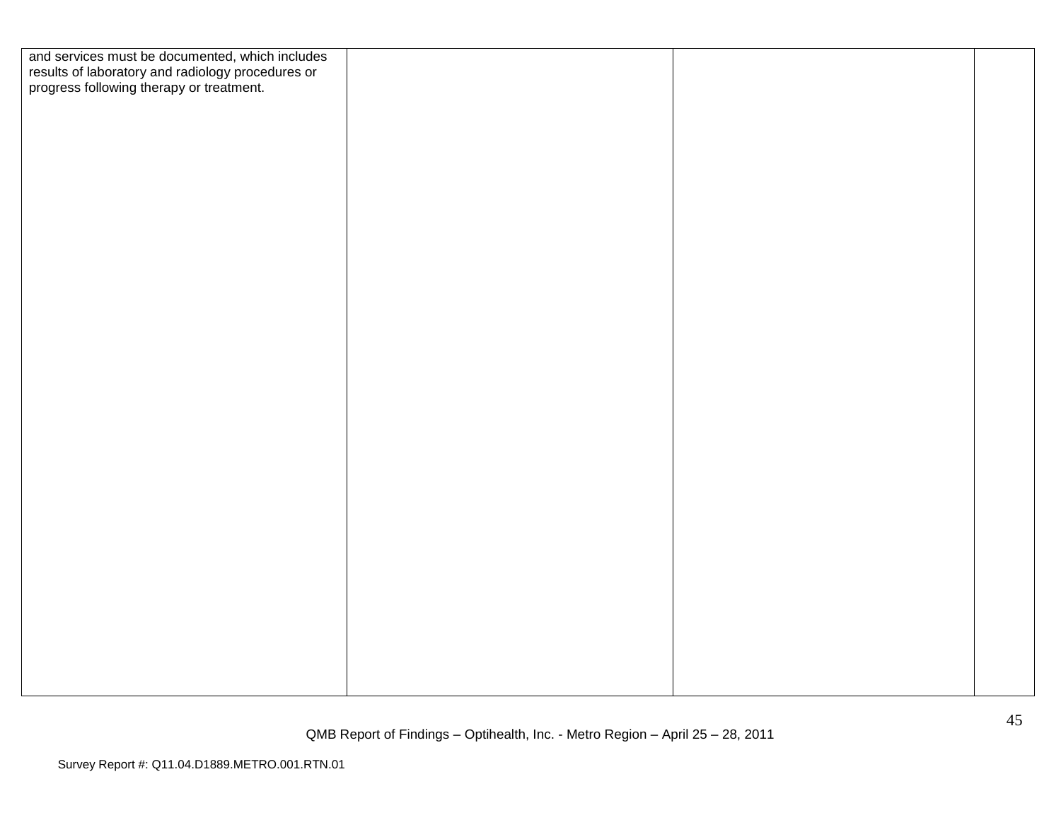| | | | |
|---|---|---|---|
| and services must be documented, which includes results of laboratory and radiology procedures or progress following therapy or treatment. | | | |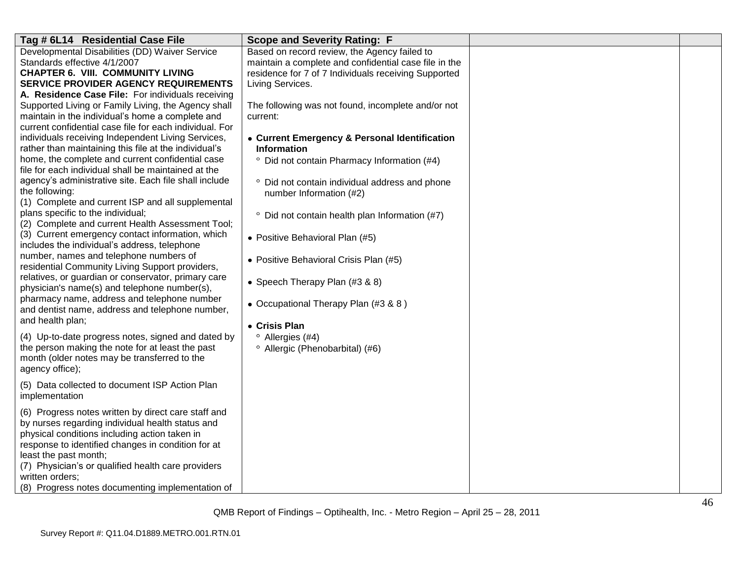| Tag # 6L14 Residential Case File | Scope and Severity Rating: F | | |
|---|---|---|---|
| Developmental Disabilities (DD) Waiver Service Standards effective 4/1/2007<br>**CHAPTER 6. VIII. COMMUNITY LIVING SERVICE PROVIDER AGENCY REQUIREMENTS**<br>**A. Residence Case File:** For individuals receiving Supported Living or Family Living, the Agency shall maintain in the individual's home a complete and current confidential case file for each individual. For individuals receiving Independent Living Services, rather than maintaining this file at the individual's home, the complete and current confidential case file for each individual shall be maintained at the agency's administrative site. Each file shall include the following:<br>(1) Complete and current ISP and all supplemental plans specific to the individual;<br>(2) Complete and current Health Assessment Tool;<br>(3) Current emergency contact information, which includes the individual's address, telephone number, names and telephone numbers of residential Community Living Support providers, relatives, or guardian or conservator, primary care physician's name(s) and telephone number(s), pharmacy name, address and telephone number and dentist name, address and telephone number, and health plan;<br><br>(4) Up-to-date progress notes, signed and dated by the person making the note for at least the past month (older notes may be transferred to the agency office);<br><br>(5) Data collected to document ISP Action Plan implementation<br><br>(6) Progress notes written by direct care staff and by nurses regarding individual health status and physical conditions including action taken in response to identified changes in condition for at least the past month;<br>(7) Physician's or qualified health care providers written orders;<br>(8) Progress notes documenting implementation of | Based on record review, the Agency failed to maintain a complete and confidential case file in the residence for 7 of 7 Individuals receiving Supported Living Services.<br><br>The following was not found, incomplete and/or not current:<br><br>• **Current Emergency & Personal Identification Information**<br>&nbsp;&nbsp;° Did not contain Pharmacy Information (#4)<br>&nbsp;&nbsp;° Did not contain individual address and phone number Information (#2)<br>&nbsp;&nbsp;° Did not contain health plan Information (#7)<br><br>• Positive Behavioral Plan (#5)<br><br>• Positive Behavioral Crisis Plan (#5)<br><br>• Speech Therapy Plan (#3 & 8)<br><br>• Occupational Therapy Plan (#3 & 8 )<br><br>• **Crisis Plan**<br>&nbsp;&nbsp;° Allergies (#4)<br>&nbsp;&nbsp;° Allergic (Phenobarbital) (#6) | | |

QMB Report of Findings – Optihealth, Inc. - Metro Region – April 25 – 28, 2011

Survey Report #: Q11.04.D1889.METRO.001.RTN.01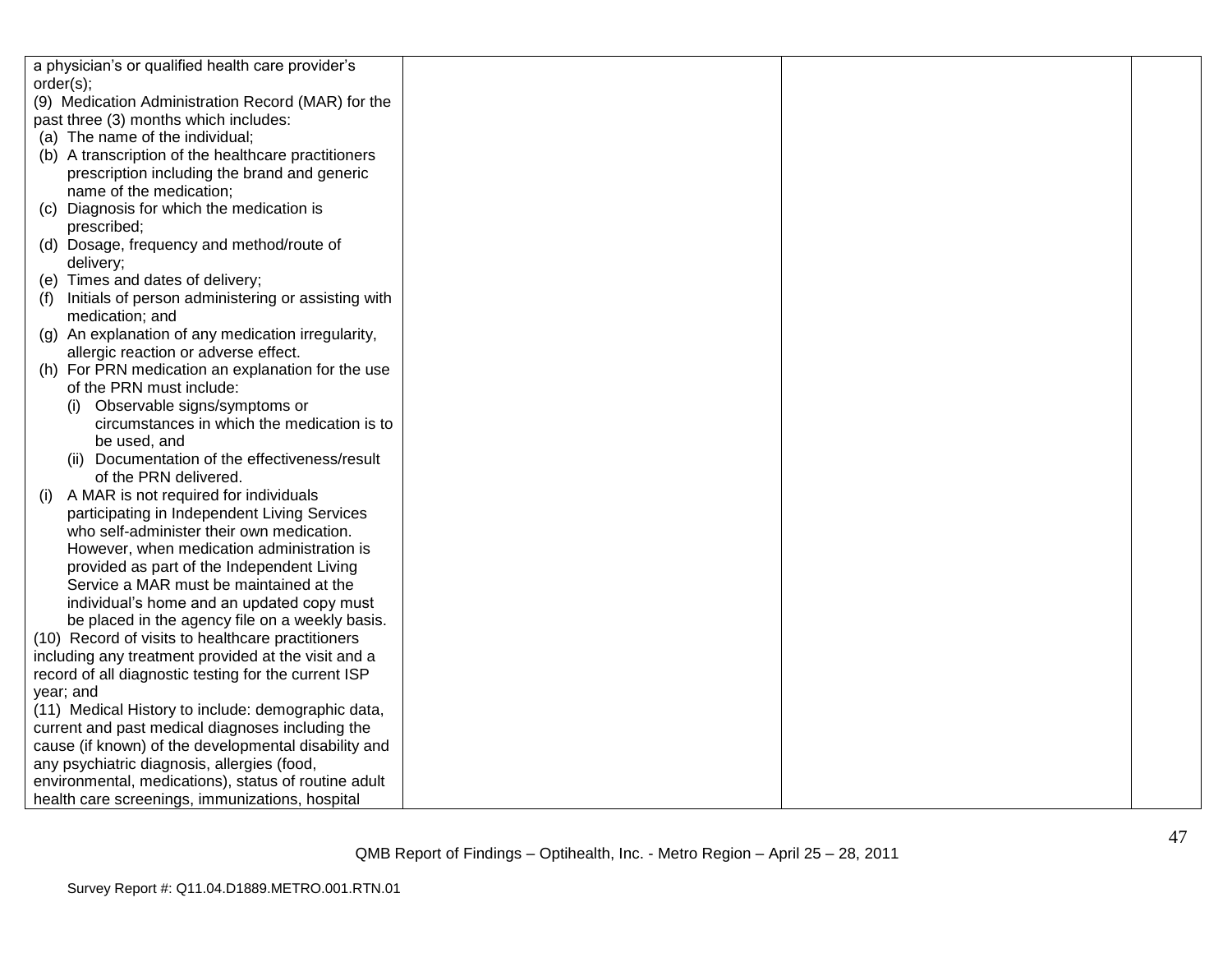| | | | |
|---|---|---|---|
| a physician's or qualified health care provider's order(s);<br>(9) Medication Administration Record (MAR) for the past three (3) months which includes:<br>(a) The name of the individual;<br>(b) A transcription of the healthcare practitioners prescription including the brand and generic name of the medication;<br>(c) Diagnosis for which the medication is prescribed;<br>(d) Dosage, frequency and method/route of delivery;<br>(e) Times and dates of delivery;<br>(f) Initials of person administering or assisting with medication; and<br>(g) An explanation of any medication irregularity, allergic reaction or adverse effect.<br>(h) For PRN medication an explanation for the use of the PRN must include:<br>(i) Observable signs/symptoms or circumstances in which the medication is to be used, and<br>(ii) Documentation of the effectiveness/result of the PRN delivered.<br>(i) A MAR is not required for individuals participating in Independent Living Services who self-administer their own medication. However, when medication administration is provided as part of the Independent Living Service a MAR must be maintained at the individual's home and an updated copy must be placed in the agency file on a weekly basis.<br>(10) Record of visits to healthcare practitioners including any treatment provided at the visit and a record of all diagnostic testing for the current ISP year; and<br>(11) Medical History to include: demographic data, current and past medical diagnoses including the cause (if known) of the developmental disability and any psychiatric diagnosis, allergies (food, environmental, medications), status of routine adult health care screenings, immunizations, hospital | | | |

QMB Report of Findings – Optihealth, Inc. - Metro Region – April 25 – 28, 2011

Survey Report #: Q11.04.D1889.METRO.001.RTN.01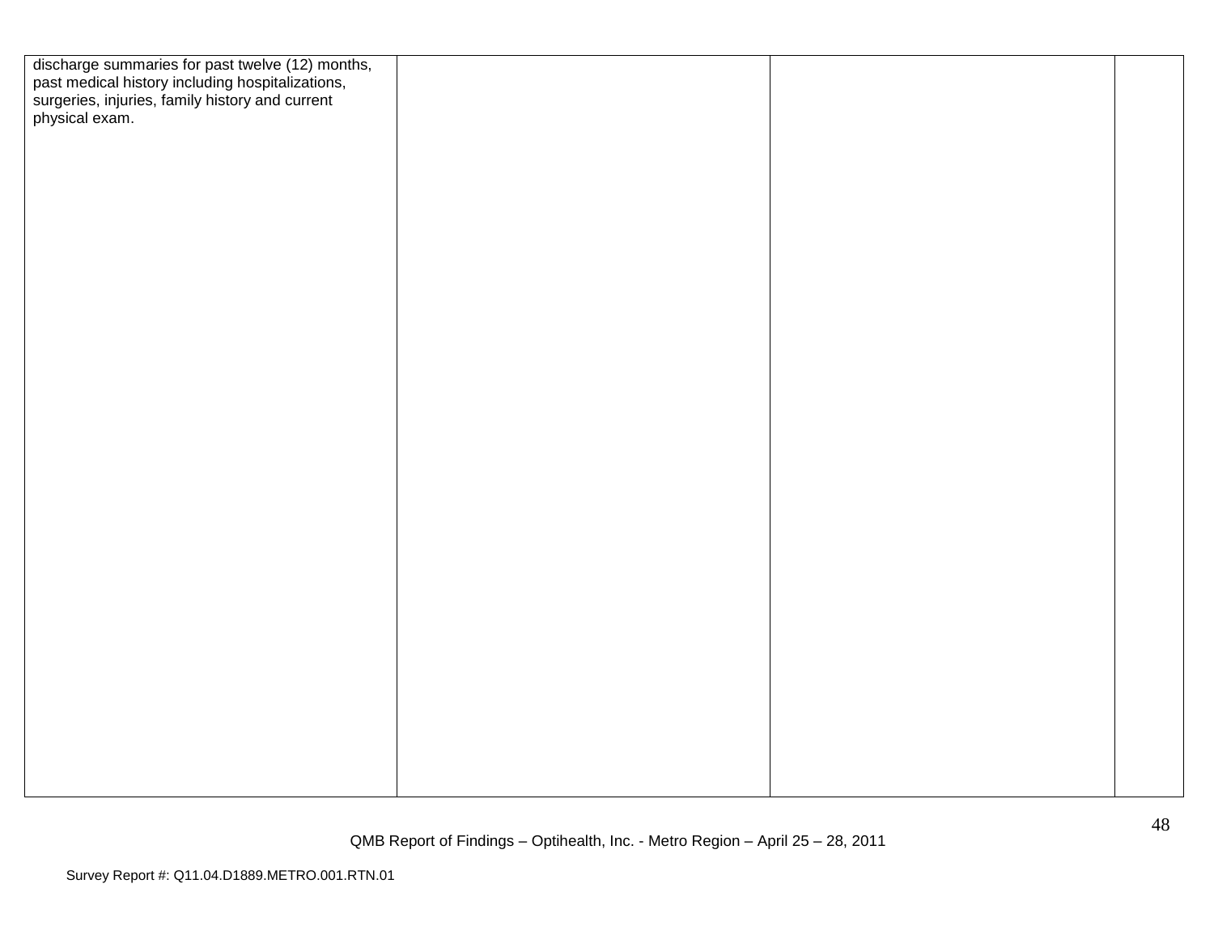| | | | |
|---|---|---|---|
| discharge summaries for past twelve (12) months, past medical history including hospitalizations, surgeries, injuries, family history and current physical exam. | | | |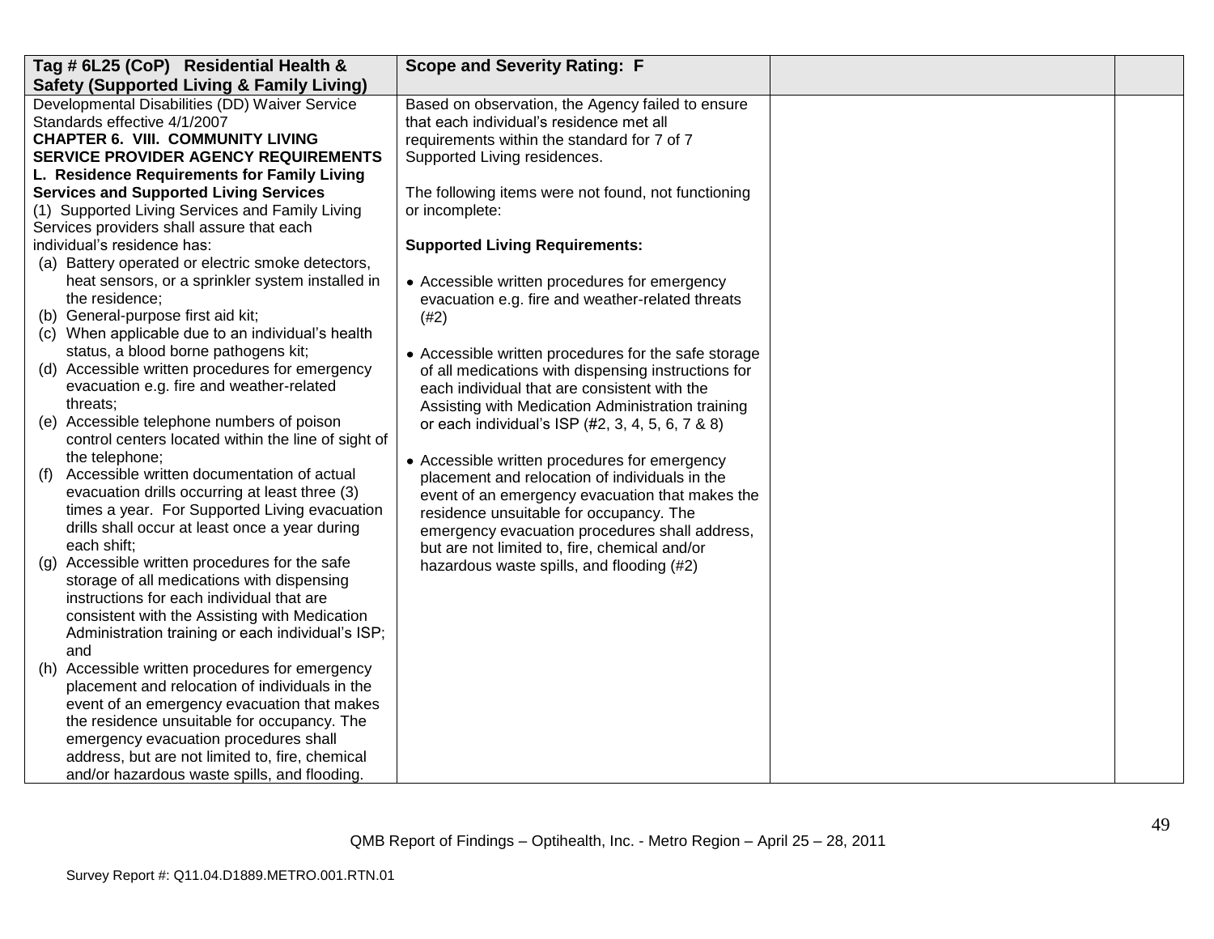| Tag # 6L25 (CoP) Residential Health & Safety (Supported Living & Family Living) | Scope and Severity Rating: F | | |
|---|---|---|---|
| Developmental Disabilities (DD) Waiver Service Standards effective 4/1/2007<br>**CHAPTER 6. VIII. COMMUNITY LIVING SERVICE PROVIDER AGENCY REQUIREMENTS**<br>**L. Residence Requirements for Family Living Services and Supported Living Services**<br>(1) Supported Living Services and Family Living Services providers shall assure that each individual's residence has:<br>(a) Battery operated or electric smoke detectors, heat sensors, or a sprinkler system installed in the residence;<br>(b) General-purpose first aid kit;<br>(c) When applicable due to an individual's health status, a blood borne pathogens kit;<br>(d) Accessible written procedures for emergency evacuation e.g. fire and weather-related threats;<br>(e) Accessible telephone numbers of poison control centers located within the line of sight of the telephone;<br>(f) Accessible written documentation of actual evacuation drills occurring at least three (3) times a year. For Supported Living evacuation drills shall occur at least once a year during each shift;<br>(g) Accessible written procedures for the safe storage of all medications with dispensing instructions for each individual that are consistent with the Assisting with Medication Administration training or each individual's ISP; and<br>(h) Accessible written procedures for emergency placement and relocation of individuals in the event of an emergency evacuation that makes the residence unsuitable for occupancy. The emergency evacuation procedures shall address, but are not limited to, fire, chemical and/or hazardous waste spills, and flooding. | Based on observation, the Agency failed to ensure that each individual's residence met all requirements within the standard for 7 of 7 Supported Living residences.<br><br>The following items were not found, not functioning or incomplete:<br><br>**Supported Living Requirements:**<br><br>• Accessible written procedures for emergency evacuation e.g. fire and weather-related threats (#2)<br><br>• Accessible written procedures for the safe storage of all medications with dispensing instructions for each individual that are consistent with the Assisting with Medication Administration training or each individual's ISP (#2, 3, 4, 5, 6, 7 & 8)<br><br>• Accessible written procedures for emergency placement and relocation of individuals in the event of an emergency evacuation that makes the residence unsuitable for occupancy. The emergency evacuation procedures shall address, but are not limited to, fire, chemical and/or hazardous waste spills, and flooding (#2) | | |

QMB Report of Findings – Optihealth, Inc. - Metro Region – April 25 – 28, 2011

Survey Report #: Q11.04.D1889.METRO.001.RTN.01